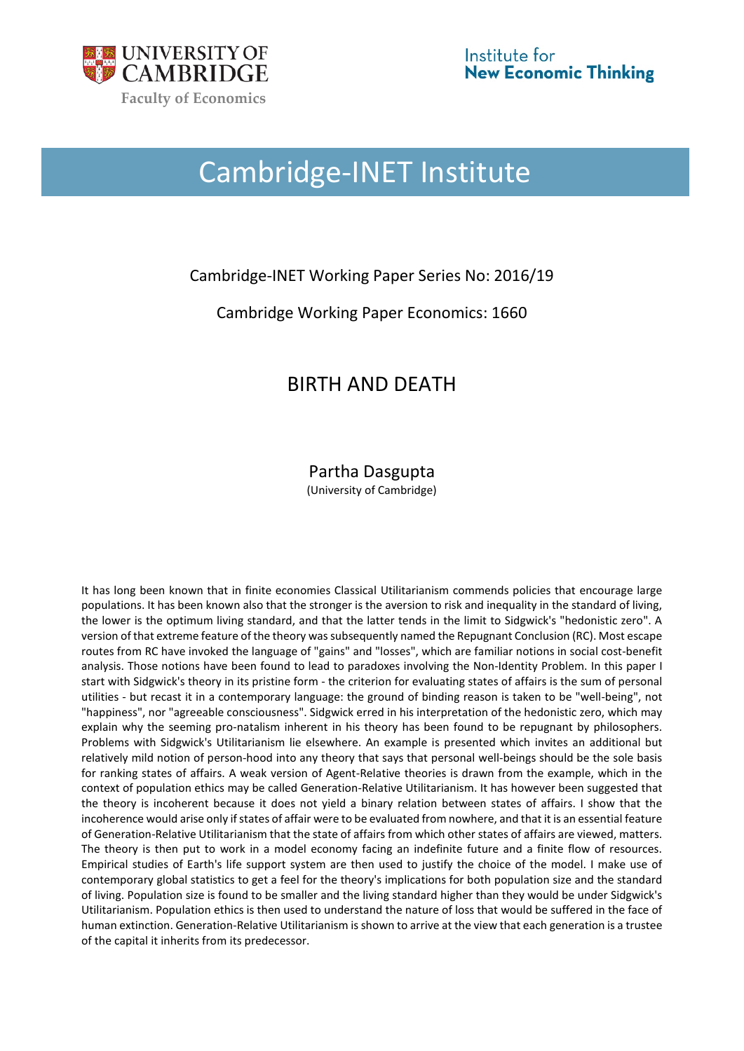UNIVERSITY OF CAMBRIDGE

Faculty of Economics

Institute for New Economic Thinking

# Cambridge-INET Institute

Cambridge-INET Working Paper Series No: 2016/19

Cambridge Working Paper Economics: 1660

## BIRTH AND DEATH

Partha Dasgupta

(University of Cambridge)

It has long been known that in finite economies Classical Utilitarianism commends policies that encourage large populations. It has been known also that the stronger is the aversion to risk and inequality in the standard of living, the lower is the optimum living standard, and that the latter tends in the limit to Sidgwick's "hedonistic zero". A version of that extreme feature of the theory was subsequently named the Repugnant Conclusion (RC). Most escape routes from RC have invoked the language of "gains" and "losses", which are familiar notions in social cost-benefit analysis. Those notions have been found to lead to paradoxes involving the Non-Identity Problem. In this paper I start with Sidgwick's theory in its pristine form - the criterion for evaluating states of affairs is the sum of personal utilities - but recast it in a contemporary language: the ground of binding reason is taken to be "well-being", not "happiness", nor "agreeable consciousness". Sidgwick erred in his interpretation of the hedonistic zero, which may explain why the seeming pro-natalism inherent in his theory has been found to be repugnant by philosophers. Problems with Sidgwick's Utilitarianism lie elsewhere. An example is presented which invites an additional but relatively mild notion of person-hood into any theory that says that personal well-beings should be the sole basis for ranking states of affairs. A weak version of Agent-Relative theories is drawn from the example, which in the context of population ethics may be called Generation-Relative Utilitarianism. It has however been suggested that the theory is incoherent because it does not yield a binary relation between states of affairs. I show that the incoherence would arise only if states of affair were to be evaluated from nowhere, and that it is an essential feature of Generation-Relative Utilitarianism that the state of affairs from which other states of affairs are viewed, matters. The theory is then put to work in a model economy facing an indefinite future and a finite flow of resources. Empirical studies of Earth's life support system are then used to justify the choice of the model. I make use of contemporary global statistics to get a feel for the theory's implications for both population size and the standard of living. Population size is found to be smaller and the living standard higher than they would be under Sidgwick's Utilitarianism. Population ethics is then used to understand the nature of loss that would be suffered in the face of human extinction. Generation-Relative Utilitarianism is shown to arrive at the view that each generation is a trustee of the capital it inherits from its predecessor.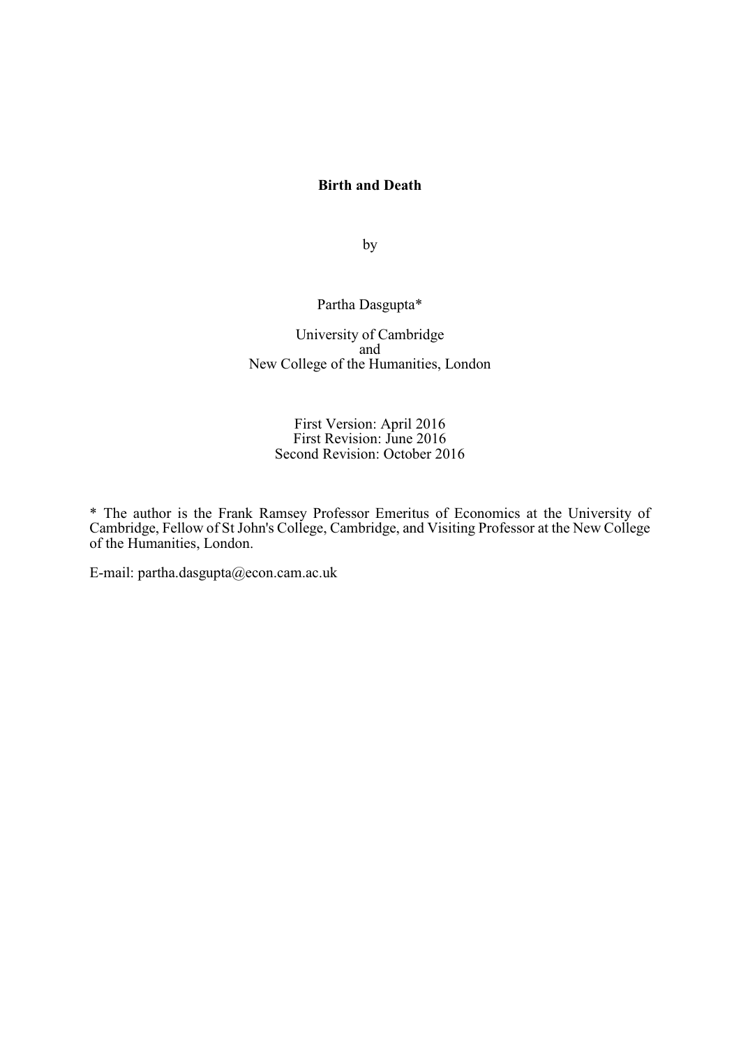**Birth and Death**

by

Partha Dasgupta*

University of Cambridge
and
New College of the Humanities, London

First Version: April 2016
First Revision: June 2016
Second Revision: October 2016

* The author is the Frank Ramsey Professor Emeritus of Economics at the University of Cambridge, Fellow of St John's College, Cambridge, and Visiting Professor at the New College of the Humanities, London.

E-mail: partha.dasgupta@econ.cam.ac.uk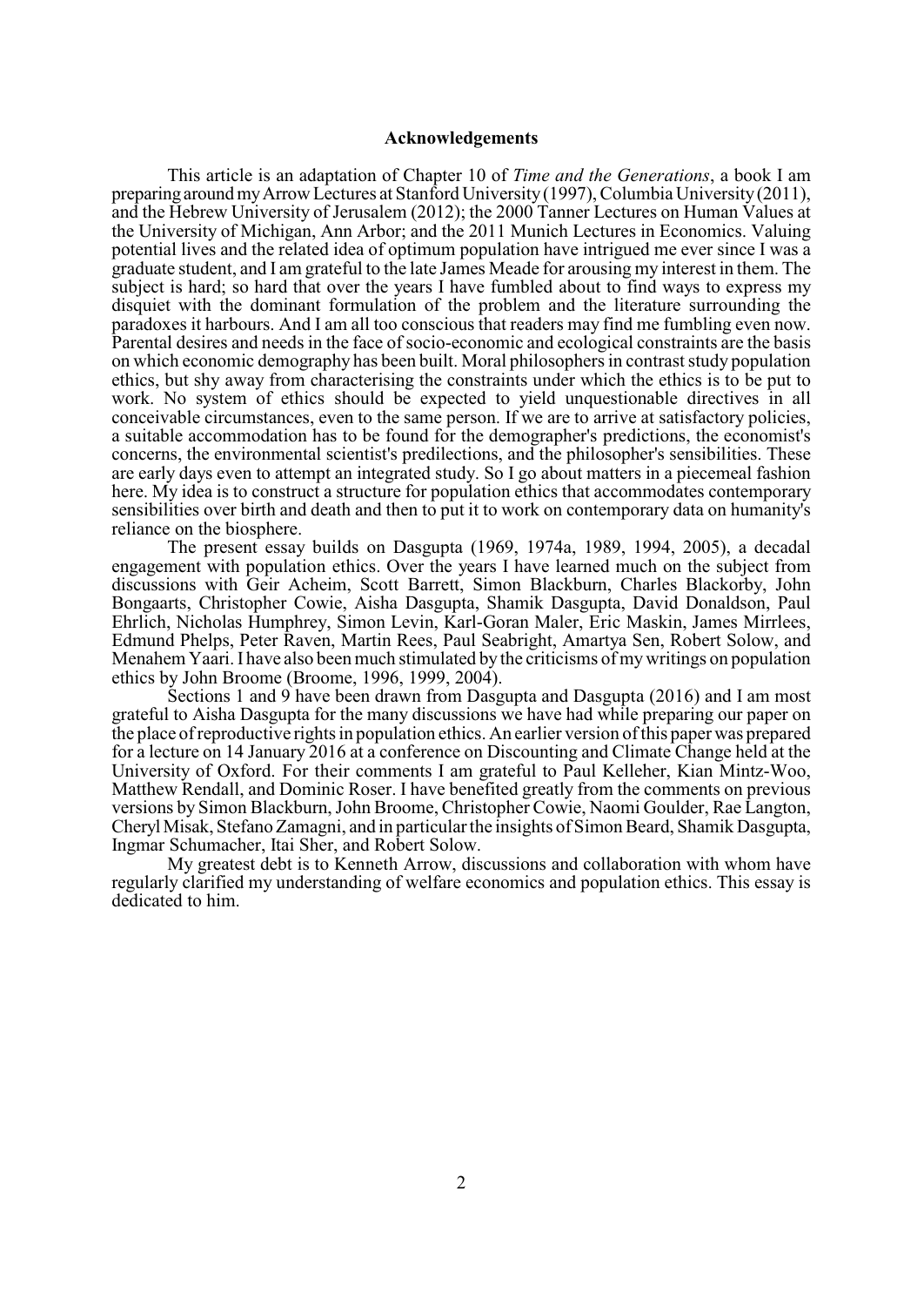## Acknowledgements

This article is an adaptation of Chapter 10 of *Time and the Generations*, a book I am preparing around my Arrow Lectures at Stanford University (1997), Columbia University (2011), and the Hebrew University of Jerusalem (2012); the 2000 Tanner Lectures on Human Values at the University of Michigan, Ann Arbor; and the 2011 Munich Lectures in Economics. Valuing potential lives and the related idea of optimum population have intrigued me ever since I was a graduate student, and I am grateful to the late James Meade for arousing my interest in them. The subject is hard; so hard that over the years I have fumbled about to find ways to express my disquiet with the dominant formulation of the problem and the literature surrounding the paradoxes it harbours. And I am all too conscious that readers may find me fumbling even now. Parental desires and needs in the face of socio-economic and ecological constraints are the basis on which economic demography has been built. Moral philosophers in contrast study population ethics, but shy away from characterising the constraints under which the ethics is to be put to work. No system of ethics should be expected to yield unquestionable directives in all conceivable circumstances, even to the same person. If we are to arrive at satisfactory policies, a suitable accommodation has to be found for the demographer's predictions, the economist's concerns, the environmental scientist's predilections, and the philosopher's sensibilities. These are early days even to attempt an integrated study. So I go about matters in a piecemeal fashion here. My idea is to construct a structure for population ethics that accommodates contemporary sensibilities over birth and death and then to put it to work on contemporary data on humanity's reliance on the biosphere.

The present essay builds on Dasgupta (1969, 1974a, 1989, 1994, 2005), a decadal engagement with population ethics. Over the years I have learned much on the subject from discussions with Geir Acheim, Scott Barrett, Simon Blackburn, Charles Blackorby, John Bongaarts, Christopher Cowie, Aisha Dasgupta, Shamik Dasgupta, David Donaldson, Paul Ehrlich, Nicholas Humphrey, Simon Levin, Karl-Goran Maler, Eric Maskin, James Mirrlees, Edmund Phelps, Peter Raven, Martin Rees, Paul Seabright, Amartya Sen, Robert Solow, and Menahem Yaari. I have also been much stimulated by the criticisms of my writings on population ethics by John Broome (Broome, 1996, 1999, 2004).

Sections 1 and 9 have been drawn from Dasgupta and Dasgupta (2016) and I am most grateful to Aisha Dasgupta for the many discussions we have had while preparing our paper on the place of reproductive rights in population ethics. An earlier version of this paper was prepared for a lecture on 14 January 2016 at a conference on Discounting and Climate Change held at the University of Oxford. For their comments I am grateful to Paul Kelleher, Kian Mintz-Woo, Matthew Rendall, and Dominic Roser. I have benefited greatly from the comments on previous versions by Simon Blackburn, John Broome, Christopher Cowie, Naomi Goulder, Rae Langton, Cheryl Misak, Stefano Zamagni, and in particular the insights of Simon Beard, Shamik Dasgupta, Ingmar Schumacher, Itai Sher, and Robert Solow.

My greatest debt is to Kenneth Arrow, discussions and collaboration with whom have regularly clarified my understanding of welfare economics and population ethics. This essay is dedicated to him.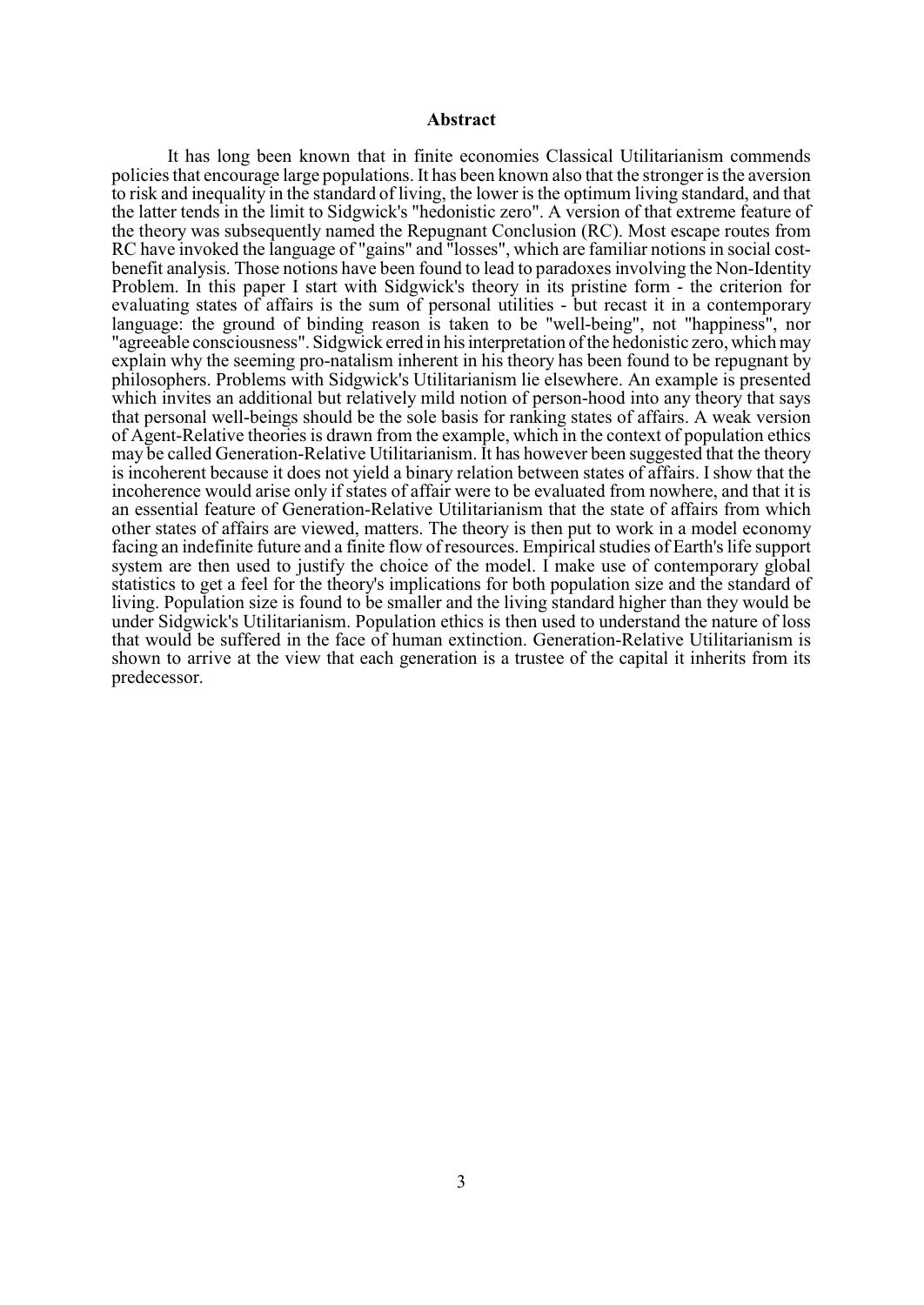# Abstract

It has long been known that in finite economies Classical Utilitarianism commends policies that encourage large populations. It has been known also that the stronger is the aversion to risk and inequality in the standard of living, the lower is the optimum living standard, and that the latter tends in the limit to Sidgwick's "hedonistic zero". A version of that extreme feature of the theory was subsequently named the Repugnant Conclusion (RC). Most escape routes from RC have invoked the language of "gains" and "losses", which are familiar notions in social cost-benefit analysis. Those notions have been found to lead to paradoxes involving the Non-Identity Problem. In this paper I start with Sidgwick's theory in its pristine form - the criterion for evaluating states of affairs is the sum of personal utilities - but recast it in a contemporary language: the ground of binding reason is taken to be "well-being", not "happiness", nor "agreeable consciousness". Sidgwick erred in his interpretation of the hedonistic zero, which may explain why the seeming pro-natalism inherent in his theory has been found to be repugnant by philosophers. Problems with Sidgwick's Utilitarianism lie elsewhere. An example is presented which invites an additional but relatively mild notion of person-hood into any theory that says that personal well-beings should be the sole basis for ranking states of affairs. A weak version of Agent-Relative theories is drawn from the example, which in the context of population ethics may be called Generation-Relative Utilitarianism. It has however been suggested that the theory is incoherent because it does not yield a binary relation between states of affairs. I show that the incoherence would arise only if states of affair were to be evaluated from nowhere, and that it is an essential feature of Generation-Relative Utilitarianism that the state of affairs from which other states of affairs are viewed, matters. The theory is then put to work in a model economy facing an indefinite future and a finite flow of resources. Empirical studies of Earth's life support system are then used to justify the choice of the model. I make use of contemporary global statistics to get a feel for the theory's implications for both population size and the standard of living. Population size is found to be smaller and the living standard higher than they would be under Sidgwick's Utilitarianism. Population ethics is then used to understand the nature of loss that would be suffered in the face of human extinction. Generation-Relative Utilitarianism is shown to arrive at the view that each generation is a trustee of the capital it inherits from its predecessor.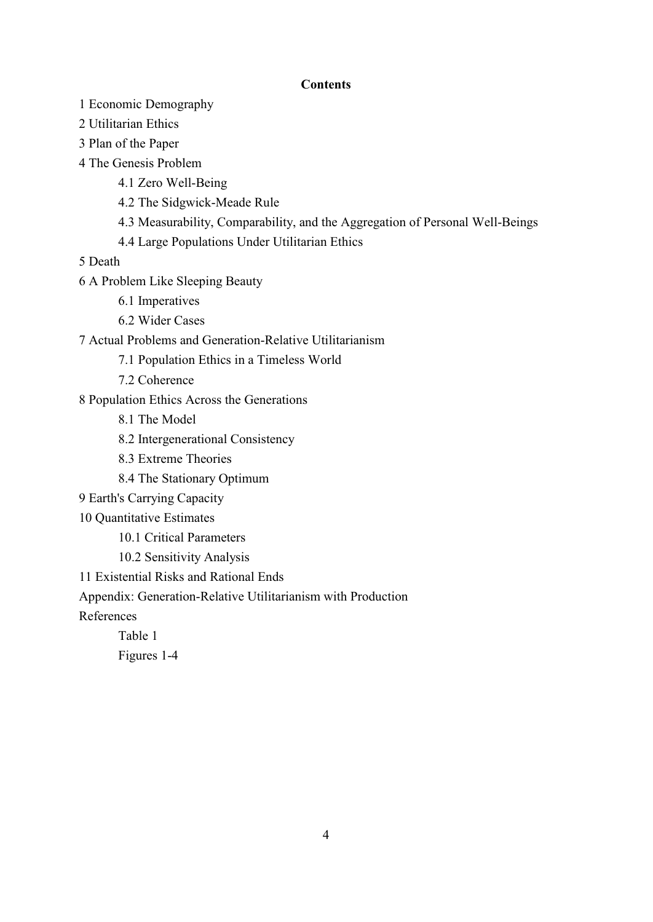**Contents**

1 Economic Demography

2 Utilitarian Ethics

3 Plan of the Paper

4 The Genesis Problem

- 4.1 Zero Well-Being
- 4.2 The Sidgwick-Meade Rule
- 4.3 Measurability, Comparability, and the Aggregation of Personal Well-Beings
- 4.4 Large Populations Under Utilitarian Ethics

5 Death

6 A Problem Like Sleeping Beauty

- 6.1 Imperatives
- 6.2 Wider Cases

7 Actual Problems and Generation-Relative Utilitarianism

- 7.1 Population Ethics in a Timeless World
- 7.2 Coherence

8 Population Ethics Across the Generations

- 8.1 The Model
- 8.2 Intergenerational Consistency
- 8.3 Extreme Theories
- 8.4 The Stationary Optimum

9 Earth's Carrying Capacity

10 Quantitative Estimates

- 10.1 Critical Parameters
- 10.2 Sensitivity Analysis

11 Existential Risks and Rational Ends

Appendix: Generation-Relative Utilitarianism with Production

References

- Table 1
- Figures 1-4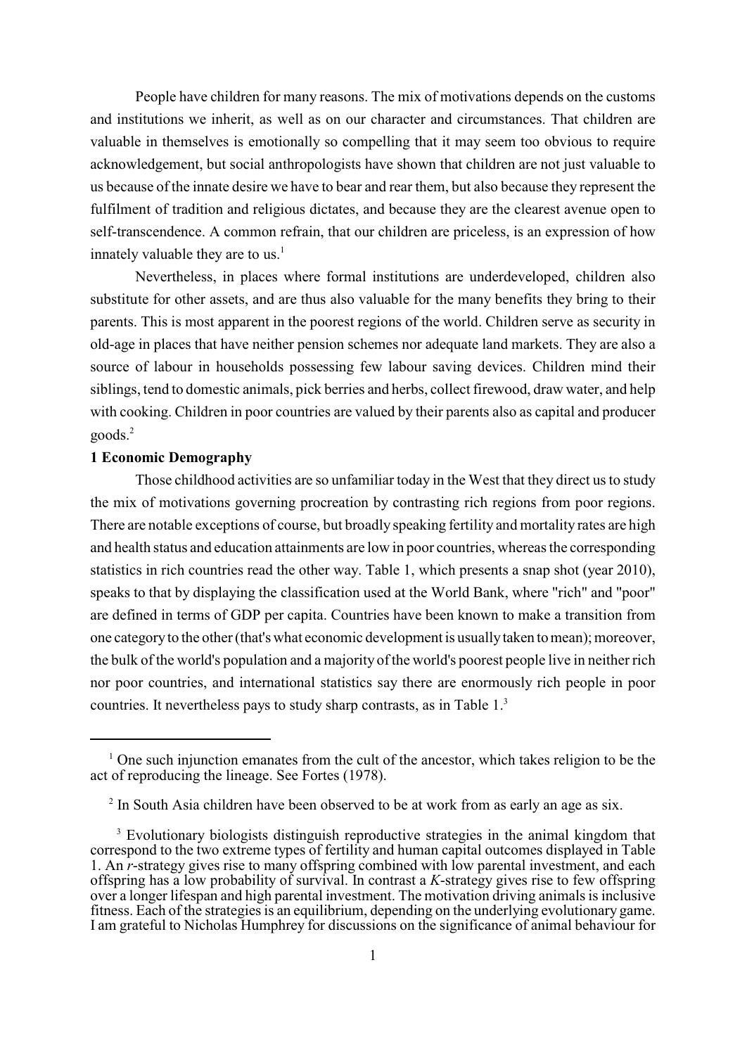People have children for many reasons. The mix of motivations depends on the customs and institutions we inherit, as well as on our character and circumstances. That children are valuable in themselves is emotionally so compelling that it may seem too obvious to require acknowledgement, but social anthropologists have shown that children are not just valuable to us because of the innate desire we have to bear and rear them, but also because they represent the fulfilment of tradition and religious dictates, and because they are the clearest avenue open to self-transcendence. A common refrain, that our children are priceless, is an expression of how innately valuable they are to us.[1]

Nevertheless, in places where formal institutions are underdeveloped, children also substitute for other assets, and are thus also valuable for the many benefits they bring to their parents. This is most apparent in the poorest regions of the world. Children serve as security in old-age in places that have neither pension schemes nor adequate land markets. They are also a source of labour in households possessing few labour saving devices. Children mind their siblings, tend to domestic animals, pick berries and herbs, collect firewood, draw water, and help with cooking. Children in poor countries are valued by their parents also as capital and producer goods.[2]

**1 Economic Demography**

Those childhood activities are so unfamiliar today in the West that they direct us to study the mix of motivations governing procreation by contrasting rich regions from poor regions. There are notable exceptions of course, but broadly speaking fertility and mortality rates are high and health status and education attainments are low in poor countries, whereas the corresponding statistics in rich countries read the other way. Table 1, which presents a snap shot (year 2010), speaks to that by displaying the classification used at the World Bank, where "rich" and "poor" are defined in terms of GDP per capita. Countries have been known to make a transition from one category to the other (that's what economic development is usually taken to mean); moreover, the bulk of the world's population and a majority of the world's poorest people live in neither rich nor poor countries, and international statistics say there are enormously rich people in poor countries. It nevertheless pays to study sharp contrasts, as in Table 1.[3]

---

[1] One such injunction emanates from the cult of the ancestor, which takes religion to be the act of reproducing the lineage. See Fortes (1978).

[2] In South Asia children have been observed to be at work from as early an age as six.

[3] Evolutionary biologists distinguish reproductive strategies in the animal kingdom that correspond to the two extreme types of fertility and human capital outcomes displayed in Table 1. An *r*-strategy gives rise to many offspring combined with low parental investment, and each offspring has a low probability of survival. In contrast a *K*-strategy gives rise to few offspring over a longer lifespan and high parental investment. The motivation driving animals is inclusive fitness. Each of the strategies is an equilibrium, depending on the underlying evolutionary game. I am grateful to Nicholas Humphrey for discussions on the significance of animal behaviour for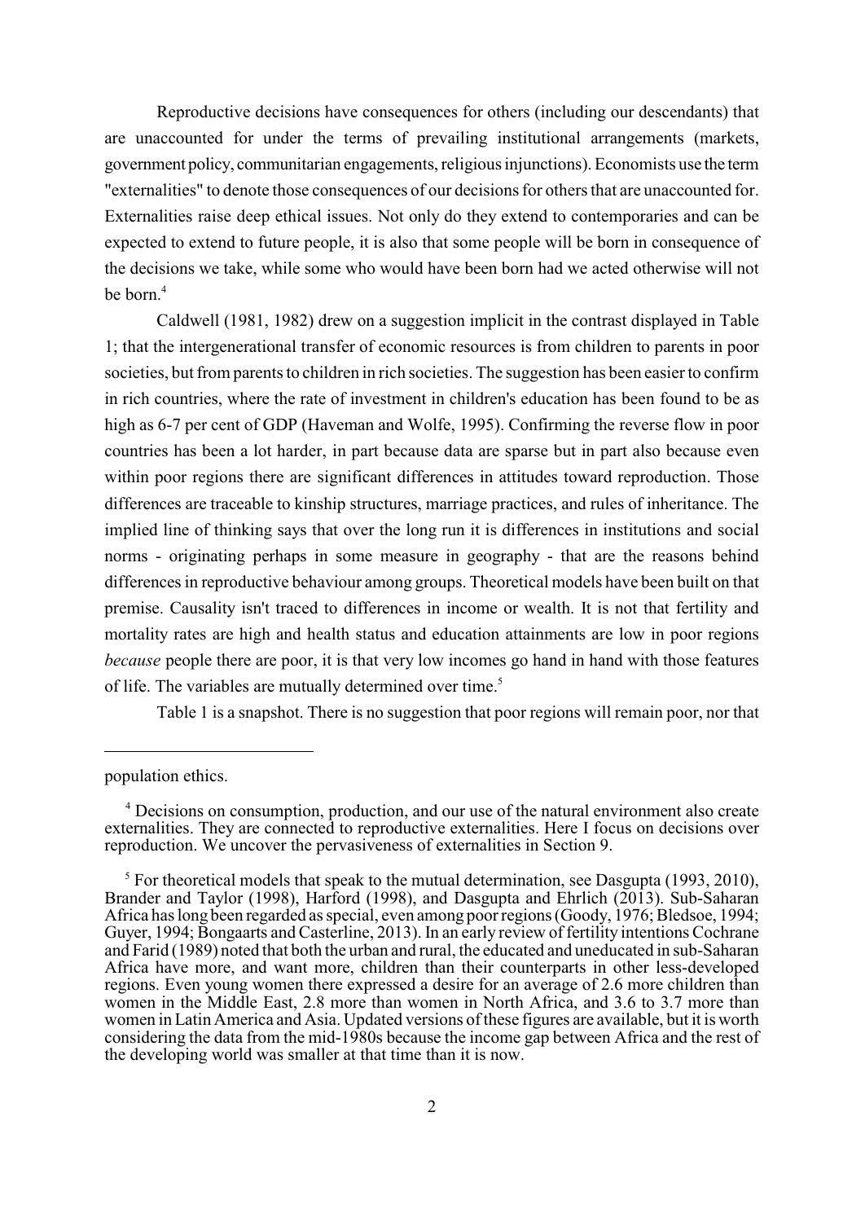Reproductive decisions have consequences for others (including our descendants) that are unaccounted for under the terms of prevailing institutional arrangements (markets, government policy, communitarian engagements, religious injunctions). Economists use the term "externalities" to denote those consequences of our decisions for others that are unaccounted for. Externalities raise deep ethical issues. Not only do they extend to contemporaries and can be expected to extend to future people, it is also that some people will be born in consequence of the decisions we take, while some who would have been born had we acted otherwise will not be born.[4]

Caldwell (1981, 1982) drew on a suggestion implicit in the contrast displayed in Table 1; that the intergenerational transfer of economic resources is from children to parents in poor societies, but from parents to children in rich societies. The suggestion has been easier to confirm in rich countries, where the rate of investment in children's education has been found to be as high as 6-7 per cent of GDP (Haveman and Wolfe, 1995). Confirming the reverse flow in poor countries has been a lot harder, in part because data are sparse but in part also because even within poor regions there are significant differences in attitudes toward reproduction. Those differences are traceable to kinship structures, marriage practices, and rules of inheritance. The implied line of thinking says that over the long run it is differences in institutions and social norms - originating perhaps in some measure in geography - that are the reasons behind differences in reproductive behaviour among groups. Theoretical models have been built on that premise. Causality isn't traced to differences in income or wealth. It is not that fertility and mortality rates are high and health status and education attainments are low in poor regions *because* people there are poor, it is that very low incomes go hand in hand with those features of life. The variables are mutually determined over time.[5]

Table 1 is a snapshot. There is no suggestion that poor regions will remain poor, nor that

---

population ethics.

[4] Decisions on consumption, production, and our use of the natural environment also create externalities. They are connected to reproductive externalities. Here I focus on decisions over reproduction. We uncover the pervasiveness of externalities in Section 9.

[5] For theoretical models that speak to the mutual determination, see Dasgupta (1993, 2010), Brander and Taylor (1998), Harford (1998), and Dasgupta and Ehrlich (2013). Sub-Saharan Africa has long been regarded as special, even among poor regions (Goody, 1976; Bledsoe, 1994; Guyer, 1994; Bongaarts and Casterline, 2013). In an early review of fertility intentions Cochrane and Farid (1989) noted that both the urban and rural, the educated and uneducated in sub-Saharan Africa have more, and want more, children than their counterparts in other less-developed regions. Even young women there expressed a desire for an average of 2.6 more children than women in the Middle East, 2.8 more than women in North Africa, and 3.6 to 3.7 more than women in Latin America and Asia. Updated versions of these figures are available, but it is worth considering the data from the mid-1980s because the income gap between Africa and the rest of the developing world was smaller at that time than it is now.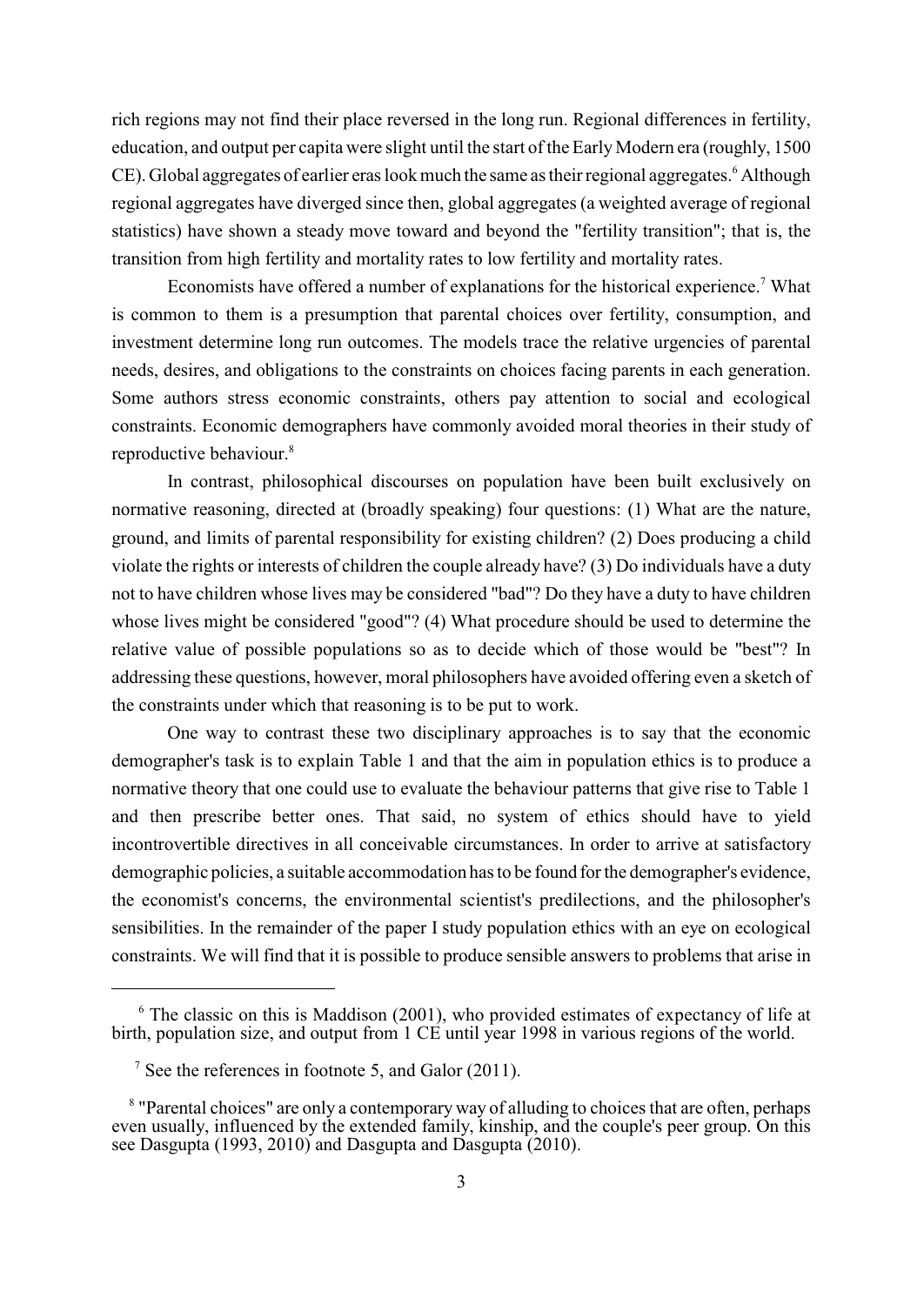rich regions may not find their place reversed in the long run. Regional differences in fertility, education, and output per capita were slight until the start of the Early Modern era (roughly, 1500 CE). Global aggregates of earlier eras look much the same as their regional aggregates.[6] Although regional aggregates have diverged since then, global aggregates (a weighted average of regional statistics) have shown a steady move toward and beyond the "fertility transition"; that is, the transition from high fertility and mortality rates to low fertility and mortality rates.

Economists have offered a number of explanations for the historical experience.[7] What is common to them is a presumption that parental choices over fertility, consumption, and investment determine long run outcomes. The models trace the relative urgencies of parental needs, desires, and obligations to the constraints on choices facing parents in each generation. Some authors stress economic constraints, others pay attention to social and ecological constraints. Economic demographers have commonly avoided moral theories in their study of reproductive behaviour.[8]

In contrast, philosophical discourses on population have been built exclusively on normative reasoning, directed at (broadly speaking) four questions: (1) What are the nature, ground, and limits of parental responsibility for existing children? (2) Does producing a child violate the rights or interests of children the couple already have? (3) Do individuals have a duty not to have children whose lives may be considered "bad"? Do they have a duty to have children whose lives might be considered "good"? (4) What procedure should be used to determine the relative value of possible populations so as to decide which of those would be "best"? In addressing these questions, however, moral philosophers have avoided offering even a sketch of the constraints under which that reasoning is to be put to work.

One way to contrast these two disciplinary approaches is to say that the economic demographer's task is to explain Table 1 and that the aim in population ethics is to produce a normative theory that one could use to evaluate the behaviour patterns that give rise to Table 1 and then prescribe better ones. That said, no system of ethics should have to yield incontrovertible directives in all conceivable circumstances. In order to arrive at satisfactory demographic policies, a suitable accommodation has to be found for the demographer's evidence, the economist's concerns, the environmental scientist's predilections, and the philosopher's sensibilities. In the remainder of the paper I study population ethics with an eye on ecological constraints. We will find that it is possible to produce sensible answers to problems that arise in

---

[6] The classic on this is Maddison (2001), who provided estimates of expectancy of life at birth, population size, and output from 1 CE until year 1998 in various regions of the world.

[7] See the references in footnote 5, and Galor (2011).

[8] "Parental choices" are only a contemporary way of alluding to choices that are often, perhaps even usually, influenced by the extended family, kinship, and the couple's peer group. On this see Dasgupta (1993, 2010) and Dasgupta and Dasgupta (2010).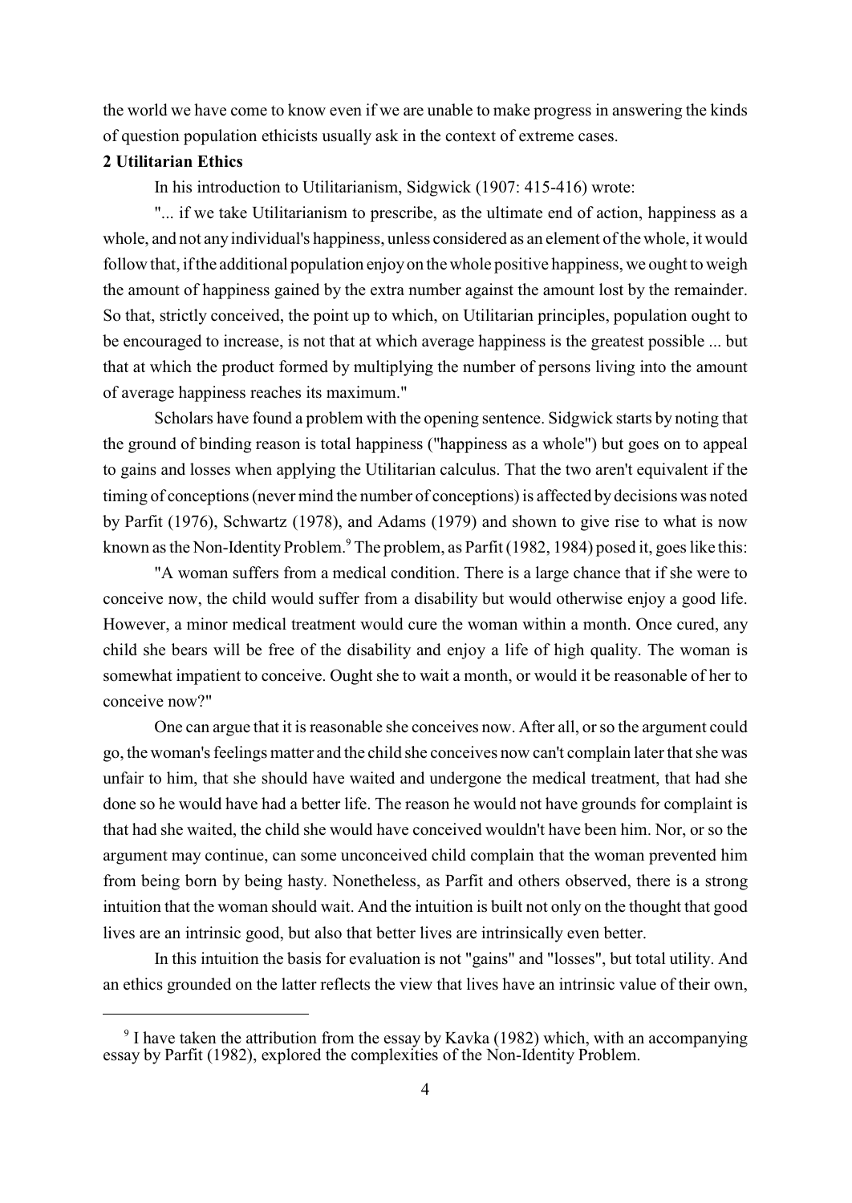the world we have come to know even if we are unable to make progress in answering the kinds of question population ethicists usually ask in the context of extreme cases.

## 2 Utilitarian Ethics

In his introduction to Utilitarianism, Sidgwick (1907: 415-416) wrote:

"... if we take Utilitarianism to prescribe, as the ultimate end of action, happiness as a whole, and not any individual's happiness, unless considered as an element of the whole, it would follow that, if the additional population enjoy on the whole positive happiness, we ought to weigh the amount of happiness gained by the extra number against the amount lost by the remainder. So that, strictly conceived, the point up to which, on Utilitarian principles, population ought to be encouraged to increase, is not that at which average happiness is the greatest possible ... but that at which the product formed by multiplying the number of persons living into the amount of average happiness reaches its maximum."

Scholars have found a problem with the opening sentence. Sidgwick starts by noting that the ground of binding reason is total happiness ("happiness as a whole") but goes on to appeal to gains and losses when applying the Utilitarian calculus. That the two aren't equivalent if the timing of conceptions (never mind the number of conceptions) is affected by decisions was noted by Parfit (1976), Schwartz (1978), and Adams (1979) and shown to give rise to what is now known as the Non-Identity Problem.[9] The problem, as Parfit (1982, 1984) posed it, goes like this:

"A woman suffers from a medical condition. There is a large chance that if she were to conceive now, the child would suffer from a disability but would otherwise enjoy a good life. However, a minor medical treatment would cure the woman within a month. Once cured, any child she bears will be free of the disability and enjoy a life of high quality. The woman is somewhat impatient to conceive. Ought she to wait a month, or would it be reasonable of her to conceive now?"

One can argue that it is reasonable she conceives now. After all, or so the argument could go, the woman's feelings matter and the child she conceives now can't complain later that she was unfair to him, that she should have waited and undergone the medical treatment, that had she done so he would have had a better life. The reason he would not have grounds for complaint is that had she waited, the child she would have conceived wouldn't have been him. Nor, or so the argument may continue, can some unconceived child complain that the woman prevented him from being born by being hasty. Nonetheless, as Parfit and others observed, there is a strong intuition that the woman should wait. And the intuition is built not only on the thought that good lives are an intrinsic good, but also that better lives are intrinsically even better.

In this intuition the basis for evaluation is not "gains" and "losses", but total utility. And an ethics grounded on the latter reflects the view that lives have an intrinsic value of their own,

[9] I have taken the attribution from the essay by Kavka (1982) which, with an accompanying essay by Parfit (1982), explored the complexities of the Non-Identity Problem.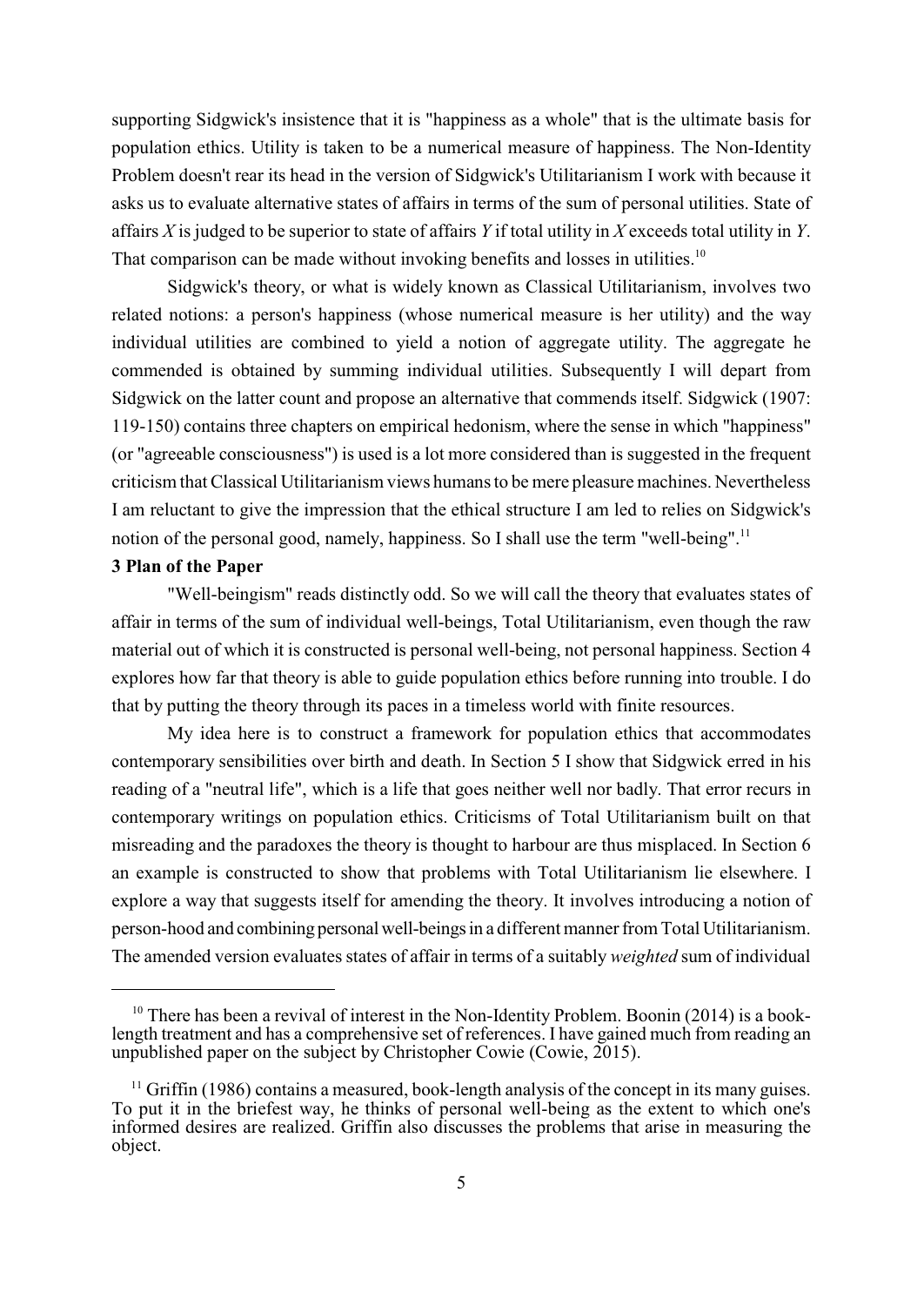supporting Sidgwick's insistence that it is "happiness as a whole" that is the ultimate basis for population ethics. Utility is taken to be a numerical measure of happiness. The Non-Identity Problem doesn't rear its head in the version of Sidgwick's Utilitarianism I work with because it asks us to evaluate alternative states of affairs in terms of the sum of personal utilities. State of affairs $X$ is judged to be superior to state of affairs $Y$ if total utility in $X$ exceeds total utility in $Y$. That comparison can be made without invoking benefits and losses in utilities.[10]

Sidgwick's theory, or what is widely known as Classical Utilitarianism, involves two related notions: a person's happiness (whose numerical measure is her utility) and the way individual utilities are combined to yield a notion of aggregate utility. The aggregate he commended is obtained by summing individual utilities. Subsequently I will depart from Sidgwick on the latter count and propose an alternative that commends itself. Sidgwick (1907: 119-150) contains three chapters on empirical hedonism, where the sense in which "happiness" (or "agreeable consciousness") is used is a lot more considered than is suggested in the frequent criticism that Classical Utilitarianism views humans to be mere pleasure machines. Nevertheless I am reluctant to give the impression that the ethical structure I am led to relies on Sidgwick's notion of the personal good, namely, happiness. So I shall use the term "well-being".[11]

**3 Plan of the Paper**

"Well-beingism" reads distinctly odd. So we will call the theory that evaluates states of affair in terms of the sum of individual well-beings, Total Utilitarianism, even though the raw material out of which it is constructed is personal well-being, not personal happiness. Section 4 explores how far that theory is able to guide population ethics before running into trouble. I do that by putting the theory through its paces in a timeless world with finite resources.

My idea here is to construct a framework for population ethics that accommodates contemporary sensibilities over birth and death. In Section 5 I show that Sidgwick erred in his reading of a "neutral life", which is a life that goes neither well nor badly. That error recurs in contemporary writings on population ethics. Criticisms of Total Utilitarianism built on that misreading and the paradoxes the theory is thought to harbour are thus misplaced. In Section 6 an example is constructed to show that problems with Total Utilitarianism lie elsewhere. I explore a way that suggests itself for amending the theory. It involves introducing a notion of person-hood and combining personal well-beings in a different manner from Total Utilitarianism. The amended version evaluates states of affair in terms of a suitably *weighted* sum of individual

[10] There has been a revival of interest in the Non-Identity Problem. Boonin (2014) is a book-length treatment and has a comprehensive set of references. I have gained much from reading an unpublished paper on the subject by Christopher Cowie (Cowie, 2015).

[11] Griffin (1986) contains a measured, book-length analysis of the concept in its many guises. To put it in the briefest way, he thinks of personal well-being as the extent to which one's informed desires are realized. Griffin also discusses the problems that arise in measuring the object.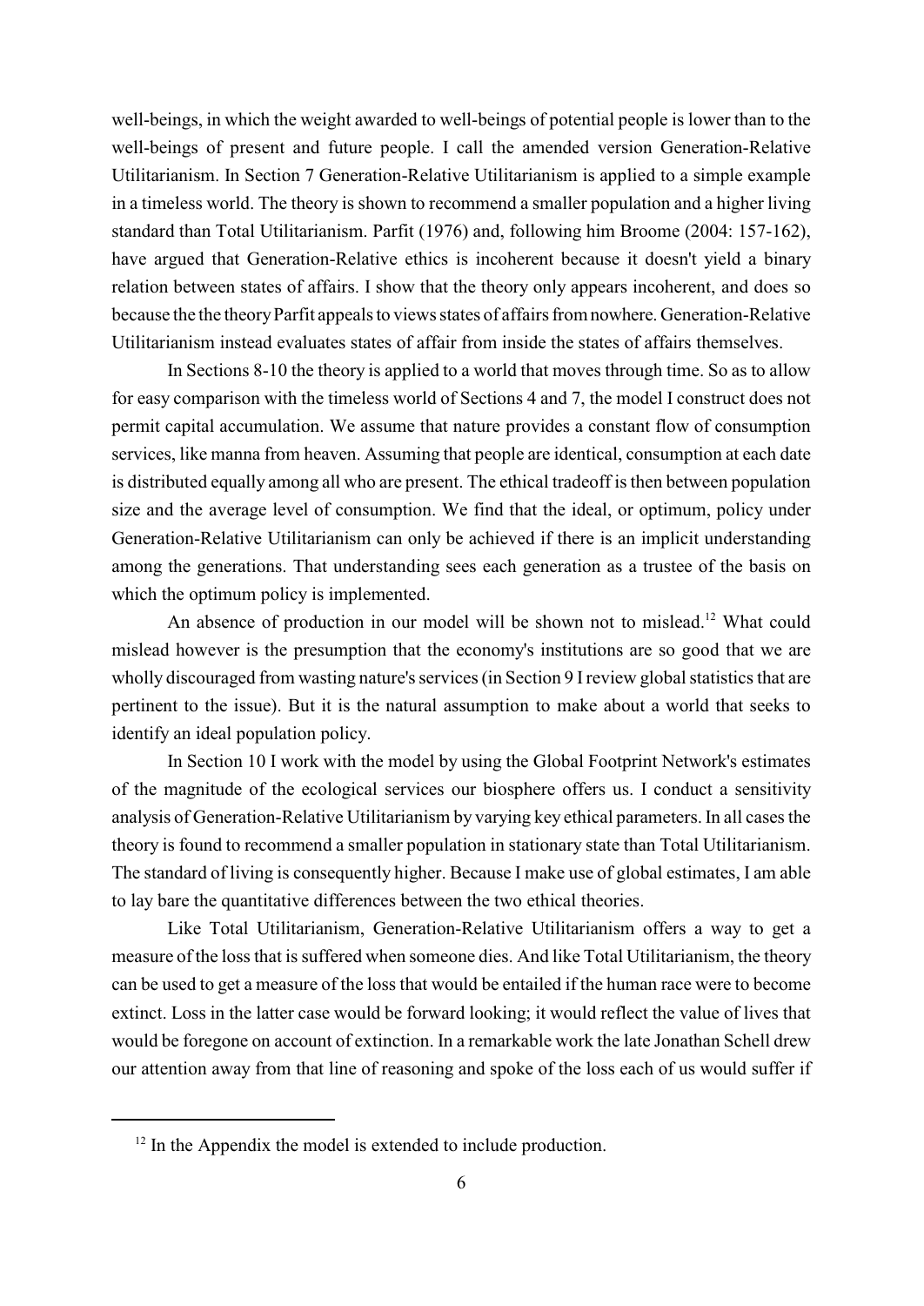well-beings, in which the weight awarded to well-beings of potential people is lower than to the well-beings of present and future people. I call the amended version Generation-Relative Utilitarianism. In Section 7 Generation-Relative Utilitarianism is applied to a simple example in a timeless world. The theory is shown to recommend a smaller population and a higher living standard than Total Utilitarianism. Parfit (1976) and, following him Broome (2004: 157-162), have argued that Generation-Relative ethics is incoherent because it doesn't yield a binary relation between states of affairs. I show that the theory only appears incoherent, and does so because the the theory Parfit appeals to views states of affairs from nowhere. Generation-Relative Utilitarianism instead evaluates states of affair from inside the states of affairs themselves.

In Sections 8-10 the theory is applied to a world that moves through time. So as to allow for easy comparison with the timeless world of Sections 4 and 7, the model I construct does not permit capital accumulation. We assume that nature provides a constant flow of consumption services, like manna from heaven. Assuming that people are identical, consumption at each date is distributed equally among all who are present. The ethical tradeoff is then between population size and the average level of consumption. We find that the ideal, or optimum, policy under Generation-Relative Utilitarianism can only be achieved if there is an implicit understanding among the generations. That understanding sees each generation as a trustee of the basis on which the optimum policy is implemented.

An absence of production in our model will be shown not to mislead.[12] What could mislead however is the presumption that the economy's institutions are so good that we are wholly discouraged from wasting nature's services (in Section 9 I review global statistics that are pertinent to the issue). But it is the natural assumption to make about a world that seeks to identify an ideal population policy.

In Section 10 I work with the model by using the Global Footprint Network's estimates of the magnitude of the ecological services our biosphere offers us. I conduct a sensitivity analysis of Generation-Relative Utilitarianism by varying key ethical parameters. In all cases the theory is found to recommend a smaller population in stationary state than Total Utilitarianism. The standard of living is consequently higher. Because I make use of global estimates, I am able to lay bare the quantitative differences between the two ethical theories.

Like Total Utilitarianism, Generation-Relative Utilitarianism offers a way to get a measure of the loss that is suffered when someone dies. And like Total Utilitarianism, the theory can be used to get a measure of the loss that would be entailed if the human race were to become extinct. Loss in the latter case would be forward looking; it would reflect the value of lives that would be foregone on account of extinction. In a remarkable work the late Jonathan Schell drew our attention away from that line of reasoning and spoke of the loss each of us would suffer if

[12] In the Appendix the model is extended to include production.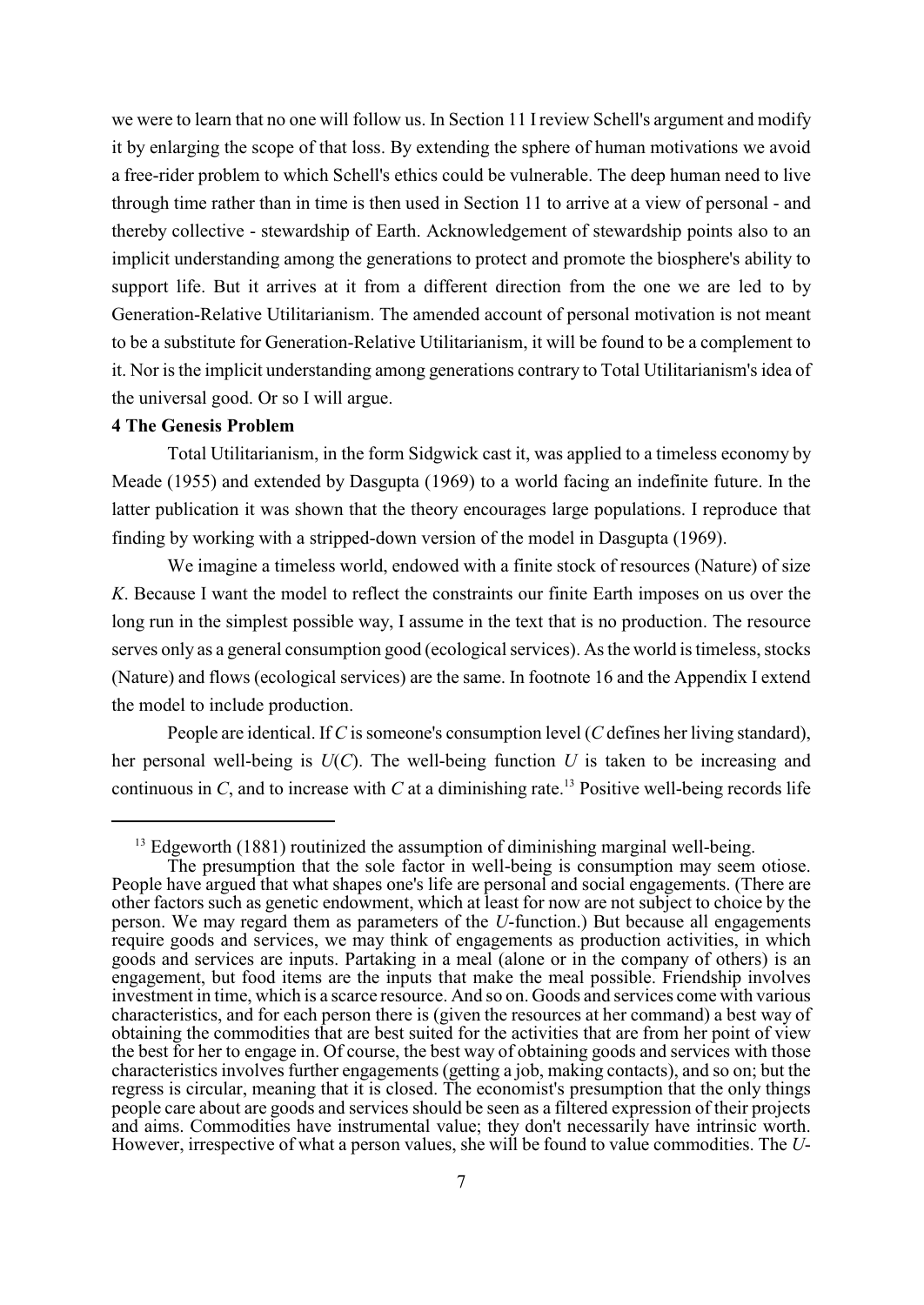we were to learn that no one will follow us. In Section 11 I review Schell's argument and modify it by enlarging the scope of that loss. By extending the sphere of human motivations we avoid a free-rider problem to which Schell's ethics could be vulnerable. The deep human need to live through time rather than in time is then used in Section 11 to arrive at a view of personal - and thereby collective - stewardship of Earth. Acknowledgement of stewardship points also to an implicit understanding among the generations to protect and promote the biosphere's ability to support life. But it arrives at it from a different direction from the one we are led to by Generation-Relative Utilitarianism. The amended account of personal motivation is not meant to be a substitute for Generation-Relative Utilitarianism, it will be found to be a complement to it. Nor is the implicit understanding among generations contrary to Total Utilitarianism's idea of the universal good. Or so I will argue.

## 4 The Genesis Problem

Total Utilitarianism, in the form Sidgwick cast it, was applied to a timeless economy by Meade (1955) and extended by Dasgupta (1969) to a world facing an indefinite future. In the latter publication it was shown that the theory encourages large populations. I reproduce that finding by working with a stripped-down version of the model in Dasgupta (1969).

We imagine a timeless world, endowed with a finite stock of resources (Nature) of size $K$. Because I want the model to reflect the constraints our finite Earth imposes on us over the long run in the simplest possible way, I assume in the text that is no production. The resource serves only as a general consumption good (ecological services). As the world is timeless, stocks (Nature) and flows (ecological services) are the same. In footnote 16 and the Appendix I extend the model to include production.

People are identical. If $C$ is someone's consumption level ($C$ defines her living standard), her personal well-being is $U(C)$. The well-being function $U$ is taken to be increasing and continuous in $C$, and to increase with $C$ at a diminishing rate.[13] Positive well-being records life

[13] Edgeworth (1881) routinized the assumption of diminishing marginal well-being.

The presumption that the sole factor in well-being is consumption may seem otiose. People have argued that what shapes one's life are personal and social engagements. (There are other factors such as genetic endowment, which at least for now are not subject to choice by the person. We may regard them as parameters of the $U$-function.) But because all engagements require goods and services, we may think of engagements as production activities, in which goods and services are inputs. Partaking in a meal (alone or in the company of others) is an engagement, but food items are the inputs that make the meal possible. Friendship involves investment in time, which is a scarce resource. And so on. Goods and services come with various characteristics, and for each person there is (given the resources at her command) a best way of obtaining the commodities that are best suited for the activities that are from her point of view the best for her to engage in. Of course, the best way of obtaining goods and services with those characteristics involves further engagements (getting a job, making contacts), and so on; but the regress is circular, meaning that it is closed. The economist's presumption that the only things people care about are goods and services should be seen as a filtered expression of their projects and aims. Commodities have instrumental value; they don't necessarily have intrinsic worth. However, irrespective of what a person values, she will be found to value commodities. The $U$-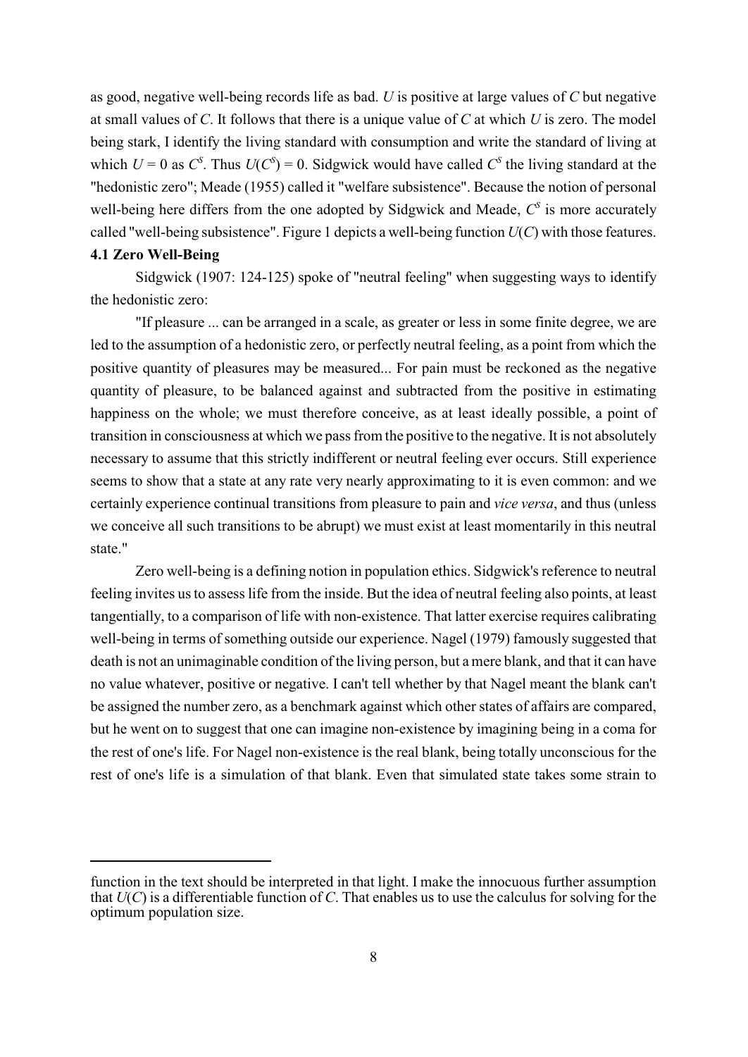as good, negative well-being records life as bad. $U$ is positive at large values of $C$ but negative at small values of $C$. It follows that there is a unique value of $C$ at which $U$ is zero. The model being stark, I identify the living standard with consumption and write the standard of living at which $U = 0$ as $C^S$. Thus $U(C^S) = 0$. Sidgwick would have called $C^S$ the living standard at the "hedonistic zero"; Meade (1955) called it "welfare subsistence". Because the notion of personal well-being here differs from the one adopted by Sidgwick and Meade, $C^S$ is more accurately called "well-being subsistence". Figure 1 depicts a well-being function $U(C)$ with those features.

### 4.1 Zero Well-Being

Sidgwick (1907: 124-125) spoke of "neutral feeling" when suggesting ways to identify the hedonistic zero:

"If pleasure ... can be arranged in a scale, as greater or less in some finite degree, we are led to the assumption of a hedonistic zero, or perfectly neutral feeling, as a point from which the positive quantity of pleasures may be measured... For pain must be reckoned as the negative quantity of pleasure, to be balanced against and subtracted from the positive in estimating happiness on the whole; we must therefore conceive, as at least ideally possible, a point of transition in consciousness at which we pass from the positive to the negative. It is not absolutely necessary to assume that this strictly indifferent or neutral feeling ever occurs. Still experience seems to show that a state at any rate very nearly approximating to it is even common: and we certainly experience continual transitions from pleasure to pain and *vice versa*, and thus (unless we conceive all such transitions to be abrupt) we must exist at least momentarily in this neutral state."

Zero well-being is a defining notion in population ethics. Sidgwick's reference to neutral feeling invites us to assess life from the inside. But the idea of neutral feeling also points, at least tangentially, to a comparison of life with non-existence. That latter exercise requires calibrating well-being in terms of something outside our experience. Nagel (1979) famously suggested that death is not an unimaginable condition of the living person, but a mere blank, and that it can have no value whatever, positive or negative. I can't tell whether by that Nagel meant the blank can't be assigned the number zero, as a benchmark against which other states of affairs are compared, but he went on to suggest that one can imagine non-existence by imagining being in a coma for the rest of one's life. For Nagel non-existence is the real blank, being totally unconscious for the rest of one's life is a simulation of that blank. Even that simulated state takes some strain to

---

function in the text should be interpreted in that light. I make the innocuous further assumption that $U(C)$ is a differentiable function of $C$. That enables us to use the calculus for solving for the optimum population size.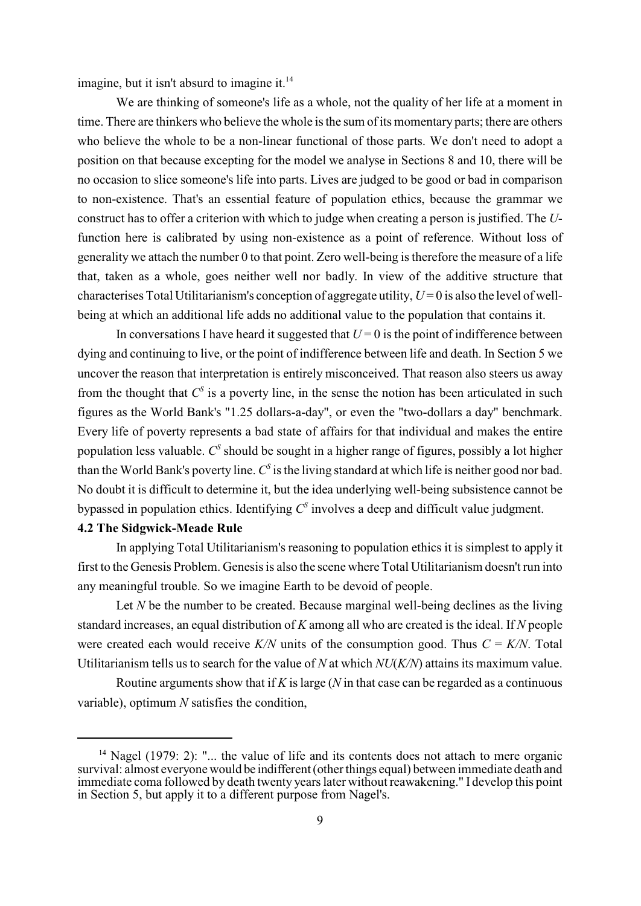imagine, but it isn't absurd to imagine it.[14]

We are thinking of someone's life as a whole, not the quality of her life at a moment in time. There are thinkers who believe the whole is the sum of its momentary parts; there are others who believe the whole to be a non-linear functional of those parts. We don't need to adopt a position on that because excepting for the model we analyse in Sections 8 and 10, there will be no occasion to slice someone's life into parts. Lives are judged to be good or bad in comparison to non-existence. That's an essential feature of population ethics, because the grammar we construct has to offer a criterion with which to judge when creating a person is justified. The $U$-function here is calibrated by using non-existence as a point of reference. Without loss of generality we attach the number 0 to that point. Zero well-being is therefore the measure of a life that, taken as a whole, goes neither well nor badly. In view of the additive structure that characterises Total Utilitarianism's conception of aggregate utility, $U = 0$ is also the level of well-being at which an additional life adds no additional value to the population that contains it.

In conversations I have heard it suggested that $U = 0$ is the point of indifference between dying and continuing to live, or the point of indifference between life and death. In Section 5 we uncover the reason that interpretation is entirely misconceived. That reason also steers us away from the thought that $C^S$ is a poverty line, in the sense the notion has been articulated in such figures as the World Bank's "1.25 dollars-a-day", or even the "two-dollars a day" benchmark. Every life of poverty represents a bad state of affairs for that individual and makes the entire population less valuable. $C^S$ should be sought in a higher range of figures, possibly a lot higher than the World Bank's poverty line. $C^S$ is the living standard at which life is neither good nor bad. No doubt it is difficult to determine it, but the idea underlying well-being subsistence cannot be bypassed in population ethics. Identifying $C^S$ involves a deep and difficult value judgment.

### 4.2 The Sidgwick-Meade Rule

In applying Total Utilitarianism's reasoning to population ethics it is simplest to apply it first to the Genesis Problem. Genesis is also the scene where Total Utilitarianism doesn't run into any meaningful trouble. So we imagine Earth to be devoid of people.

Let $N$ be the number to be created. Because marginal well-being declines as the living standard increases, an equal distribution of $K$ among all who are created is the ideal. If $N$ people were created each would receive $K/N$ units of the consumption good. Thus $C = K/N$. Total Utilitarianism tells us to search for the value of $N$ at which $NU(K/N)$ attains its maximum value.

Routine arguments show that if $K$ is large ($N$ in that case can be regarded as a continuous variable), optimum $N$ satisfies the condition,

---

[14] Nagel (1979: 2): "... the value of life and its contents does not attach to mere organic survival: almost everyone would be indifferent (other things equal) between immediate death and immediate coma followed by death twenty years later without reawakening." I develop this point in Section 5, but apply it to a different purpose from Nagel's.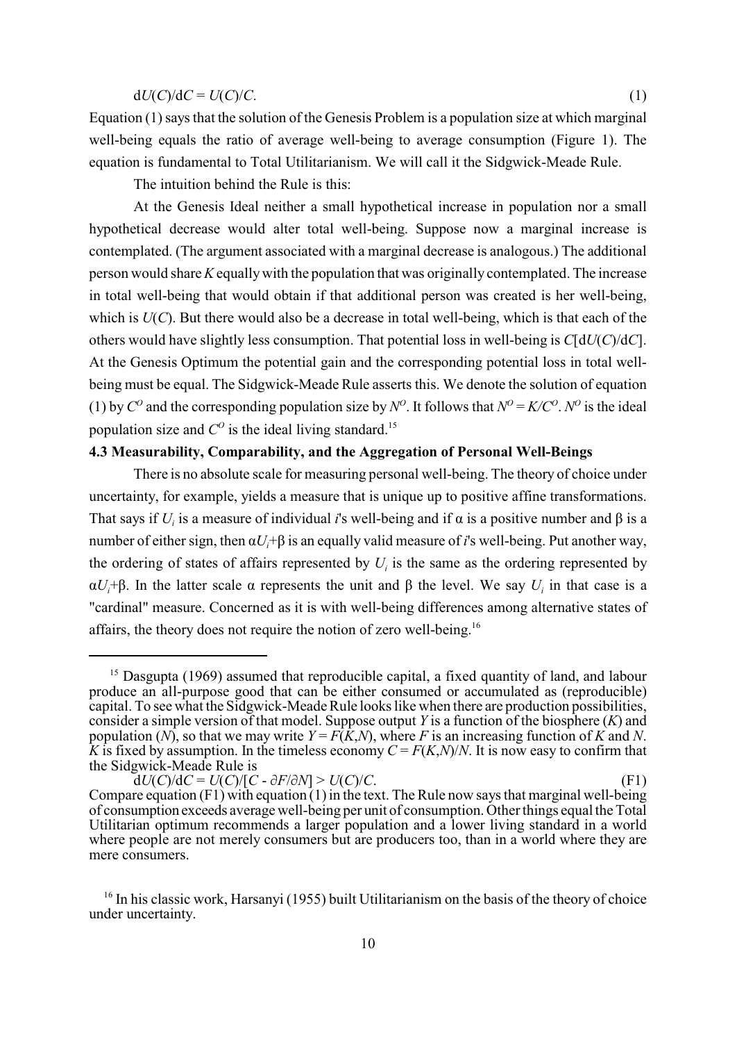$$dU(C)/dC = U(C)/C. \quad (1)$$

Equation (1) says that the solution of the Genesis Problem is a population size at which marginal well-being equals the ratio of average well-being to average consumption (Figure 1). The equation is fundamental to Total Utilitarianism. We will call it the Sidgwick-Meade Rule.

The intuition behind the Rule is this:

At the Genesis Ideal neither a small hypothetical increase in population nor a small hypothetical decrease would alter total well-being. Suppose now a marginal increase is contemplated. (The argument associated with a marginal decrease is analogous.) The additional person would share $K$ equally with the population that was originally contemplated. The increase in total well-being that would obtain if that additional person was created is her well-being, which is $U(C)$. But there would also be a decrease in total well-being, which is that each of the others would have slightly less consumption. That potential loss in well-being is $C[dU(C)/dC]$. At the Genesis Optimum the potential gain and the corresponding potential loss in total well-being must be equal. The Sidgwick-Meade Rule asserts this. We denote the solution of equation (1) by $C^O$ and the corresponding population size by $N^O$. It follows that $N^O = K/C^O$. $N^O$ is the ideal population size and $C^O$ is the ideal living standard.[15]

### 4.3 Measurability, Comparability, and the Aggregation of Personal Well-Beings

There is no absolute scale for measuring personal well-being. The theory of choice under uncertainty, for example, yields a measure that is unique up to positive affine transformations. That says if $U_i$ is a measure of individual $i$'s well-being and if $\alpha$ is a positive number and $\beta$ is a number of either sign, then $\alpha U_i + \beta$ is an equally valid measure of $i$'s well-being. Put another way, the ordering of states of affairs represented by $U_i$ is the same as the ordering represented by $\alpha U_i + \beta$. In the latter scale $\alpha$ represents the unit and $\beta$ the level. We say $U_i$ in that case is a "cardinal" measure. Concerned as it is with well-being differences among alternative states of affairs, the theory does not require the notion of zero well-being.[16]

---

[15] Dasgupta (1969) assumed that reproducible capital, a fixed quantity of land, and labour produce an all-purpose good that can be either consumed or accumulated as (reproducible) capital. To see what the Sidgwick-Meade Rule looks like when there are production possibilities, consider a simple version of that model. Suppose output $Y$ is a function of the biosphere ($K$) and population ($N$), so that we may write $Y = F(K,N)$, where $F$ is an increasing function of $K$ and $N$. $K$ is fixed by assumption. In the timeless economy $C = F(K,N)/N$. It is now easy to confirm that the Sidgwick-Meade Rule is

$$dU(C)/dC = U(C)/[C - \partial F/\partial N] > U(C)/C. \quad \text{(F1)}$$

Compare equation (F1) with equation (1) in the text. The Rule now says that marginal well-being of consumption exceeds average well-being per unit of consumption. Other things equal the Total Utilitarian optimum recommends a larger population and a lower living standard in a world where people are not merely consumers but are producers too, than in a world where they are mere consumers.

[16] In his classic work, Harsanyi (1955) built Utilitarianism on the basis of the theory of choice under uncertainty.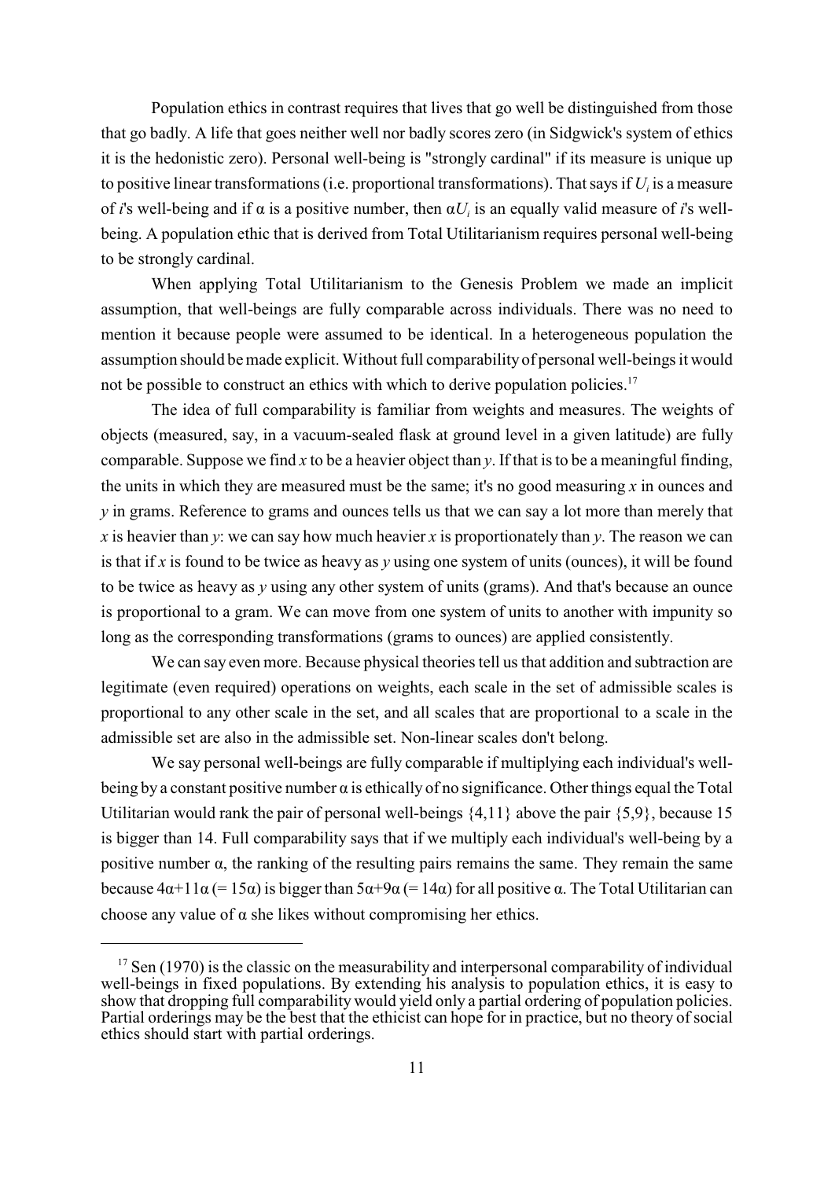Population ethics in contrast requires that lives that go well be distinguished from those that go badly. A life that goes neither well nor badly scores zero (in Sidgwick's system of ethics it is the hedonistic zero). Personal well-being is "strongly cardinal" if its measure is unique up to positive linear transformations (i.e. proportional transformations). That says if $U_i$ is a measure of $i$'s well-being and if $\alpha$ is a positive number, then $\alpha U_i$ is an equally valid measure of $i$'s well-being. A population ethic that is derived from Total Utilitarianism requires personal well-being to be strongly cardinal.

When applying Total Utilitarianism to the Genesis Problem we made an implicit assumption, that well-beings are fully comparable across individuals. There was no need to mention it because people were assumed to be identical. In a heterogeneous population the assumption should be made explicit. Without full comparability of personal well-beings it would not be possible to construct an ethics with which to derive population policies.[17]

The idea of full comparability is familiar from weights and measures. The weights of objects (measured, say, in a vacuum-sealed flask at ground level in a given latitude) are fully comparable. Suppose we find $x$ to be a heavier object than $y$. If that is to be a meaningful finding, the units in which they are measured must be the same; it's no good measuring $x$ in ounces and $y$ in grams. Reference to grams and ounces tells us that we can say a lot more than merely that $x$ is heavier than $y$: we can say how much heavier $x$ is proportionately than $y$. The reason we can is that if $x$ is found to be twice as heavy as $y$ using one system of units (ounces), it will be found to be twice as heavy as $y$ using any other system of units (grams). And that's because an ounce is proportional to a gram. We can move from one system of units to another with impunity so long as the corresponding transformations (grams to ounces) are applied consistently.

We can say even more. Because physical theories tell us that addition and subtraction are legitimate (even required) operations on weights, each scale in the set of admissible scales is proportional to any other scale in the set, and all scales that are proportional to a scale in the admissible set are also in the admissible set. Non-linear scales don't belong.

We say personal well-beings are fully comparable if multiplying each individual's well-being by a constant positive number $\alpha$ is ethically of no significance. Other things equal the Total Utilitarian would rank the pair of personal well-beings $\{4,11\}$ above the pair $\{5,9\}$, because 15 is bigger than 14. Full comparability says that if we multiply each individual's well-being by a positive number $\alpha$, the ranking of the resulting pairs remains the same. They remain the same because $4\alpha+11\alpha$ (= $15\alpha$) is bigger than $5\alpha+9\alpha$ (= $14\alpha$) for all positive $\alpha$. The Total Utilitarian can choose any value of $\alpha$ she likes without compromising her ethics.

---

[17] Sen (1970) is the classic on the measurability and interpersonal comparability of individual well-beings in fixed populations. By extending his analysis to population ethics, it is easy to show that dropping full comparability would yield only a partial ordering of population policies. Partial orderings may be the best that the ethicist can hope for in practice, but no theory of social ethics should start with partial orderings.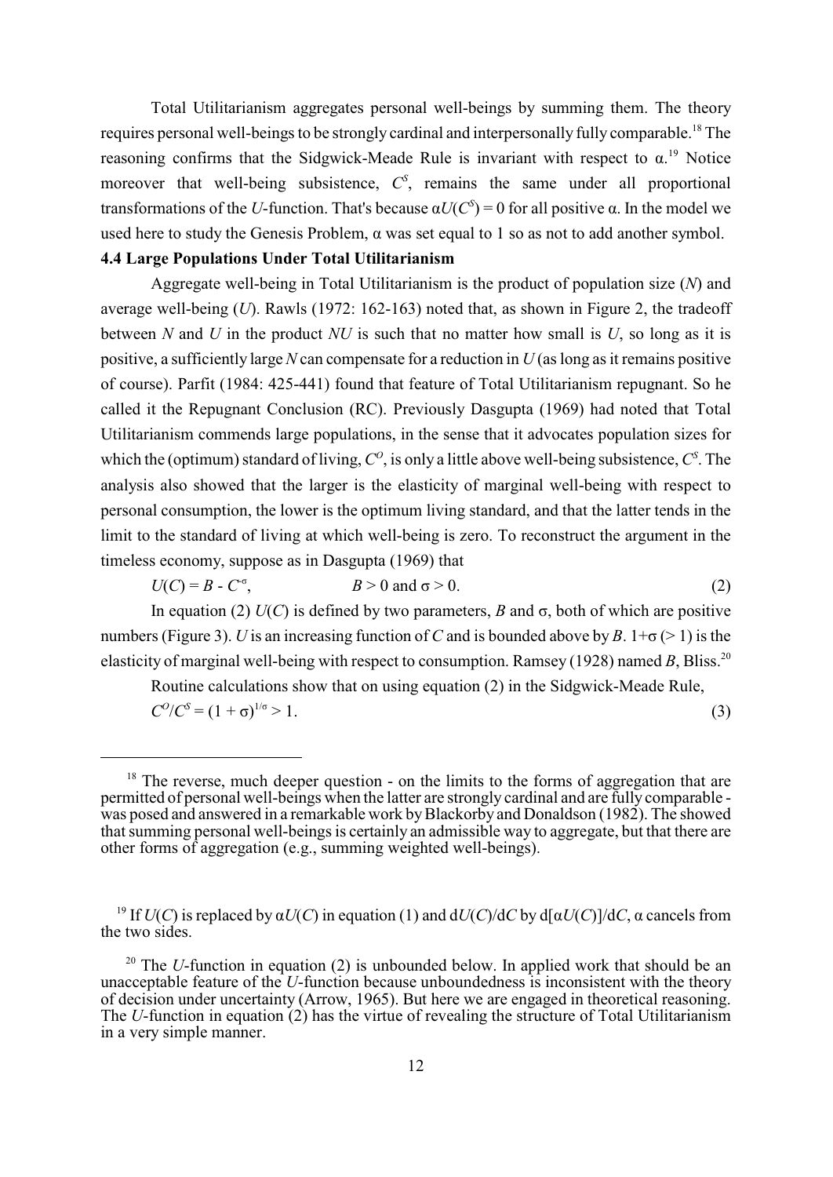Total Utilitarianism aggregates personal well-beings by summing them. The theory requires personal well-beings to be strongly cardinal and interpersonally fully comparable.[18] The reasoning confirms that the Sidgwick-Meade Rule is invariant with respect to $\alpha$.[19] Notice moreover that well-being subsistence, $C^S$, remains the same under all proportional transformations of the $U$-function. That's because $\alpha U(C^S) = 0$ for all positive $\alpha$. In the model we used here to study the Genesis Problem, $\alpha$ was set equal to 1 so as not to add another symbol.

### 4.4 Large Populations Under Total Utilitarianism

Aggregate well-being in Total Utilitarianism is the product of population size ($N$) and average well-being ($U$). Rawls (1972: 162-163) noted that, as shown in Figure 2, the tradeoff between $N$ and $U$ in the product $NU$ is such that no matter how small is $U$, so long as it is positive, a sufficiently large $N$ can compensate for a reduction in $U$ (as long as it remains positive of course). Parfit (1984: 425-441) found that feature of Total Utilitarianism repugnant. So he called it the Repugnant Conclusion (RC). Previously Dasgupta (1969) had noted that Total Utilitarianism commends large populations, in the sense that it advocates population sizes for which the (optimum) standard of living, $C^O$, is only a little above well-being subsistence, $C^S$. The analysis also showed that the larger is the elasticity of marginal well-being with respect to personal consumption, the lower is the optimum living standard, and that the latter tends in the limit to the standard of living at which well-being is zero. To reconstruct the argument in the timeless economy, suppose as in Dasgupta (1969) that

$$U(C) = B - C^{-\sigma}, \qquad B > 0 \text{ and } \sigma > 0. \tag{2}$$

In equation (2) $U(C)$ is defined by two parameters, $B$ and $\sigma$, both of which are positive numbers (Figure 3). $U$ is an increasing function of $C$ and is bounded above by $B$. $1+\sigma$ ($> 1$) is the elasticity of marginal well-being with respect to consumption. Ramsey (1928) named $B$, Bliss.[20]

Routine calculations show that on using equation (2) in the Sidgwick-Meade Rule,

$$C^O/C^S = (1 + \sigma)^{1/\sigma} > 1. \tag{3}$$

---

[18] The reverse, much deeper question - on the limits to the forms of aggregation that are permitted of personal well-beings when the latter are strongly cardinal and are fully comparable - was posed and answered in a remarkable work by Blackorby and Donaldson (1982). The showed that summing personal well-beings is certainly an admissible way to aggregate, but that there are other forms of aggregation (e.g., summing weighted well-beings).

[19] If $U(C)$ is replaced by $\alpha U(C)$ in equation (1) and $dU(C)/dC$ by $d[\alpha U(C)]/dC$, $\alpha$ cancels from the two sides.

[20] The $U$-function in equation (2) is unbounded below. In applied work that should be an unacceptable feature of the $U$-function because unboundedness is inconsistent with the theory of decision under uncertainty (Arrow, 1965). But here we are engaged in theoretical reasoning. The $U$-function in equation (2) has the virtue of revealing the structure of Total Utilitarianism in a very simple manner.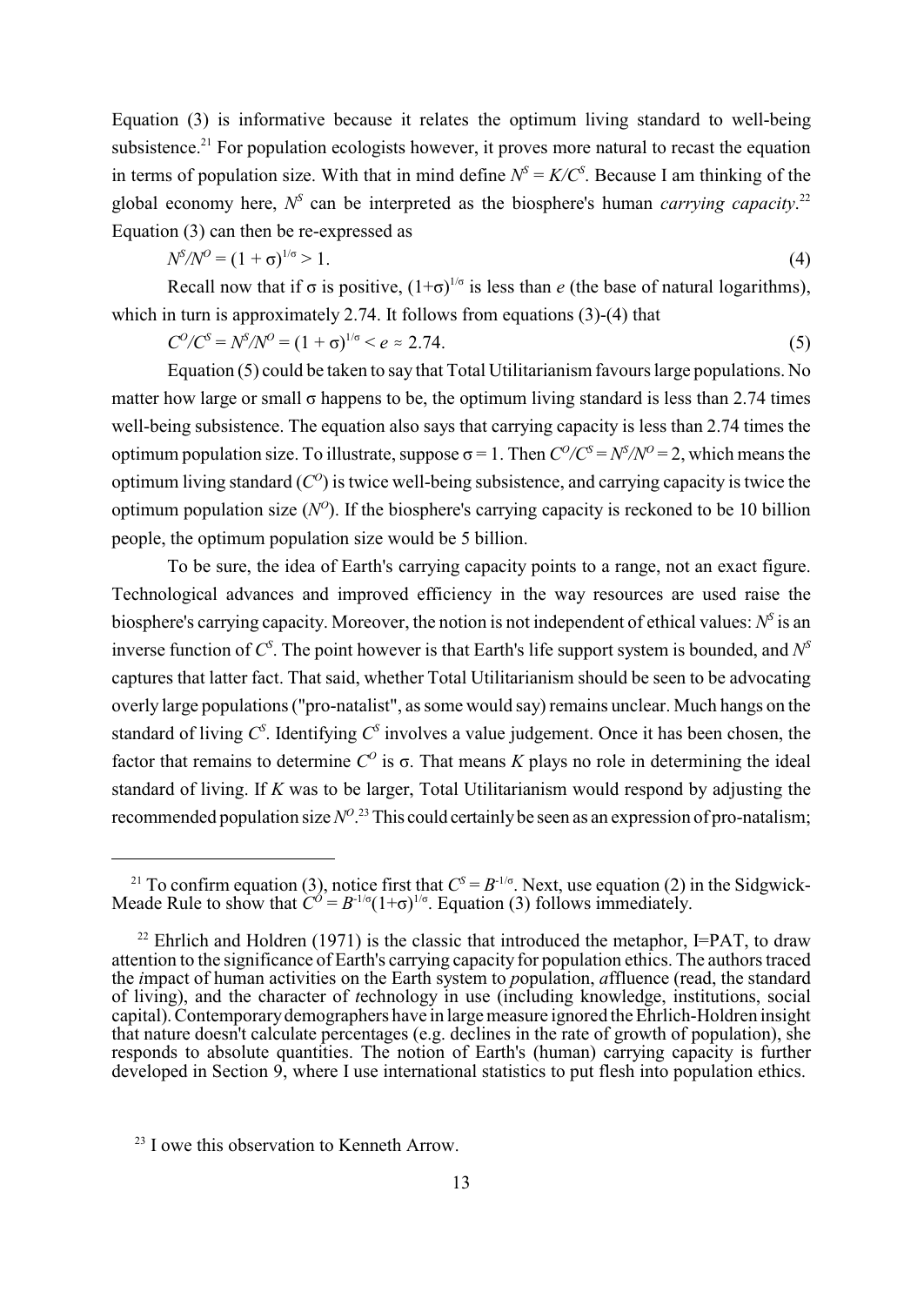Equation (3) is informative because it relates the optimum living standard to well-being subsistence.[21] For population ecologists however, it proves more natural to recast the equation in terms of population size. With that in mind define $N^S = K/C^S$. Because I am thinking of the global economy here, $N^S$ can be interpreted as the biosphere's human *carrying capacity*.[22] Equation (3) can then be re-expressed as

$$N^S/N^O = (1 + \sigma)^{1/\sigma} > 1. \tag{4}$$

Recall now that if $\sigma$ is positive, $(1+\sigma)^{1/\sigma}$ is less than $e$ (the base of natural logarithms), which in turn is approximately 2.74. It follows from equations (3)-(4) that

$$C^O/C^S = N^S/N^O = (1 + \sigma)^{1/\sigma} < e \approx 2.74. \tag{5}$$

Equation (5) could be taken to say that Total Utilitarianism favours large populations. No matter how large or small $\sigma$ happens to be, the optimum living standard is less than 2.74 times well-being subsistence. The equation also says that carrying capacity is less than 2.74 times the optimum population size. To illustrate, suppose $\sigma = 1$. Then $C^O/C^S = N^S/N^O = 2$, which means the optimum living standard ($C^O$) is twice well-being subsistence, and carrying capacity is twice the optimum population size ($N^O$). If the biosphere's carrying capacity is reckoned to be 10 billion people, the optimum population size would be 5 billion.

To be sure, the idea of Earth's carrying capacity points to a range, not an exact figure. Technological advances and improved efficiency in the way resources are used raise the biosphere's carrying capacity. Moreover, the notion is not independent of ethical values: $N^S$ is an inverse function of $C^S$. The point however is that Earth's life support system is bounded, and $N^S$ captures that latter fact. That said, whether Total Utilitarianism should be seen to be advocating overly large populations ("pro-natalist", as some would say) remains unclear. Much hangs on the standard of living $C^S$. Identifying $C^S$ involves a value judgement. Once it has been chosen, the factor that remains to determine $C^O$ is $\sigma$. That means $K$ plays no role in determining the ideal standard of living. If $K$ was to be larger, Total Utilitarianism would respond by adjusting the recommended population size $N^O$.[23] This could certainly be seen as an expression of pro-natalism;

---

[21] To confirm equation (3), notice first that $C^S = B^{-1/\sigma}$. Next, use equation (2) in the Sidgwick-Meade Rule to show that $C^O = B^{-1/\sigma}(1+\sigma)^{1/\sigma}$. Equation (3) follows immediately.

[22] Ehrlich and Holdren (1971) is the classic that introduced the metaphor, I=PAT, to draw attention to the significance of Earth's carrying capacity for population ethics. The authors traced the *i*mpact of human activities on the Earth system to *p*opulation, *a*ffluence (read, the standard of living), and the character of *t*echnology in use (including knowledge, institutions, social capital). Contemporary demographers have in large measure ignored the Ehrlich-Holdren insight that nature doesn't calculate percentages (e.g. declines in the rate of growth of population), she responds to absolute quantities. The notion of Earth's (human) carrying capacity is further developed in Section 9, where I use international statistics to put flesh into population ethics.

[23] I owe this observation to Kenneth Arrow.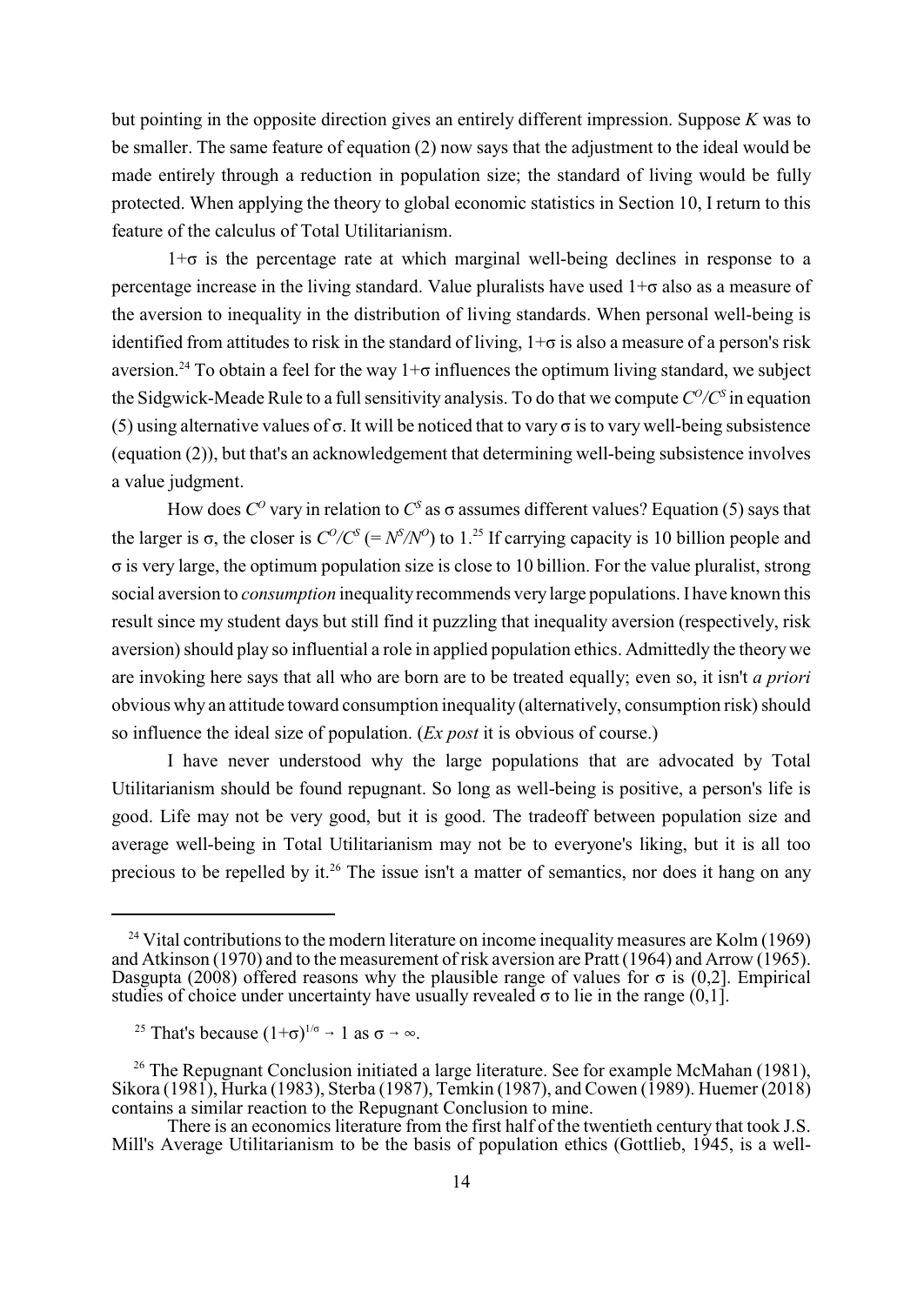but pointing in the opposite direction gives an entirely different impression. Suppose $K$ was to be smaller. The same feature of equation (2) now says that the adjustment to the ideal would be made entirely through a reduction in population size; the standard of living would be fully protected. When applying the theory to global economic statistics in Section 10, I return to this feature of the calculus of Total Utilitarianism.

$1+\sigma$ is the percentage rate at which marginal well-being declines in response to a percentage increase in the living standard. Value pluralists have used $1+\sigma$ also as a measure of the aversion to inequality in the distribution of living standards. When personal well-being is identified from attitudes to risk in the standard of living, $1+\sigma$ is also a measure of a person's risk aversion.[24] To obtain a feel for the way $1+\sigma$ influences the optimum living standard, we subject the Sidgwick-Meade Rule to a full sensitivity analysis. To do that we compute $C^O/C^S$ in equation (5) using alternative values of $\sigma$. It will be noticed that to vary $\sigma$ is to vary well-being subsistence (equation (2)), but that's an acknowledgement that determining well-being subsistence involves a value judgment.

How does $C^O$ vary in relation to $C^S$ as $\sigma$ assumes different values? Equation (5) says that the larger is $\sigma$, the closer is $C^O/C^S$ ($= N^S/N^O$) to 1.[25] If carrying capacity is 10 billion people and $\sigma$ is very large, the optimum population size is close to 10 billion. For the value pluralist, strong social aversion to *consumption* inequality recommends very large populations. I have known this result since my student days but still find it puzzling that inequality aversion (respectively, risk aversion) should play so influential a role in applied population ethics. Admittedly the theory we are invoking here says that all who are born are to be treated equally; even so, it isn't *a priori* obvious why an attitude toward consumption inequality (alternatively, consumption risk) should so influence the ideal size of population. (*Ex post* it is obvious of course.)

I have never understood why the large populations that are advocated by Total Utilitarianism should be found repugnant. So long as well-being is positive, a person's life is good. Life may not be very good, but it is good. The tradeoff between population size and average well-being in Total Utilitarianism may not be to everyone's liking, but it is all too precious to be repelled by it.[26] The issue isn't a matter of semantics, nor does it hang on any

---

[24] Vital contributions to the modern literature on income inequality measures are Kolm (1969) and Atkinson (1970) and to the measurement of risk aversion are Pratt (1964) and Arrow (1965). Dasgupta (2008) offered reasons why the plausible range of values for $\sigma$ is (0,2]. Empirical studies of choice under uncertainty have usually revealed $\sigma$ to lie in the range (0,1].

[25] That's because $(1+\sigma)^{1/\sigma} \rightarrow 1$ as $\sigma \rightarrow \infty$.

[26] The Repugnant Conclusion initiated a large literature. See for example McMahan (1981), Sikora (1981), Hurka (1983), Sterba (1987), Temkin (1987), and Cowen (1989). Huemer (2018) contains a similar reaction to the Repugnant Conclusion to mine.

There is an economics literature from the first half of the twentieth century that took J.S. Mill's Average Utilitarianism to be the basis of population ethics (Gottlieb, 1945, is a well-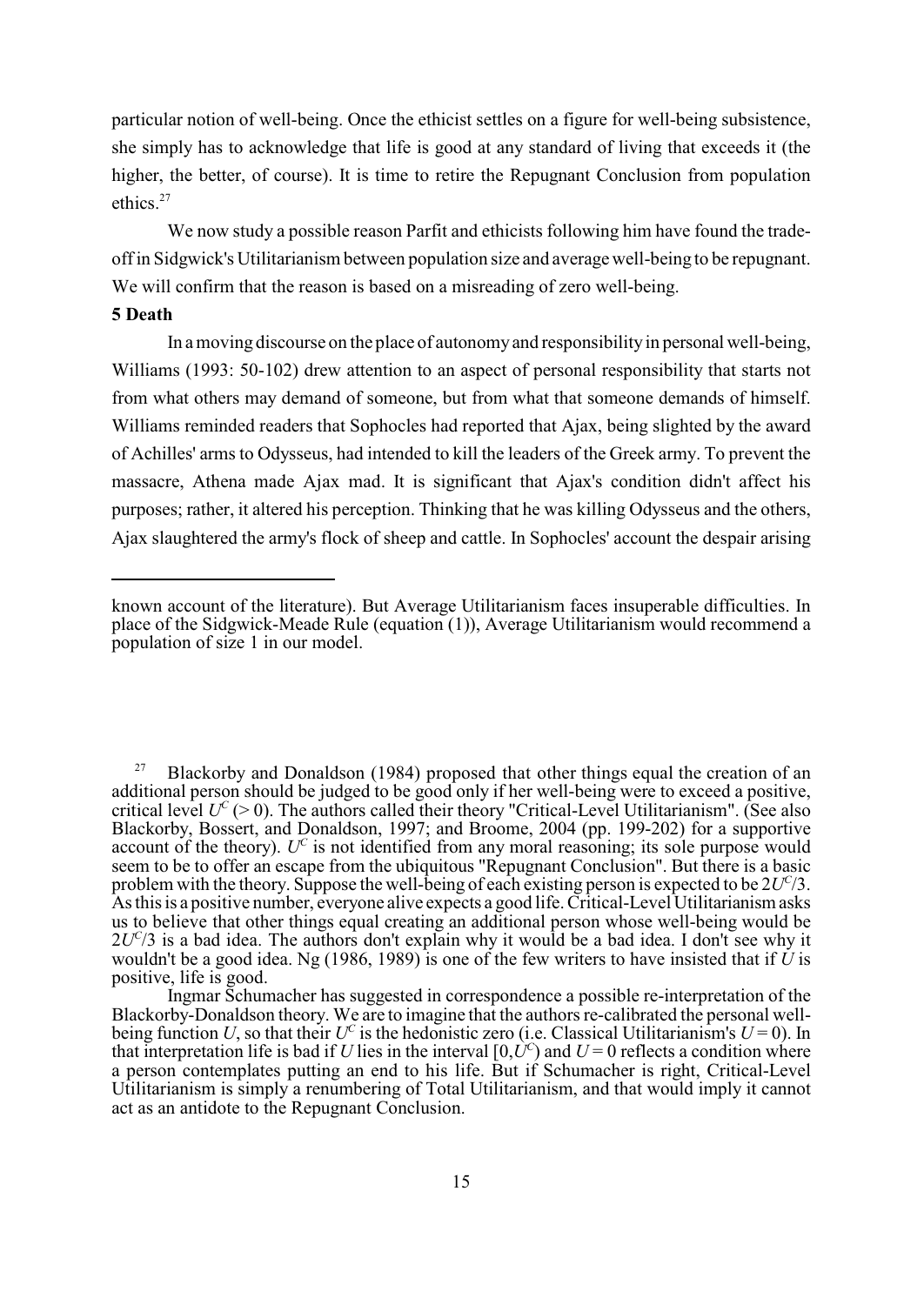particular notion of well-being. Once the ethicist settles on a figure for well-being subsistence, she simply has to acknowledge that life is good at any standard of living that exceeds it (the higher, the better, of course). It is time to retire the Repugnant Conclusion from population ethics.[27]

We now study a possible reason Parfit and ethicists following him have found the trade-off in Sidgwick's Utilitarianism between population size and average well-being to be repugnant. We will confirm that the reason is based on a misreading of zero well-being.

**5 Death**

In a moving discourse on the place of autonomy and responsibility in personal well-being, Williams (1993: 50-102) drew attention to an aspect of personal responsibility that starts not from what others may demand of someone, but from what that someone demands of himself. Williams reminded readers that Sophocles had reported that Ajax, being slighted by the award of Achilles' arms to Odysseus, had intended to kill the leaders of the Greek army. To prevent the massacre, Athena made Ajax mad. It is significant that Ajax's condition didn't affect his purposes; rather, it altered his perception. Thinking that he was killing Odysseus and the others, Ajax slaughtered the army's flock of sheep and cattle. In Sophocles' account the despair arising

---

known account of the literature). But Average Utilitarianism faces insuperable difficulties. In place of the Sidgwick-Meade Rule (equation (1)), Average Utilitarianism would recommend a population of size 1 in our model.

[27] Blackorby and Donaldson (1984) proposed that other things equal the creation of an additional person should be judged to be good only if her well-being were to exceed a positive, critical level $U^C$ ($> 0$). The authors called their theory "Critical-Level Utilitarianism". (See also Blackorby, Bossert, and Donaldson, 1997; and Broome, 2004 (pp. 199-202) for a supportive account of the theory). $U^C$ is not identified from any moral reasoning; its sole purpose would seem to be to offer an escape from the ubiquitous "Repugnant Conclusion". But there is a basic problem with the theory. Suppose the well-being of each existing person is expected to be $2U^C/3$. As this is a positive number, everyone alive expects a good life. Critical-Level Utilitarianism asks us to believe that other things equal creating an additional person whose well-being would be $2U^C/3$ is a bad idea. The authors don't explain why it would be a bad idea. I don't see why it wouldn't be a good idea. Ng (1986, 1989) is one of the few writers to have insisted that if $U$ is positive, life is good.

Ingmar Schumacher has suggested in correspondence a possible re-interpretation of the Blackorby-Donaldson theory. We are to imagine that the authors re-calibrated the personal well-being function $U$, so that their $U^C$ is the hedonistic zero (i.e. Classical Utilitarianism's $U = 0$). In that interpretation life is bad if $U$ lies in the interval $[0, U^C)$ and $U = 0$ reflects a condition where a person contemplates putting an end to his life. But if Schumacher is right, Critical-Level Utilitarianism is simply a renumbering of Total Utilitarianism, and that would imply it cannot act as an antidote to the Repugnant Conclusion.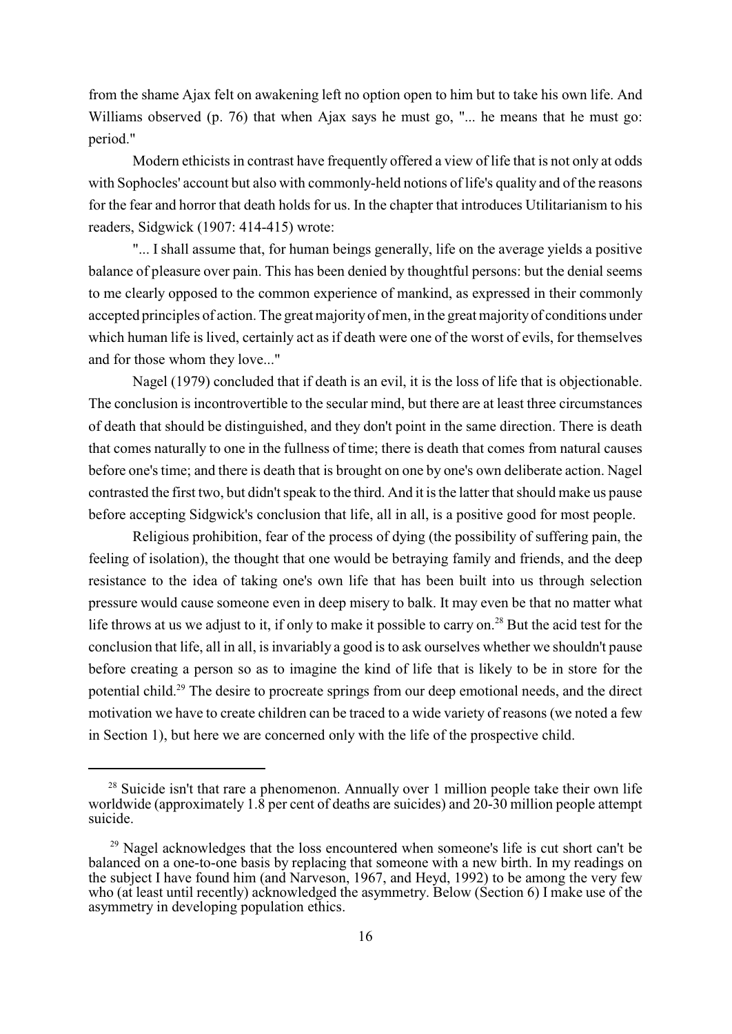from the shame Ajax felt on awakening left no option open to him but to take his own life. And Williams observed (p. 76) that when Ajax says he must go, "... he means that he must go: period."

Modern ethicists in contrast have frequently offered a view of life that is not only at odds with Sophocles' account but also with commonly-held notions of life's quality and of the reasons for the fear and horror that death holds for us. In the chapter that introduces Utilitarianism to his readers, Sidgwick (1907: 414-415) wrote:

"... I shall assume that, for human beings generally, life on the average yields a positive balance of pleasure over pain. This has been denied by thoughtful persons: but the denial seems to me clearly opposed to the common experience of mankind, as expressed in their commonly accepted principles of action. The great majority of men, in the great majority of conditions under which human life is lived, certainly act as if death were one of the worst of evils, for themselves and for those whom they love..."

Nagel (1979) concluded that if death is an evil, it is the loss of life that is objectionable. The conclusion is incontrovertible to the secular mind, but there are at least three circumstances of death that should be distinguished, and they don't point in the same direction. There is death that comes naturally to one in the fullness of time; there is death that comes from natural causes before one's time; and there is death that is brought on one by one's own deliberate action. Nagel contrasted the first two, but didn't speak to the third. And it is the latter that should make us pause before accepting Sidgwick's conclusion that life, all in all, is a positive good for most people.

Religious prohibition, fear of the process of dying (the possibility of suffering pain, the feeling of isolation), the thought that one would be betraying family and friends, and the deep resistance to the idea of taking one's own life that has been built into us through selection pressure would cause someone even in deep misery to balk. It may even be that no matter what life throws at us we adjust to it, if only to make it possible to carry on.[28] But the acid test for the conclusion that life, all in all, is invariably a good is to ask ourselves whether we shouldn't pause before creating a person so as to imagine the kind of life that is likely to be in store for the potential child.[29] The desire to procreate springs from our deep emotional needs, and the direct motivation we have to create children can be traced to a wide variety of reasons (we noted a few in Section 1), but here we are concerned only with the life of the prospective child.

---

[28] Suicide isn't that rare a phenomenon. Annually over 1 million people take their own life worldwide (approximately 1.8 per cent of deaths are suicides) and 20-30 million people attempt suicide.

[29] Nagel acknowledges that the loss encountered when someone's life is cut short can't be balanced on a one-to-one basis by replacing that someone with a new birth. In my readings on the subject I have found him (and Narveson, 1967, and Heyd, 1992) to be among the very few who (at least until recently) acknowledged the asymmetry. Below (Section 6) I make use of the asymmetry in developing population ethics.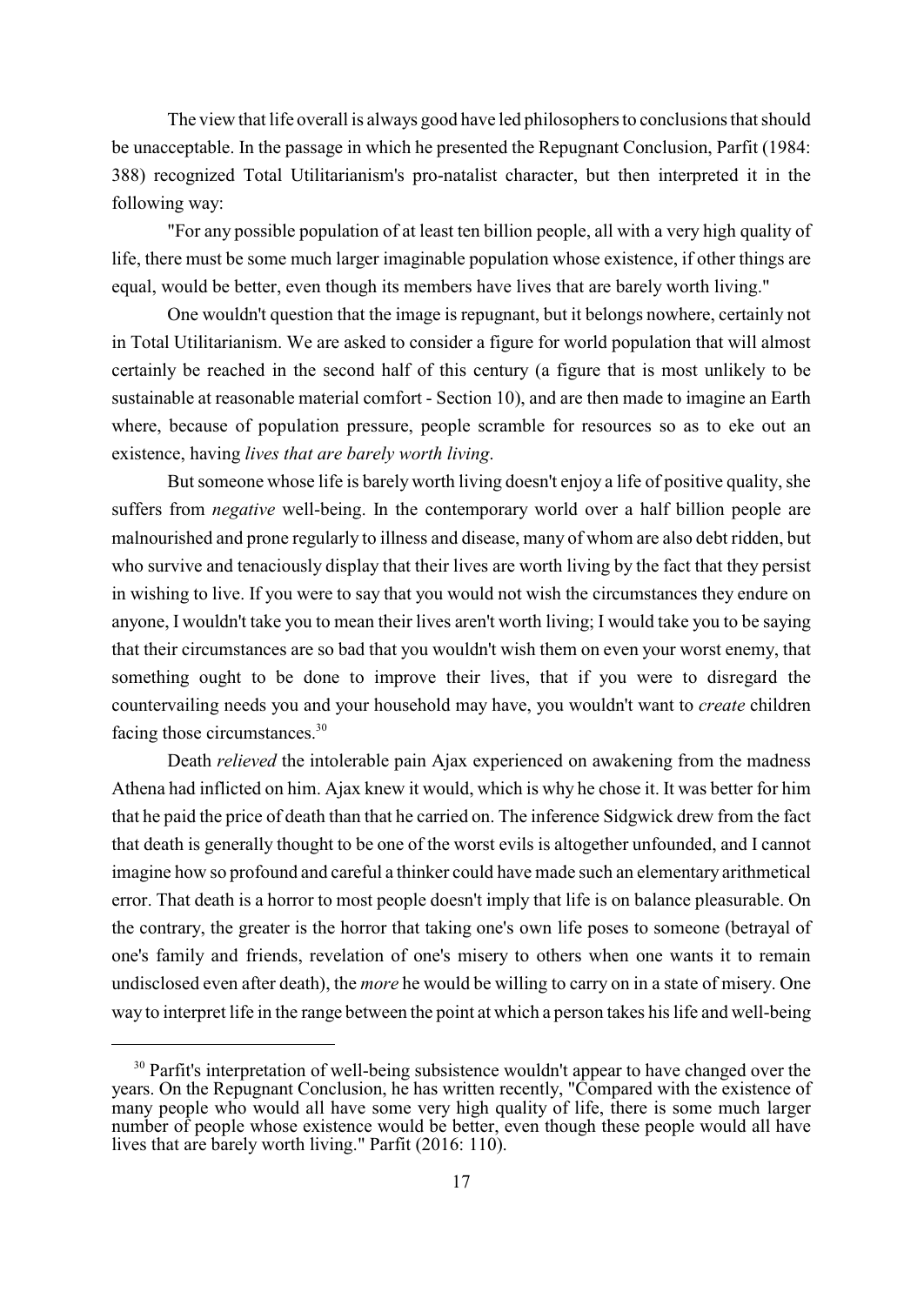The view that life overall is always good have led philosophers to conclusions that should be unacceptable. In the passage in which he presented the Repugnant Conclusion, Parfit (1984: 388) recognized Total Utilitarianism's pro-natalist character, but then interpreted it in the following way:

"For any possible population of at least ten billion people, all with a very high quality of life, there must be some much larger imaginable population whose existence, if other things are equal, would be better, even though its members have lives that are barely worth living."

One wouldn't question that the image is repugnant, but it belongs nowhere, certainly not in Total Utilitarianism. We are asked to consider a figure for world population that will almost certainly be reached in the second half of this century (a figure that is most unlikely to be sustainable at reasonable material comfort - Section 10), and are then made to imagine an Earth where, because of population pressure, people scramble for resources so as to eke out an existence, having *lives that are barely worth living*.

But someone whose life is barely worth living doesn't enjoy a life of positive quality, she suffers from *negative* well-being. In the contemporary world over a half billion people are malnourished and prone regularly to illness and disease, many of whom are also debt ridden, but who survive and tenaciously display that their lives are worth living by the fact that they persist in wishing to live. If you were to say that you would not wish the circumstances they endure on anyone, I wouldn't take you to mean their lives aren't worth living; I would take you to be saying that their circumstances are so bad that you wouldn't wish them on even your worst enemy, that something ought to be done to improve their lives, that if you were to disregard the countervailing needs you and your household may have, you wouldn't want to *create* children facing those circumstances.[30]

Death *relieved* the intolerable pain Ajax experienced on awakening from the madness Athena had inflicted on him. Ajax knew it would, which is why he chose it. It was better for him that he paid the price of death than that he carried on. The inference Sidgwick drew from the fact that death is generally thought to be one of the worst evils is altogether unfounded, and I cannot imagine how so profound and careful a thinker could have made such an elementary arithmetical error. That death is a horror to most people doesn't imply that life is on balance pleasurable. On the contrary, the greater is the horror that taking one's own life poses to someone (betrayal of one's family and friends, revelation of one's misery to others when one wants it to remain undisclosed even after death), the *more* he would be willing to carry on in a state of misery. One way to interpret life in the range between the point at which a person takes his life and well-being

[30] Parfit's interpretation of well-being subsistence wouldn't appear to have changed over the years. On the Repugnant Conclusion, he has written recently, "Compared with the existence of many people who would all have some very high quality of life, there is some much larger number of people whose existence would be better, even though these people would all have lives that are barely worth living." Parfit (2016: 110).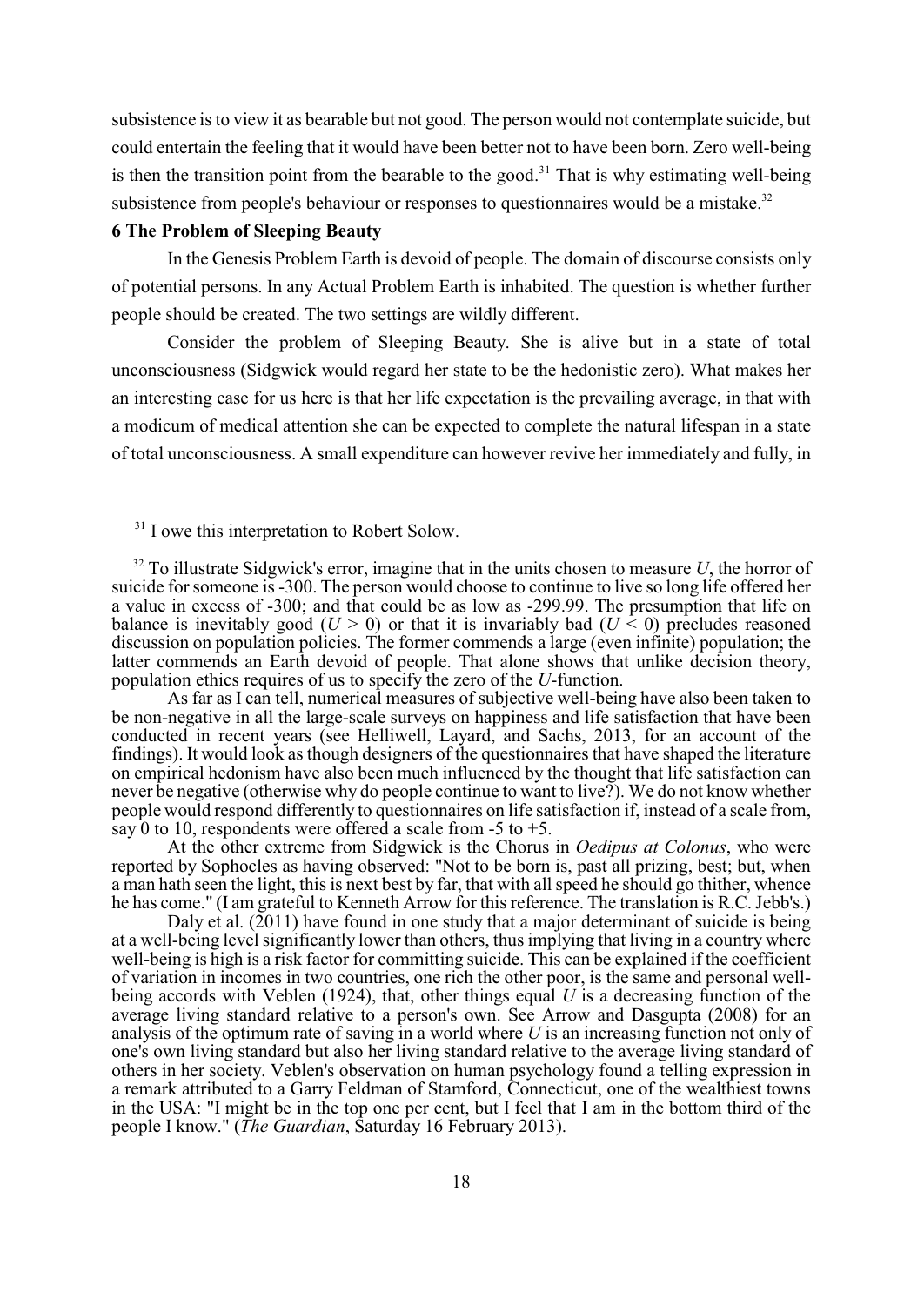subsistence is to view it as bearable but not good. The person would not contemplate suicide, but could entertain the feeling that it would have been better not to have been born. Zero well-being is then the transition point from the bearable to the good.[31] That is why estimating well-being subsistence from people's behaviour or responses to questionnaires would be a mistake.[32]

## 6 The Problem of Sleeping Beauty

In the Genesis Problem Earth is devoid of people. The domain of discourse consists only of potential persons. In any Actual Problem Earth is inhabited. The question is whether further people should be created. The two settings are wildly different.

Consider the problem of Sleeping Beauty. She is alive but in a state of total unconsciousness (Sidgwick would regard her state to be the hedonistic zero). What makes her an interesting case for us here is that her life expectation is the prevailing average, in that with a modicum of medical attention she can be expected to complete the natural lifespan in a state of total unconsciousness. A small expenditure can however revive her immediately and fully, in

---

[31] I owe this interpretation to Robert Solow.

[32] To illustrate Sidgwick's error, imagine that in the units chosen to measure $U$, the horror of suicide for someone is -300. The person would choose to continue to live so long life offered her a value in excess of -300; and that could be as low as -299.99. The presumption that life on balance is inevitably good ($U > 0$) or that it is invariably bad ($U < 0$) precludes reasoned discussion on population policies. The former commends a large (even infinite) population; the latter commends an Earth devoid of people. That alone shows that unlike decision theory, population ethics requires of us to specify the zero of the $U$-function.

As far as I can tell, numerical measures of subjective well-being have also been taken to be non-negative in all the large-scale surveys on happiness and life satisfaction that have been conducted in recent years (see Helliwell, Layard, and Sachs, 2013, for an account of the findings). It would look as though designers of the questionnaires that have shaped the literature on empirical hedonism have also been much influenced by the thought that life satisfaction can never be negative (otherwise why do people continue to want to live?). We do not know whether people would respond differently to questionnaires on life satisfaction if, instead of a scale from, say 0 to 10, respondents were offered a scale from -5 to +5.

At the other extreme from Sidgwick is the Chorus in *Oedipus at Colonus*, who were reported by Sophocles as having observed: "Not to be born is, past all prizing, best; but, when a man hath seen the light, this is next best by far, that with all speed he should go thither, whence he has come." (I am grateful to Kenneth Arrow for this reference. The translation is R.C. Jebb's.)

Daly et al. (2011) have found in one study that a major determinant of suicide is being at a well-being level significantly lower than others, thus implying that living in a country where well-being is high is a risk factor for committing suicide. This can be explained if the coefficient of variation in incomes in two countries, one rich the other poor, is the same and personal well-being accords with Veblen (1924), that, other things equal $U$ is a decreasing function of the average living standard relative to a person's own. See Arrow and Dasgupta (2008) for an analysis of the optimum rate of saving in a world where $U$ is an increasing function not only of one's own living standard but also her living standard relative to the average living standard of others in her society. Veblen's observation on human psychology found a telling expression in a remark attributed to a Garry Feldman of Stamford, Connecticut, one of the wealthiest towns in the USA: "I might be in the top one per cent, but I feel that I am in the bottom third of the people I know." (*The Guardian*, Saturday 16 February 2013).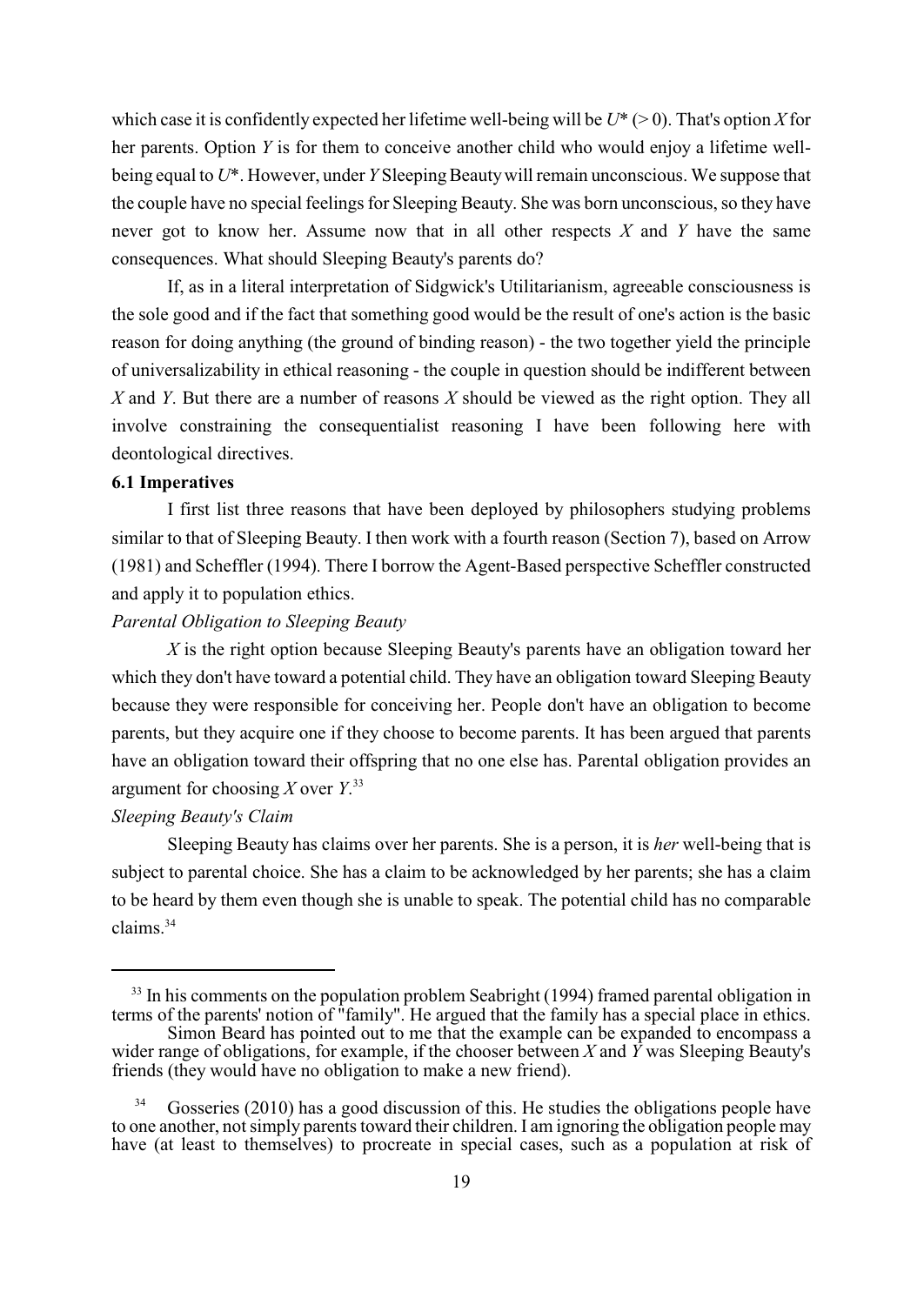which case it is confidently expected her lifetime well-being will be $U^*$ (> 0). That's option *X* for her parents. Option *Y* is for them to conceive another child who would enjoy a lifetime well-being equal to $U^*$. However, under *Y* Sleeping Beauty will remain unconscious. We suppose that the couple have no special feelings for Sleeping Beauty. She was born unconscious, so they have never got to know her. Assume now that in all other respects *X* and *Y* have the same consequences. What should Sleeping Beauty's parents do?

If, as in a literal interpretation of Sidgwick's Utilitarianism, agreeable consciousness is the sole good and if the fact that something good would be the result of one's action is the basic reason for doing anything (the ground of binding reason) - the two together yield the principle of universalizability in ethical reasoning - the couple in question should be indifferent between *X* and *Y*. But there are a number of reasons *X* should be viewed as the right option. They all involve constraining the consequentialist reasoning I have been following here with deontological directives.

### 6.1 Imperatives

I first list three reasons that have been deployed by philosophers studying problems similar to that of Sleeping Beauty. I then work with a fourth reason (Section 7), based on Arrow (1981) and Scheffler (1994). There I borrow the Agent-Based perspective Scheffler constructed and apply it to population ethics.

*Parental Obligation to Sleeping Beauty*

*X* is the right option because Sleeping Beauty's parents have an obligation toward her which they don't have toward a potential child. They have an obligation toward Sleeping Beauty because they were responsible for conceiving her. People don't have an obligation to become parents, but they acquire one if they choose to become parents. It has been argued that parents have an obligation toward their offspring that no one else has. Parental obligation provides an argument for choosing *X* over *Y*.[33]

*Sleeping Beauty's Claim*

Sleeping Beauty has claims over her parents. She is a person, it is *her* well-being that is subject to parental choice. She has a claim to be acknowledged by her parents; she has a claim to be heard by them even though she is unable to speak. The potential child has no comparable claims.[34]

---

[33] In his comments on the population problem Seabright (1994) framed parental obligation in terms of the parents' notion of "family". He argued that the family has a special place in ethics.

Simon Beard has pointed out to me that the example can be expanded to encompass a wider range of obligations, for example, if the chooser between *X* and *Y* was Sleeping Beauty's friends (they would have no obligation to make a new friend).

[34] Gosseries (2010) has a good discussion of this. He studies the obligations people have to one another, not simply parents toward their children. I am ignoring the obligation people may have (at least to themselves) to procreate in special cases, such as a population at risk of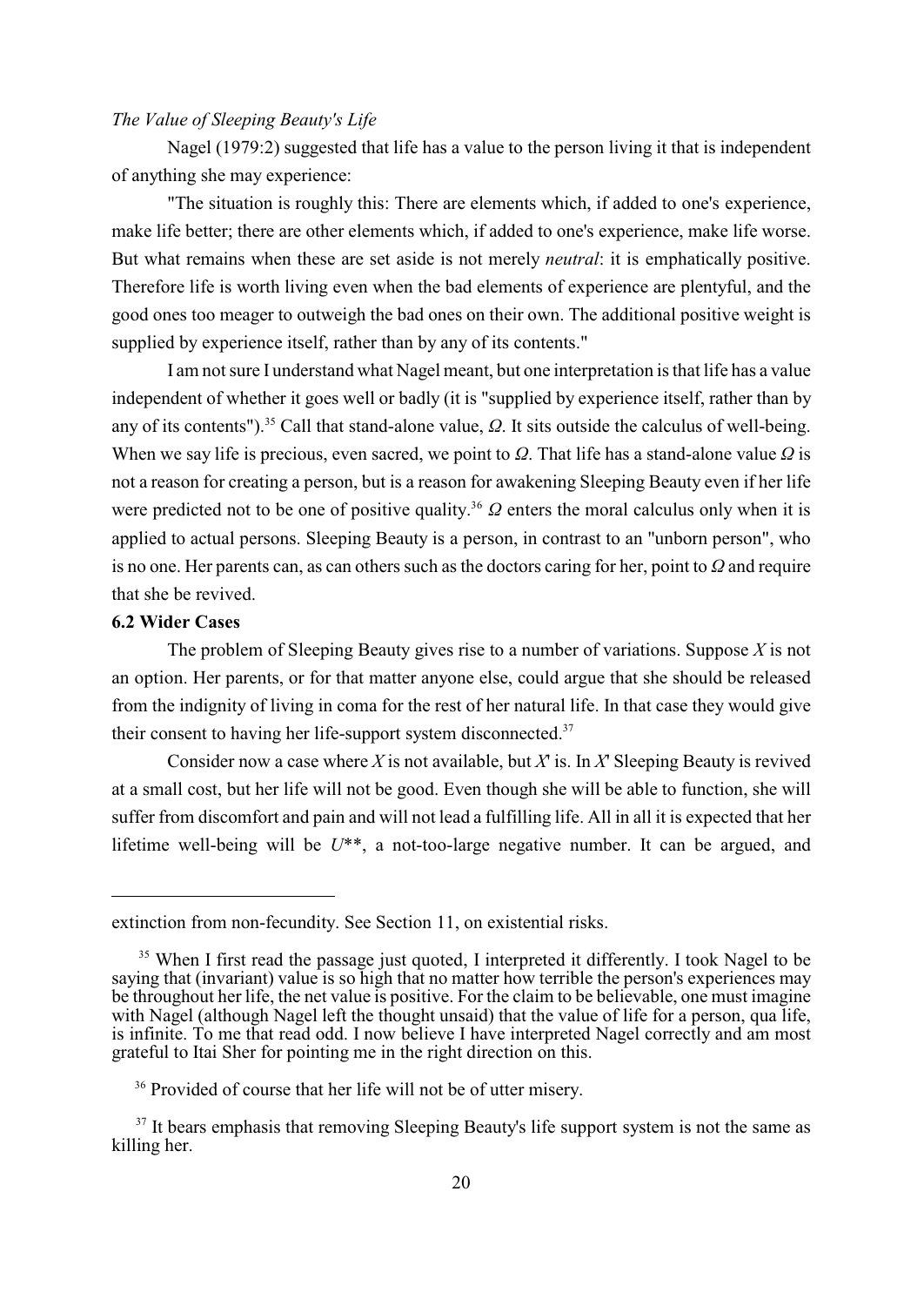*The Value of Sleeping Beauty's Life*

Nagel (1979:2) suggested that life has a value to the person living it that is independent of anything she may experience:

"The situation is roughly this: There are elements which, if added to one's experience, make life better; there are other elements which, if added to one's experience, make life worse. But what remains when these are set aside is not merely *neutral*: it is emphatically positive. Therefore life is worth living even when the bad elements of experience are plentyful, and the good ones too meager to outweigh the bad ones on their own. The additional positive weight is supplied by experience itself, rather than by any of its contents."

I am not sure I understand what Nagel meant, but one interpretation is that life has a value independent of whether it goes well or badly (it is "supplied by experience itself, rather than by any of its contents").[35] Call that stand-alone value, $\Omega$. It sits outside the calculus of well-being. When we say life is precious, even sacred, we point to $\Omega$. That life has a stand-alone value $\Omega$ is not a reason for creating a person, but is a reason for awakening Sleeping Beauty even if her life were predicted not to be one of positive quality.[36] $\Omega$ enters the moral calculus only when it is applied to actual persons. Sleeping Beauty is a person, in contrast to an "unborn person", who is no one. Her parents can, as can others such as the doctors caring for her, point to $\Omega$ and require that she be revived.

**6.2 Wider Cases**

The problem of Sleeping Beauty gives rise to a number of variations. Suppose $X$ is not an option. Her parents, or for that matter anyone else, could argue that she should be released from the indignity of living in coma for the rest of her natural life. In that case they would give their consent to having her life-support system disconnected.[37]

Consider now a case where $X$ is not available, but $X'$ is. In $X'$ Sleeping Beauty is revived at a small cost, but her life will not be good. Even though she will be able to function, she will suffer from discomfort and pain and will not lead a fulfilling life. All in all it is expected that her lifetime well-being will be $U^{**}$, a not-too-large negative number. It can be argued, and

---

extinction from non-fecundity. See Section 11, on existential risks.

[35] When I first read the passage just quoted, I interpreted it differently. I took Nagel to be saying that (invariant) value is so high that no matter how terrible the person's experiences may be throughout her life, the net value is positive. For the claim to be believable, one must imagine with Nagel (although Nagel left the thought unsaid) that the value of life for a person, qua life, is infinite. To me that read odd. I now believe I have interpreted Nagel correctly and am most grateful to Itai Sher for pointing me in the right direction on this.

[36] Provided of course that her life will not be of utter misery.

[37] It bears emphasis that removing Sleeping Beauty's life support system is not the same as killing her.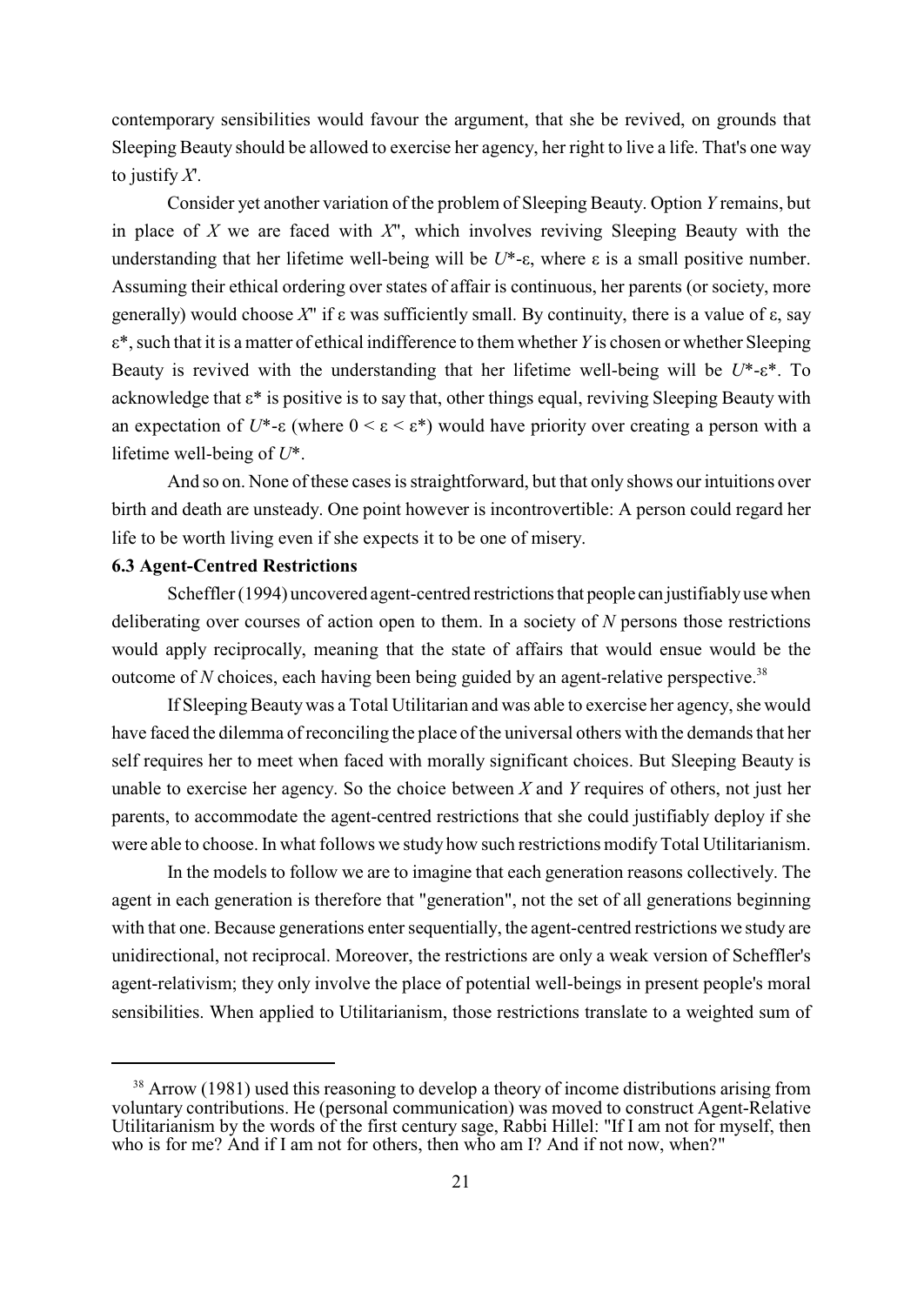contemporary sensibilities would favour the argument, that she be revived, on grounds that Sleeping Beauty should be allowed to exercise her agency, her right to live a life. That's one way to justify $X'$.

Consider yet another variation of the problem of Sleeping Beauty. Option $Y$ remains, but in place of $X$ we are faced with $X''$, which involves reviving Sleeping Beauty with the understanding that her lifetime well-being will be $U^*$-$\varepsilon$, where $\varepsilon$ is a small positive number. Assuming their ethical ordering over states of affair is continuous, her parents (or society, more generally) would choose $X''$ if $\varepsilon$ was sufficiently small. By continuity, there is a value of $\varepsilon$, say $\varepsilon^*$, such that it is a matter of ethical indifference to them whether $Y$ is chosen or whether Sleeping Beauty is revived with the understanding that her lifetime well-being will be $U^*$-$\varepsilon^*$. To acknowledge that $\varepsilon^*$ is positive is to say that, other things equal, reviving Sleeping Beauty with an expectation of $U^*$-$\varepsilon$ (where $0 < \varepsilon < \varepsilon^*$) would have priority over creating a person with a lifetime well-being of $U^*$.

And so on. None of these cases is straightforward, but that only shows our intuitions over birth and death are unsteady. One point however is incontrovertible: A person could regard her life to be worth living even if she expects it to be one of misery.

### 6.3 Agent-Centred Restrictions

Scheffler (1994) uncovered agent-centred restrictions that people can justifiably use when deliberating over courses of action open to them. In a society of $N$ persons those restrictions would apply reciprocally, meaning that the state of affairs that would ensue would be the outcome of $N$ choices, each having been being guided by an agent-relative perspective.[38]

If Sleeping Beauty was a Total Utilitarian and was able to exercise her agency, she would have faced the dilemma of reconciling the place of the universal others with the demands that her self requires her to meet when faced with morally significant choices. But Sleeping Beauty is unable to exercise her agency. So the choice between $X$ and $Y$ requires of others, not just her parents, to accommodate the agent-centred restrictions that she could justifiably deploy if she were able to choose. In what follows we study how such restrictions modify Total Utilitarianism.

In the models to follow we are to imagine that each generation reasons collectively. The agent in each generation is therefore that "generation", not the set of all generations beginning with that one. Because generations enter sequentially, the agent-centred restrictions we study are unidirectional, not reciprocal. Moreover, the restrictions are only a weak version of Scheffler's agent-relativism; they only involve the place of potential well-beings in present people's moral sensibilities. When applied to Utilitarianism, those restrictions translate to a weighted sum of

---

[38] Arrow (1981) used this reasoning to develop a theory of income distributions arising from voluntary contributions. He (personal communication) was moved to construct Agent-Relative Utilitarianism by the words of the first century sage, Rabbi Hillel: "If I am not for myself, then who is for me? And if I am not for others, then who am I? And if not now, when?"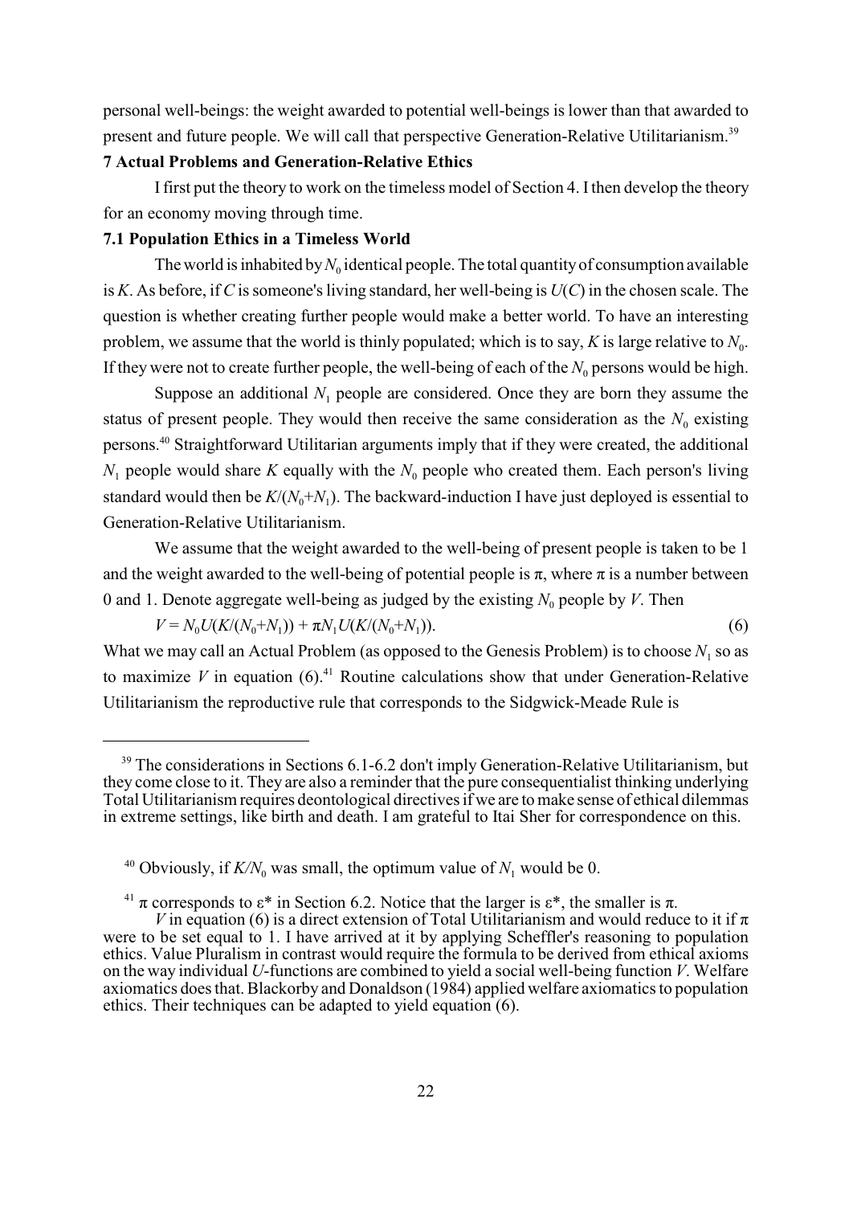personal well-beings: the weight awarded to potential well-beings is lower than that awarded to present and future people. We will call that perspective Generation-Relative Utilitarianism.[39]

## 7 Actual Problems and Generation-Relative Ethics

I first put the theory to work on the timeless model of Section 4. I then develop the theory for an economy moving through time.

### 7.1 Population Ethics in a Timeless World

The world is inhabited by $N_0$ identical people. The total quantity of consumption available is $K$. As before, if $C$ is someone's living standard, her well-being is $U(C)$ in the chosen scale. The question is whether creating further people would make a better world. To have an interesting problem, we assume that the world is thinly populated; which is to say, $K$ is large relative to $N_0$. If they were not to create further people, the well-being of each of the $N_0$ persons would be high.

Suppose an additional $N_1$ people are considered. Once they are born they assume the status of present people. They would then receive the same consideration as the $N_0$ existing persons.[40] Straightforward Utilitarian arguments imply that if they were created, the additional $N_1$ people would share $K$ equally with the $N_0$ people who created them. Each person's living standard would then be $K/(N_0+N_1)$. The backward-induction I have just deployed is essential to Generation-Relative Utilitarianism.

We assume that the weight awarded to the well-being of present people is taken to be 1 and the weight awarded to the well-being of potential people is $\pi$, where $\pi$ is a number between 0 and 1. Denote aggregate well-being as judged by the existing $N_0$ people by $V$. Then

$$V = N_0U(K/(N_0+N_1)) + \pi N_1U(K/(N_0+N_1)). \qquad (6)$$

What we may call an Actual Problem (as opposed to the Genesis Problem) is to choose $N_1$ so as to maximize $V$ in equation (6).[41] Routine calculations show that under Generation-Relative Utilitarianism the reproductive rule that corresponds to the Sidgwick-Meade Rule is

---

[39] The considerations in Sections 6.1-6.2 don't imply Generation-Relative Utilitarianism, but they come close to it. They are also a reminder that the pure consequentialist thinking underlying Total Utilitarianism requires deontological directives if we are to make sense of ethical dilemmas in extreme settings, like birth and death. I am grateful to Itai Sher for correspondence on this.

[40] Obviously, if $K/N_0$ was small, the optimum value of $N_1$ would be 0.

[41] $\pi$ corresponds to $\varepsilon^*$ in Section 6.2. Notice that the larger is $\varepsilon^*$, the smaller is $\pi$.

$V$ in equation (6) is a direct extension of Total Utilitarianism and would reduce to it if $\pi$ were to be set equal to 1. I have arrived at it by applying Scheffler's reasoning to population ethics. Value Pluralism in contrast would require the formula to be derived from ethical axioms on the way individual $U$-functions are combined to yield a social well-being function $V$. Welfare axiomatics does that. Blackorby and Donaldson (1984) applied welfare axiomatics to population ethics. Their techniques can be adapted to yield equation (6).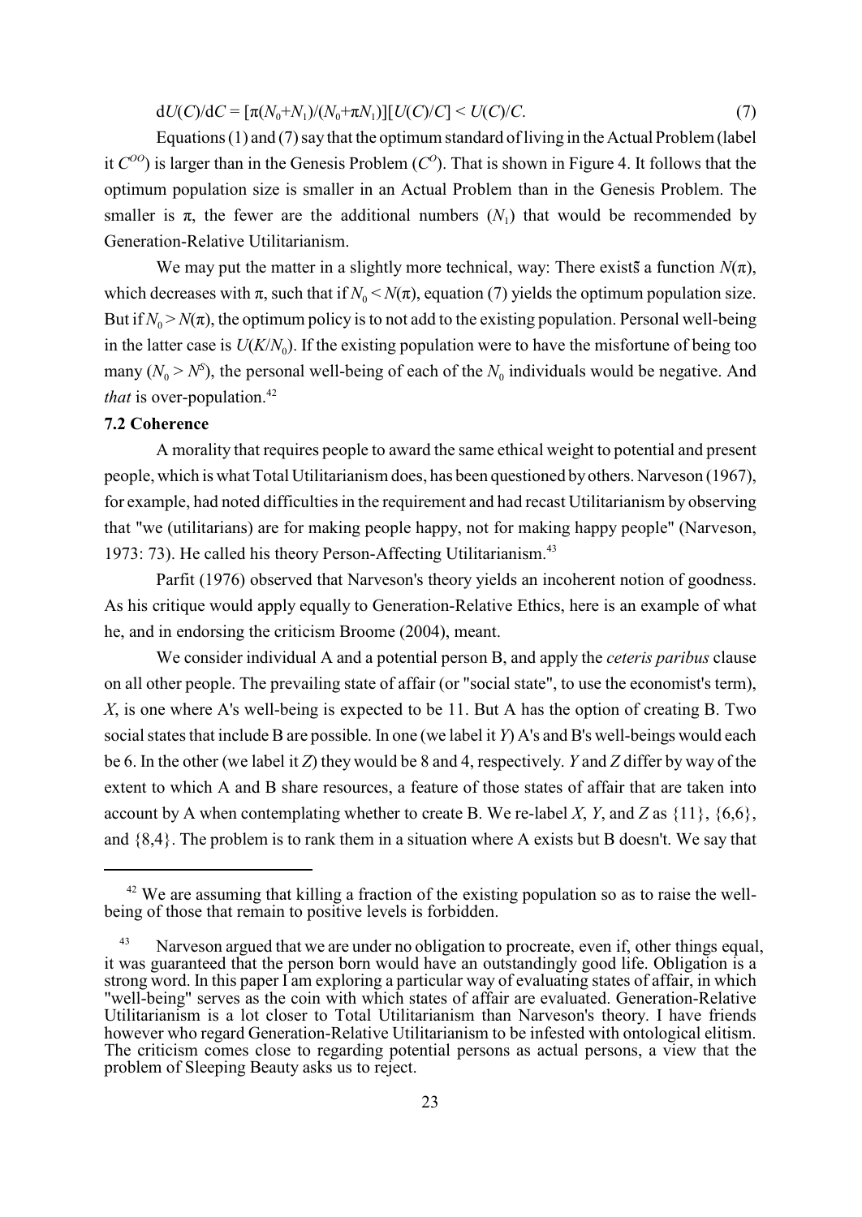$$dU(C)/dC = [\pi(N_0+N_1)/(N_0+\pi N_1)][U(C)/C] < U(C)/C. \quad (7)$$

Equations (1) and (7) say that the optimum standard of living in the Actual Problem (label it $C^{OO}$) is larger than in the Genesis Problem ($C^{O}$). That is shown in Figure 4. It follows that the optimum population size is smaller in an Actual Problem than in the Genesis Problem. The smaller is $\pi$, the fewer are the additional numbers ($N_1$) that would be recommended by Generation-Relative Utilitarianism.

We may put the matter in a slightly more technical, way: There exists a function $N(\pi)$, which decreases with $\pi$, such that if $N_0 < N(\pi)$, equation (7) yields the optimum population size. But if $N_0 > N(\pi)$, the optimum policy is to not add to the existing population. Personal well-being in the latter case is $U(K/N_0)$. If the existing population were to have the misfortune of being too many ($N_0 > N^S$), the personal well-being of each of the $N_0$ individuals would be negative. And *that* is over-population.[42]

### 7.2 Coherence

A morality that requires people to award the same ethical weight to potential and present people, which is what Total Utilitarianism does, has been questioned by others. Narveson (1967), for example, had noted difficulties in the requirement and had recast Utilitarianism by observing that "we (utilitarians) are for making people happy, not for making happy people" (Narveson, 1973: 73). He called his theory Person-Affecting Utilitarianism.[43]

Parfit (1976) observed that Narveson's theory yields an incoherent notion of goodness. As his critique would apply equally to Generation-Relative Ethics, here is an example of what he, and in endorsing the criticism Broome (2004), meant.

We consider individual A and a potential person B, and apply the *ceteris paribus* clause on all other people. The prevailing state of affair (or "social state", to use the economist's term), $X$, is one where A's well-being is expected to be 11. But A has the option of creating B. Two social states that include B are possible. In one (we label it $Y$) A's and B's well-beings would each be 6. In the other (we label it $Z$) they would be 8 and 4, respectively. $Y$ and $Z$ differ by way of the extent to which A and B share resources, a feature of those states of affair that are taken into account by A when contemplating whether to create B. We re-label $X$, $Y$, and $Z$ as {11}, {6,6}, and {8,4}. The problem is to rank them in a situation where A exists but B doesn't. We say that

---

[42] We are assuming that killing a fraction of the existing population so as to raise the well-being of those that remain to positive levels is forbidden.

[43] Narveson argued that we are under no obligation to procreate, even if, other things equal, it was guaranteed that the person born would have an outstandingly good life. Obligation is a strong word. In this paper I am exploring a particular way of evaluating states of affair, in which "well-being" serves as the coin with which states of affair are evaluated. Generation-Relative Utilitarianism is a lot closer to Total Utilitarianism than Narveson's theory. I have friends however who regard Generation-Relative Utilitarianism to be infested with ontological elitism. The criticism comes close to regarding potential persons as actual persons, a view that the problem of Sleeping Beauty asks us to reject.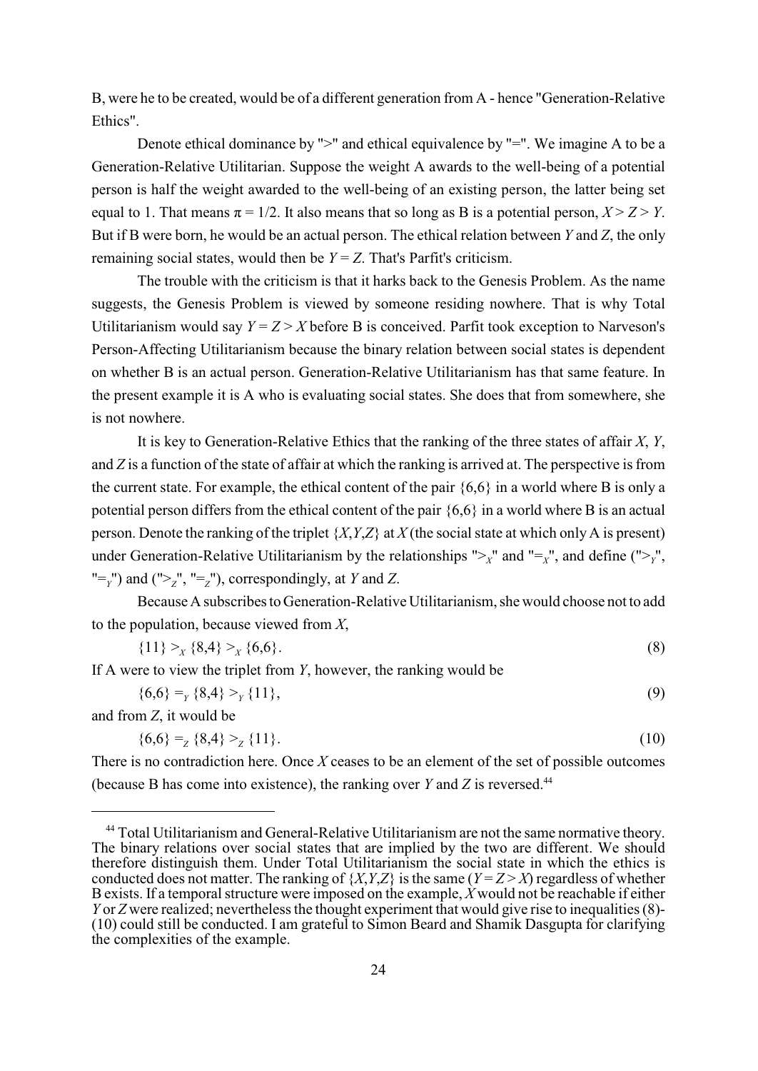B, were he to be created, would be of a different generation from A - hence "Generation-Relative Ethics".

Denote ethical dominance by ">" and ethical equivalence by "=". We imagine A to be a Generation-Relative Utilitarian. Suppose the weight A awards to the well-being of a potential person is half the weight awarded to the well-being of an existing person, the latter being set equal to 1. That means $\pi = 1/2$. It also means that so long as B is a potential person, $X > Z > Y$. But if B were born, he would be an actual person. The ethical relation between $Y$ and $Z$, the only remaining social states, would then be $Y = Z$. That's Parfit's criticism.

The trouble with the criticism is that it harks back to the Genesis Problem. As the name suggests, the Genesis Problem is viewed by someone residing nowhere. That is why Total Utilitarianism would say $Y = Z > X$ before B is conceived. Parfit took exception to Narveson's Person-Affecting Utilitarianism because the binary relation between social states is dependent on whether B is an actual person. Generation-Relative Utilitarianism has that same feature. In the present example it is A who is evaluating social states. She does that from somewhere, she is not nowhere.

It is key to Generation-Relative Ethics that the ranking of the three states of affair $X$, $Y$, and $Z$ is a function of the state of affair at which the ranking is arrived at. The perspective is from the current state. For example, the ethical content of the pair $\{6,6\}$ in a world where B is only a potential person differs from the ethical content of the pair $\{6,6\}$ in a world where B is an actual person. Denote the ranking of the triplet $\{X,Y,Z\}$ at $X$ (the social state at which only A is present) under Generation-Relative Utilitarianism by the relationships "$>_X$" and "$=_X$", and define ("$>_Y$", "$=_Y$") and ("$>_Z$", "$=_Z$"), correspondingly, at $Y$ and $Z$.

Because A subscribes to Generation-Relative Utilitarianism, she would choose not to add to the population, because viewed from $X$,

$$\{11\} >_X \{8,4\} >_X \{6,6\}. \tag{8}$$

If A were to view the triplet from $Y$, however, the ranking would be

$$\{6,6\} =_Y \{8,4\} >_Y \{11\}, \tag{9}$$

and from $Z$, it would be

$$\{6,6\} =_Z \{8,4\} >_Z \{11\}. \tag{10}$$

There is no contradiction here. Once $X$ ceases to be an element of the set of possible outcomes (because B has come into existence), the ranking over $Y$ and $Z$ is reversed.[44]

---

[44] Total Utilitarianism and General-Relative Utilitarianism are not the same normative theory. The binary relations over social states that are implied by the two are different. We should therefore distinguish them. Under Total Utilitarianism the social state in which the ethics is conducted does not matter. The ranking of $\{X,Y,Z\}$ is the same ($Y = Z > X$) regardless of whether B exists. If a temporal structure were imposed on the example, $X$ would not be reachable if either $Y$ or $Z$ were realized; nevertheless the thought experiment that would give rise to inequalities (8)-(10) could still be conducted. I am grateful to Simon Beard and Shamik Dasgupta for clarifying the complexities of the example.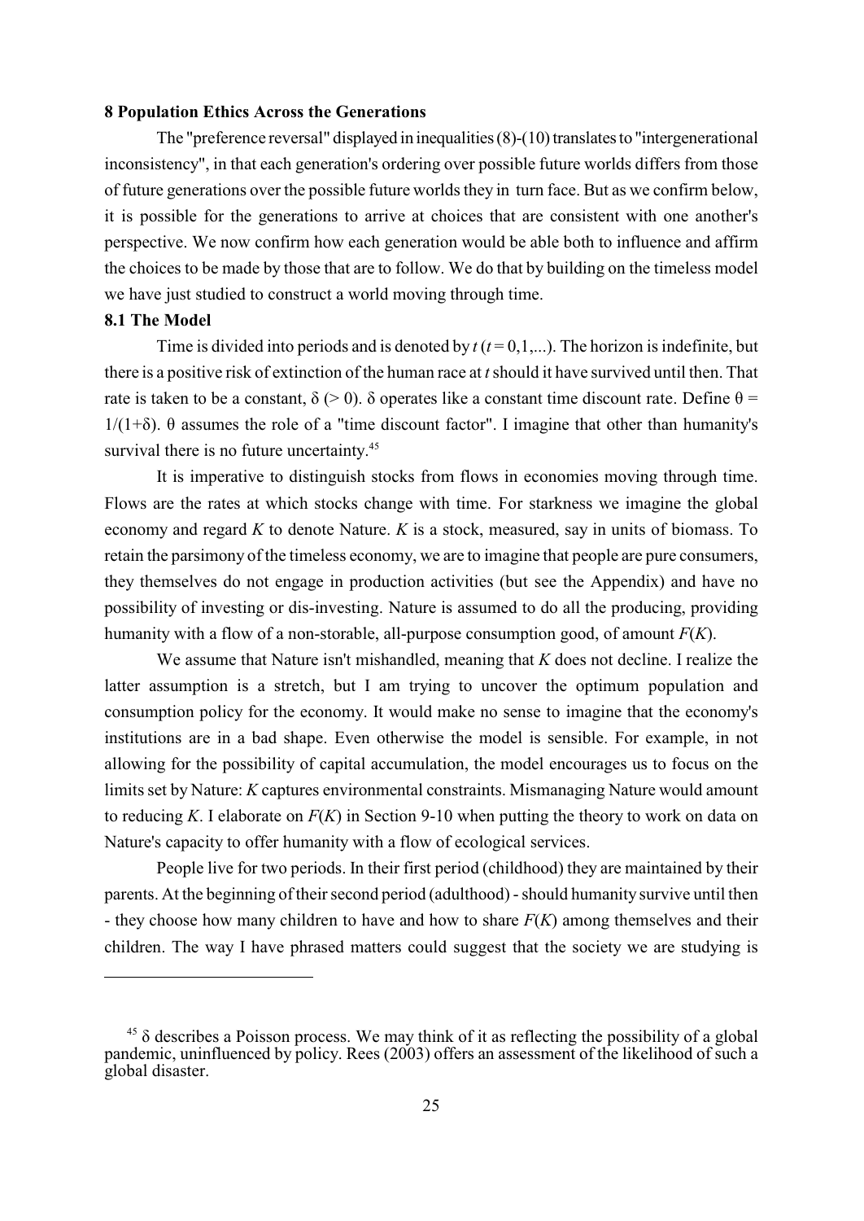**8 Population Ethics Across the Generations**

The "preference reversal" displayed in inequalities (8)-(10) translates to "intergenerational inconsistency", in that each generation's ordering over possible future worlds differs from those of future generations over the possible future worlds they in turn face. But as we confirm below, it is possible for the generations to arrive at choices that are consistent with one another's perspective. We now confirm how each generation would be able both to influence and affirm the choices to be made by those that are to follow. We do that by building on the timeless model we have just studied to construct a world moving through time.

**8.1 The Model**

Time is divided into periods and is denoted by $t$ ($t = 0,1,...$). The horizon is indefinite, but there is a positive risk of extinction of the human race at $t$ should it have survived until then. That rate is taken to be a constant, $\delta$ ($> 0$). $\delta$ operates like a constant time discount rate. Define $\theta = 1/(1+\delta)$. $\theta$ assumes the role of a "time discount factor". I imagine that other than humanity's survival there is no future uncertainty.[45]

It is imperative to distinguish stocks from flows in economies moving through time. Flows are the rates at which stocks change with time. For starkness we imagine the global economy and regard $K$ to denote Nature. $K$ is a stock, measured, say in units of biomass. To retain the parsimony of the timeless economy, we are to imagine that people are pure consumers, they themselves do not engage in production activities (but see the Appendix) and have no possibility of investing or dis-investing. Nature is assumed to do all the producing, providing humanity with a flow of a non-storable, all-purpose consumption good, of amount $F(K)$.

We assume that Nature isn't mishandled, meaning that $K$ does not decline. I realize the latter assumption is a stretch, but I am trying to uncover the optimum population and consumption policy for the economy. It would make no sense to imagine that the economy's institutions are in a bad shape. Even otherwise the model is sensible. For example, in not allowing for the possibility of capital accumulation, the model encourages us to focus on the limits set by Nature: $K$ captures environmental constraints. Mismanaging Nature would amount to reducing $K$. I elaborate on $F(K)$ in Section 9-10 when putting the theory to work on data on Nature's capacity to offer humanity with a flow of ecological services.

People live for two periods. In their first period (childhood) they are maintained by their parents. At the beginning of their second period (adulthood) - should humanity survive until then - they choose how many children to have and how to share $F(K)$ among themselves and their children. The way I have phrased matters could suggest that the society we are studying is

[45] $\delta$ describes a Poisson process. We may think of it as reflecting the possibility of a global pandemic, uninfluenced by policy. Rees (2003) offers an assessment of the likelihood of such a global disaster.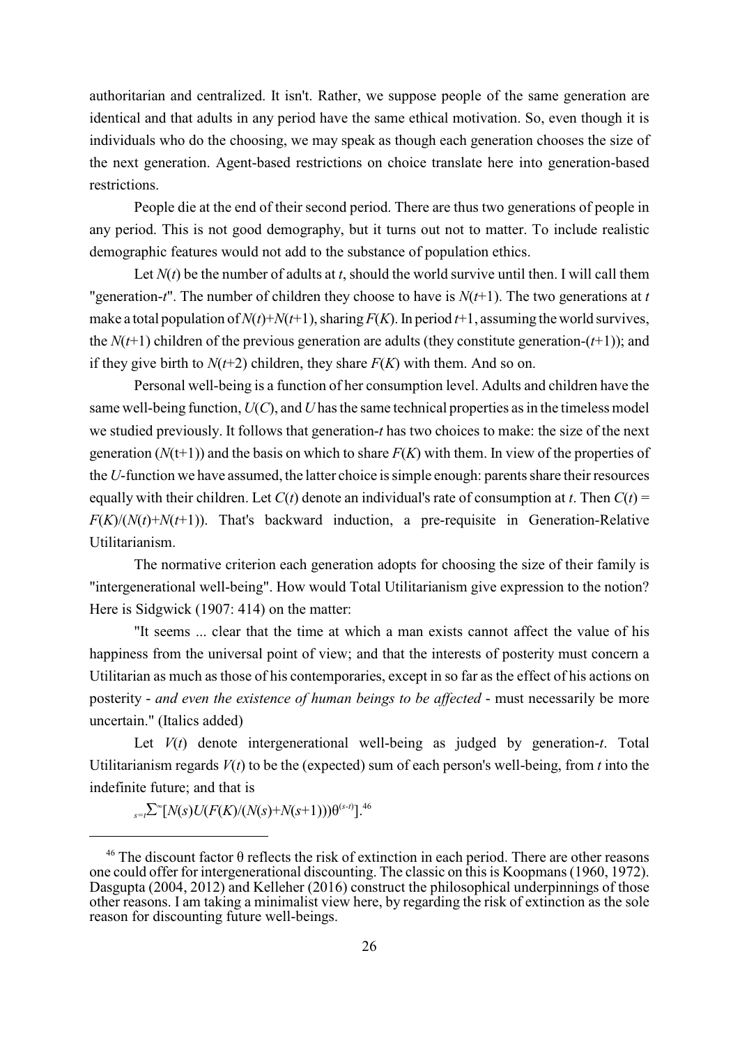authoritarian and centralized. It isn't. Rather, we suppose people of the same generation are identical and that adults in any period have the same ethical motivation. So, even though it is individuals who do the choosing, we may speak as though each generation chooses the size of the next generation. Agent-based restrictions on choice translate here into generation-based restrictions.

People die at the end of their second period. There are thus two generations of people in any period. This is not good demography, but it turns out not to matter. To include realistic demographic features would not add to the substance of population ethics.

Let $N(t)$ be the number of adults at $t$, should the world survive until then. I will call them "generation-$t$". The number of children they choose to have is $N(t+1)$. The two generations at $t$ make a total population of $N(t)+N(t+1)$, sharing $F(K)$. In period $t+1$, assuming the world survives, the $N(t+1)$ children of the previous generation are adults (they constitute generation-$(t+1)$); and if they give birth to $N(t+2)$ children, they share $F(K)$ with them. And so on.

Personal well-being is a function of her consumption level. Adults and children have the same well-being function, $U(C)$, and $U$ has the same technical properties as in the timeless model we studied previously. It follows that generation-$t$ has two choices to make: the size of the next generation ($N(t+1)$) and the basis on which to share $F(K)$ with them. In view of the properties of the $U$-function we have assumed, the latter choice is simple enough: parents share their resources equally with their children. Let $C(t)$ denote an individual's rate of consumption at $t$. Then $C(t) = F(K)/(N(t)+N(t+1))$. That's backward induction, a pre-requisite in Generation-Relative Utilitarianism.

The normative criterion each generation adopts for choosing the size of their family is "intergenerational well-being". How would Total Utilitarianism give expression to the notion? Here is Sidgwick (1907: 414) on the matter:

"It seems ... clear that the time at which a man exists cannot affect the value of his happiness from the universal point of view; and that the interests of posterity must concern a Utilitarian as much as those of his contemporaries, except in so far as the effect of his actions on posterity - *and even the existence of human beings to be affected* - must necessarily be more uncertain." (Italics added)

Let $V(t)$ denote intergenerational well-being as judged by generation-$t$. Total Utilitarianism regards $V(t)$ to be the (expected) sum of each person's well-being, from $t$ into the indefinite future; and that is

$$\sum_{s=t}^{\infty}[N(s)U(F(K)/(N(s)+N(s+1)))\theta^{(s-t)}].$$ [46]

[46] The discount factor $\theta$ reflects the risk of extinction in each period. There are other reasons one could offer for intergenerational discounting. The classic on this is Koopmans (1960, 1972). Dasgupta (2004, 2012) and Kelleher (2016) construct the philosophical underpinnings of those other reasons. I am taking a minimalist view here, by regarding the risk of extinction as the sole reason for discounting future well-beings.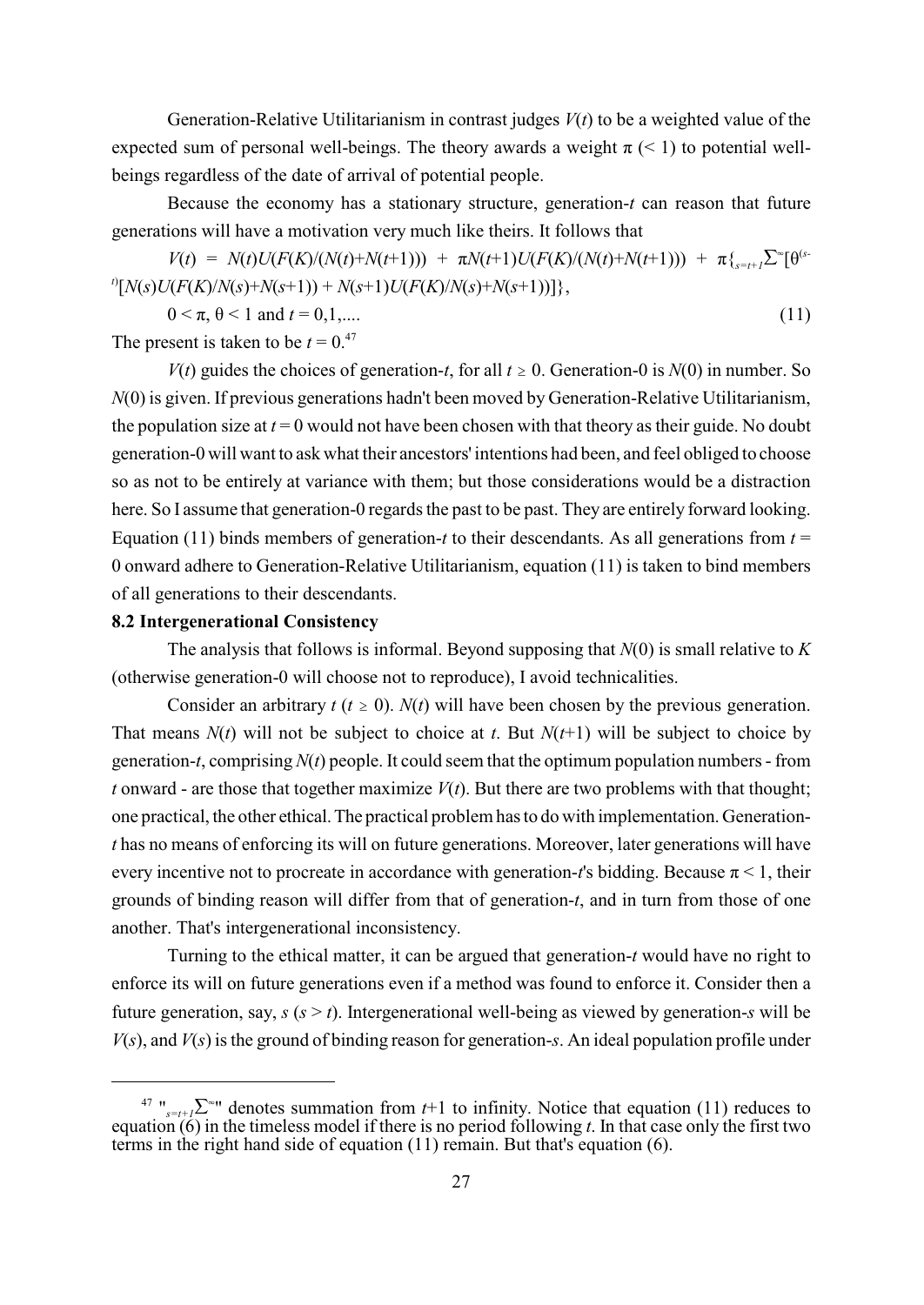Generation-Relative Utilitarianism in contrast judges $V(t)$ to be a weighted value of the expected sum of personal well-beings. The theory awards a weight $\pi$ ($< 1$) to potential well-beings regardless of the date of arrival of potential people.

Because the economy has a stationary structure, generation-$t$ can reason that future generations will have a motivation very much like theirs. It follows that

$$V(t) = N(t)U(F(K)/(N(t)+N(t+1))) + \pi N(t+1)U(F(K)/(N(t)+N(t+1))) + \pi\{{}_{s=t+1}\Sigma^{\infty}[\theta^{(s-t)}[N(s)U(F(K)/N(s)+N(s+1)) + N(s+1)U(F(K)/N(s)+N(s+1))]]\},$$

$$0 < \pi,\ \theta < 1 \text{ and } t = 0,1,.... \tag{11}$$

The present is taken to be $t = 0$.[47]

$V(t)$ guides the choices of generation-$t$, for all $t \geq 0$. Generation-0 is $N(0)$ in number. So $N(0)$ is given. If previous generations hadn't been moved by Generation-Relative Utilitarianism, the population size at $t = 0$ would not have been chosen with that theory as their guide. No doubt generation-0 will want to ask what their ancestors' intentions had been, and feel obliged to choose so as not to be entirely at variance with them; but those considerations would be a distraction here. So I assume that generation-0 regards the past to be past. They are entirely forward looking. Equation (11) binds members of generation-$t$ to their descendants. As all generations from $t = 0$ onward adhere to Generation-Relative Utilitarianism, equation (11) is taken to bind members of all generations to their descendants.

### 8.2 Intergenerational Consistency

The analysis that follows is informal. Beyond supposing that $N(0)$ is small relative to $K$ (otherwise generation-0 will choose not to reproduce), I avoid technicalities.

Consider an arbitrary $t$ ($t \geq 0$). $N(t)$ will have been chosen by the previous generation. That means $N(t)$ will not be subject to choice at $t$. But $N(t+1)$ will be subject to choice by generation-$t$, comprising $N(t)$ people. It could seem that the optimum population numbers - from $t$ onward - are those that together maximize $V(t)$. But there are two problems with that thought; one practical, the other ethical. The practical problem has to do with implementation. Generation-$t$ has no means of enforcing its will on future generations. Moreover, later generations will have every incentive not to procreate in accordance with generation-$t$'s bidding. Because $\pi < 1$, their grounds of binding reason will differ from that of generation-$t$, and in turn from those of one another. That's intergenerational inconsistency.

Turning to the ethical matter, it can be argued that generation-$t$ would have no right to enforce its will on future generations even if a method was found to enforce it. Consider then a future generation, say, $s$ ($s > t$). Intergenerational well-being as viewed by generation-$s$ will be $V(s)$, and $V(s)$ is the ground of binding reason for generation-$s$. An ideal population profile under

---

[47] "${}_{s=t+1}\Sigma^{\infty}$" denotes summation from $t$+1 to infinity. Notice that equation (11) reduces to equation (6) in the timeless model if there is no period following $t$. In that case only the first two terms in the right hand side of equation (11) remain. But that's equation (6).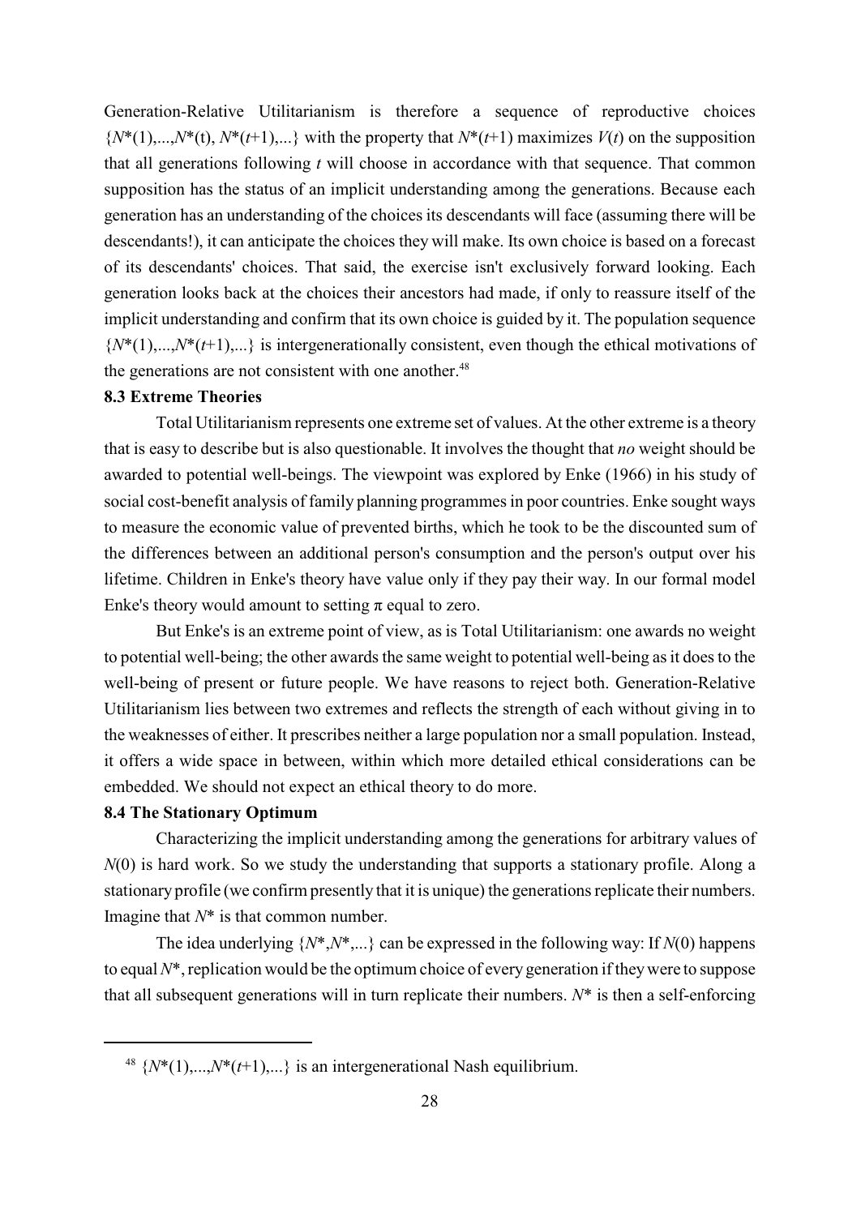Generation-Relative Utilitarianism is therefore a sequence of reproductive choices $\{N^*(1),...,N^*(t), N^*(t+1),...\}$ with the property that $N^*(t+1)$ maximizes $V(t)$ on the supposition that all generations following $t$ will choose in accordance with that sequence. That common supposition has the status of an implicit understanding among the generations. Because each generation has an understanding of the choices its descendants will face (assuming there will be descendants!), it can anticipate the choices they will make. Its own choice is based on a forecast of its descendants' choices. That said, the exercise isn't exclusively forward looking. Each generation looks back at the choices their ancestors had made, if only to reassure itself of the implicit understanding and confirm that its own choice is guided by it. The population sequence $\{N^*(1),...,N^*(t+1),...\}$ is intergenerationally consistent, even though the ethical motivations of the generations are not consistent with one another.[48]

### 8.3 Extreme Theories

Total Utilitarianism represents one extreme set of values. At the other extreme is a theory that is easy to describe but is also questionable. It involves the thought that *no* weight should be awarded to potential well-beings. The viewpoint was explored by Enke (1966) in his study of social cost-benefit analysis of family planning programmes in poor countries. Enke sought ways to measure the economic value of prevented births, which he took to be the discounted sum of the differences between an additional person's consumption and the person's output over his lifetime. Children in Enke's theory have value only if they pay their way. In our formal model Enke's theory would amount to setting $\pi$ equal to zero.

But Enke's is an extreme point of view, as is Total Utilitarianism: one awards no weight to potential well-being; the other awards the same weight to potential well-being as it does to the well-being of present or future people. We have reasons to reject both. Generation-Relative Utilitarianism lies between two extremes and reflects the strength of each without giving in to the weaknesses of either. It prescribes neither a large population nor a small population. Instead, it offers a wide space in between, within which more detailed ethical considerations can be embedded. We should not expect an ethical theory to do more.

### 8.4 The Stationary Optimum

Characterizing the implicit understanding among the generations for arbitrary values of $N(0)$ is hard work. So we study the understanding that supports a stationary profile. Along a stationary profile (we confirm presently that it is unique) the generations replicate their numbers. Imagine that $N^*$ is that common number.

The idea underlying $\{N^*,N^*,...\}$ can be expressed in the following way: If $N(0)$ happens to equal $N^*$, replication would be the optimum choice of every generation if they were to suppose that all subsequent generations will in turn replicate their numbers. $N^*$ is then a self-enforcing

---

[48] $\{N^*(1),...,N^*(t+1),...\}$ is an intergenerational Nash equilibrium.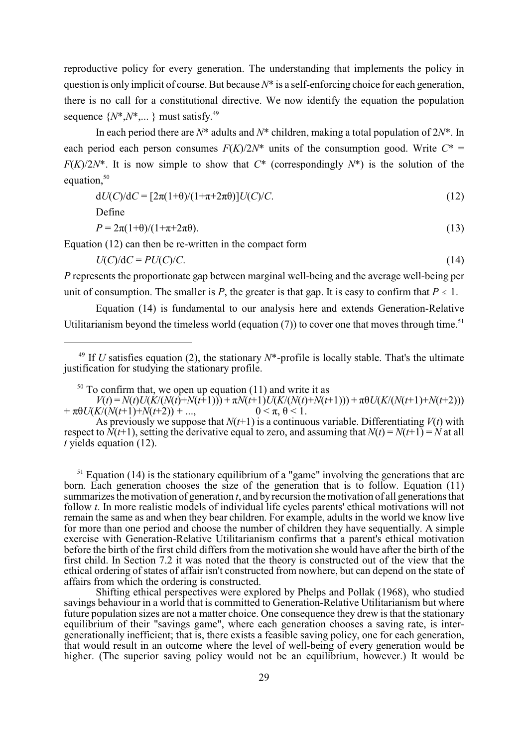reproductive policy for every generation. The understanding that implements the policy in question is only implicit of course. But because $N^*$ is a self-enforcing choice for each generation, there is no call for a constitutional directive. We now identify the equation the population sequence $\{N^*, N^*, ...\}$ must satisfy.[49]

In each period there are $N^*$ adults and $N^*$ children, making a total population of $2N^*$. In each period each person consumes $F(K)/2N^*$ units of the consumption good. Write $C^* = F(K)/2N^*$. It is now simple to show that $C^*$ (correspondingly $N^*$) is the solution of the equation,[50]

$$dU(C)/dC = [2\pi(1+\theta)/(1+\pi+2\pi\theta)]U(C)/C. \tag{12}$$

Define

$$P = 2\pi(1+\theta)/(1+\pi+2\pi\theta). \tag{13}$$

Equation (12) can then be re-written in the compact form

$$U(C)/dC = PU(C)/C. \tag{14}$$

$P$ represents the proportionate gap between marginal well-being and the average well-being per unit of consumption. The smaller is $P$, the greater is that gap. It is easy to confirm that $P \leq 1$.

Equation (14) is fundamental to our analysis here and extends Generation-Relative Utilitarianism beyond the timeless world (equation (7)) to cover one that moves through time.[51]

---

[49] If $U$ satisfies equation (2), the stationary $N^*$-profile is locally stable. That's the ultimate justification for studying the stationary profile.

[50] To confirm that, we open up equation (11) and write it as

$V(t) = N(t)U(K/(N(t)+N(t+1))) + \pi N(t+1)U(K/(N(t)+N(t+1))) + \pi\theta U(K/(N(t+1)+N(t+2))) + \pi\theta U(K/(N(t+1)+N(t+2)) + ..., \qquad 0 < \pi,\ \theta < 1.$

As previously we suppose that $N(t+1)$ is a continuous variable. Differentiating $V(t)$ with respect to $N(t+1)$, setting the derivative equal to zero, and assuming that $N(t) = N(t+1) = N$ at all $t$ yields equation (12).

[51] Equation (14) is the stationary equilibrium of a "game" involving the generations that are born. Each generation chooses the size of the generation that is to follow. Equation (11) summarizes the motivation of generation $t$, and by recursion the motivation of all generations that follow $t$. In more realistic models of individual life cycles parents' ethical motivations will not remain the same as and when they bear children. For example, adults in the world we know live for more than one period and choose the number of children they have sequentially. A simple exercise with Generation-Relative Utilitarianism confirms that a parent's ethical motivation before the birth of the first child differs from the motivation she would have after the birth of the first child. In Section 7.2 it was noted that the theory is constructed out of the view that the ethical ordering of states of affair isn't constructed from nowhere, but can depend on the state of affairs from which the ordering is constructed.

Shifting ethical perspectives were explored by Phelps and Pollak (1968), who studied savings behaviour in a world that is committed to Generation-Relative Utilitarianism but where future population sizes are not a matter choice. One consequence they drew is that the stationary equilibrium of their "savings game", where each generation chooses a saving rate, is inter-generationally inefficient; that is, there exists a feasible saving policy, one for each generation, that would result in an outcome where the level of well-being of every generation would be higher. (The superior saving policy would not be an equilibrium, however.) It would be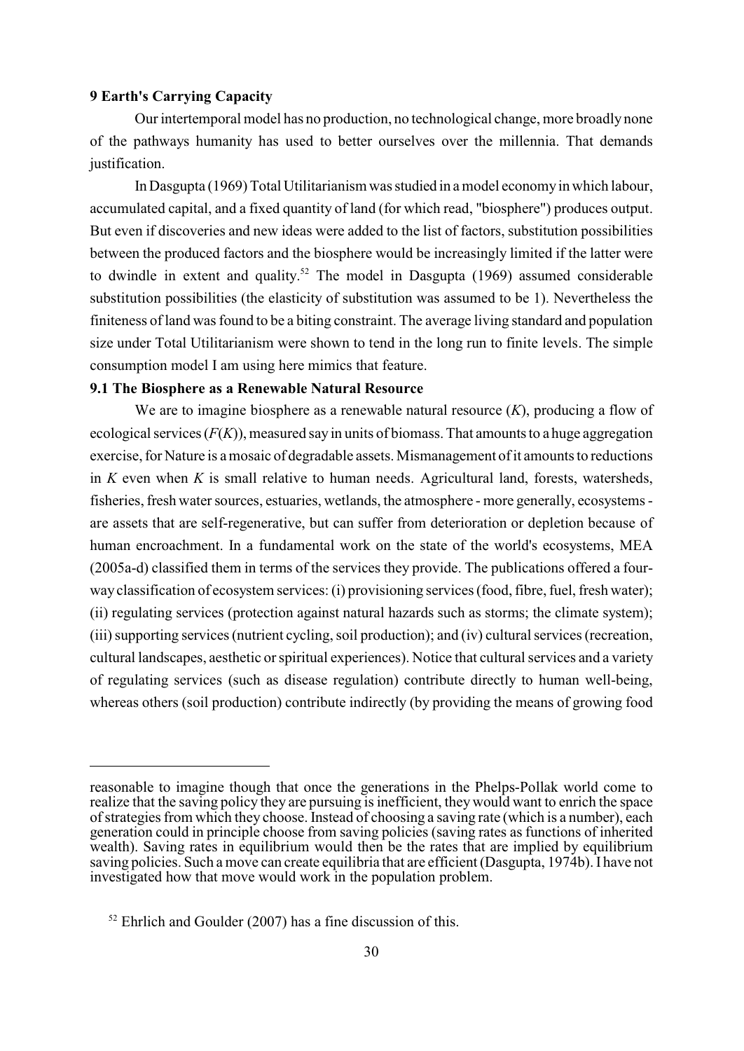## 9 Earth's Carrying Capacity

Our intertemporal model has no production, no technological change, more broadly none of the pathways humanity has used to better ourselves over the millennia. That demands justification.

In Dasgupta (1969) Total Utilitarianism was studied in a model economy in which labour, accumulated capital, and a fixed quantity of land (for which read, "biosphere") produces output. But even if discoveries and new ideas were added to the list of factors, substitution possibilities between the produced factors and the biosphere would be increasingly limited if the latter were to dwindle in extent and quality.[52] The model in Dasgupta (1969) assumed considerable substitution possibilities (the elasticity of substitution was assumed to be 1). Nevertheless the finiteness of land was found to be a biting constraint. The average living standard and population size under Total Utilitarianism were shown to tend in the long run to finite levels. The simple consumption model I am using here mimics that feature.

### 9.1 The Biosphere as a Renewable Natural Resource

We are to imagine biosphere as a renewable natural resource ($K$), producing a flow of ecological services ($F(K)$), measured say in units of biomass. That amounts to a huge aggregation exercise, for Nature is a mosaic of degradable assets. Mismanagement of it amounts to reductions in $K$ even when $K$ is small relative to human needs. Agricultural land, forests, watersheds, fisheries, fresh water sources, estuaries, wetlands, the atmosphere - more generally, ecosystems - are assets that are self-regenerative, but can suffer from deterioration or depletion because of human encroachment. In a fundamental work on the state of the world's ecosystems, MEA (2005a-d) classified them in terms of the services they provide. The publications offered a four-way classification of ecosystem services: (i) provisioning services (food, fibre, fuel, fresh water); (ii) regulating services (protection against natural hazards such as storms; the climate system); (iii) supporting services (nutrient cycling, soil production); and (iv) cultural services (recreation, cultural landscapes, aesthetic or spiritual experiences). Notice that cultural services and a variety of regulating services (such as disease regulation) contribute directly to human well-being, whereas others (soil production) contribute indirectly (by providing the means of growing food

---

reasonable to imagine though that once the generations in the Phelps-Pollak world come to realize that the saving policy they are pursuing is inefficient, they would want to enrich the space of strategies from which they choose. Instead of choosing a saving rate (which is a number), each generation could in principle choose from saving policies (saving rates as functions of inherited wealth). Saving rates in equilibrium would then be the rates that are implied by equilibrium saving policies. Such a move can create equilibria that are efficient (Dasgupta, 1974b). I have not investigated how that move would work in the population problem.

[52] Ehrlich and Goulder (2007) has a fine discussion of this.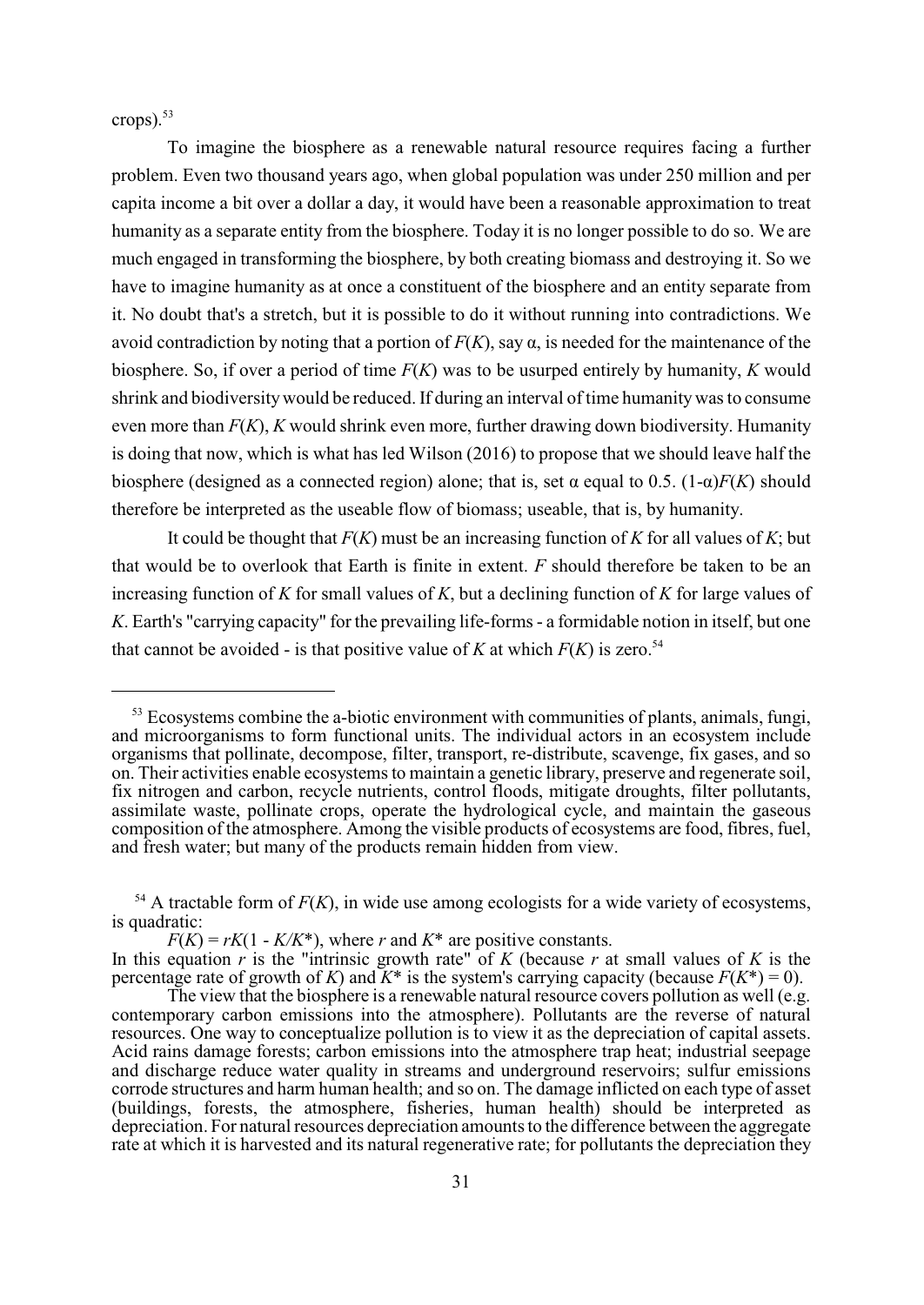crops).[53]

To imagine the biosphere as a renewable natural resource requires facing a further problem. Even two thousand years ago, when global population was under 250 million and per capita income a bit over a dollar a day, it would have been a reasonable approximation to treat humanity as a separate entity from the biosphere. Today it is no longer possible to do so. We are much engaged in transforming the biosphere, by both creating biomass and destroying it. So we have to imagine humanity as at once a constituent of the biosphere and an entity separate from it. No doubt that's a stretch, but it is possible to do it without running into contradictions. We avoid contradiction by noting that a portion of $F(K)$, say $\alpha$, is needed for the maintenance of the biosphere. So, if over a period of time $F(K)$ was to be usurped entirely by humanity, $K$ would shrink and biodiversity would be reduced. If during an interval of time humanity was to consume even more than $F(K)$, $K$ would shrink even more, further drawing down biodiversity. Humanity is doing that now, which is what has led Wilson (2016) to propose that we should leave half the biosphere (designed as a connected region) alone; that is, set $\alpha$ equal to 0.5. $(1-\alpha)F(K)$ should therefore be interpreted as the useable flow of biomass; useable, that is, by humanity.

It could be thought that $F(K)$ must be an increasing function of $K$ for all values of $K$; but that would be to overlook that Earth is finite in extent. $F$ should therefore be taken to be an increasing function of $K$ for small values of $K$, but a declining function of $K$ for large values of $K$. Earth's "carrying capacity" for the prevailing life-forms - a formidable notion in itself, but one that cannot be avoided - is that positive value of $K$ at which $F(K)$ is zero.[54]

---

[53] Ecosystems combine the a-biotic environment with communities of plants, animals, fungi, and microorganisms to form functional units. The individual actors in an ecosystem include organisms that pollinate, decompose, filter, transport, re-distribute, scavenge, fix gases, and so on. Their activities enable ecosystems to maintain a genetic library, preserve and regenerate soil, fix nitrogen and carbon, recycle nutrients, control floods, mitigate droughts, filter pollutants, assimilate waste, pollinate crops, operate the hydrological cycle, and maintain the gaseous composition of the atmosphere. Among the visible products of ecosystems are food, fibres, fuel, and fresh water; but many of the products remain hidden from view.

[54] A tractable form of $F(K)$, in wide use among ecologists for a wide variety of ecosystems, is quadratic:

$$F(K) = rK(1 - K/K^*), \text{ where } r \text{ and } K^* \text{ are positive constants.}$$

In this equation $r$ is the "intrinsic growth rate" of $K$ (because $r$ at small values of $K$ is the percentage rate of growth of $K$) and $K^*$ is the system's carrying capacity (because $F(K^*) = 0$).

The view that the biosphere is a renewable natural resource covers pollution as well (e.g. contemporary carbon emissions into the atmosphere). Pollutants are the reverse of natural resources. One way to conceptualize pollution is to view it as the depreciation of capital assets. Acid rains damage forests; carbon emissions into the atmosphere trap heat; industrial seepage and discharge reduce water quality in streams and underground reservoirs; sulfur emissions corrode structures and harm human health; and so on. The damage inflicted on each type of asset (buildings, forests, the atmosphere, fisheries, human health) should be interpreted as depreciation. For natural resources depreciation amounts to the difference between the aggregate rate at which it is harvested and its natural regenerative rate; for pollutants the depreciation they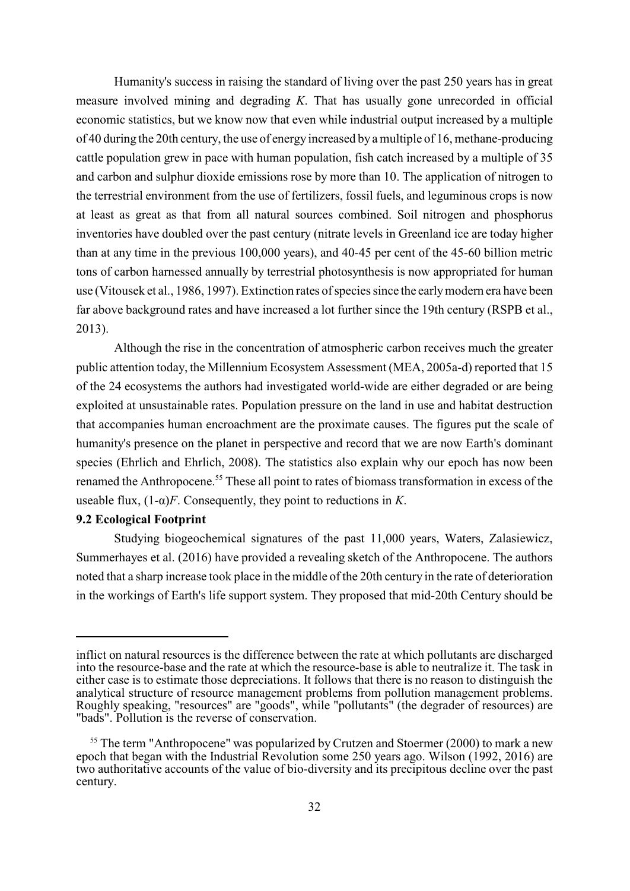Humanity's success in raising the standard of living over the past 250 years has in great measure involved mining and degrading *K*. That has usually gone unrecorded in official economic statistics, but we know now that even while industrial output increased by a multiple of 40 during the 20th century, the use of energy increased by a multiple of 16, methane-producing cattle population grew in pace with human population, fish catch increased by a multiple of 35 and carbon and sulphur dioxide emissions rose by more than 10. The application of nitrogen to the terrestrial environment from the use of fertilizers, fossil fuels, and leguminous crops is now at least as great as that from all natural sources combined. Soil nitrogen and phosphorus inventories have doubled over the past century (nitrate levels in Greenland ice are today higher than at any time in the previous 100,000 years), and 40-45 per cent of the 45-60 billion metric tons of carbon harnessed annually by terrestrial photosynthesis is now appropriated for human use (Vitousek et al., 1986, 1997). Extinction rates of species since the early modern era have been far above background rates and have increased a lot further since the 19th century (RSPB et al., 2013).

Although the rise in the concentration of atmospheric carbon receives much the greater public attention today, the Millennium Ecosystem Assessment (MEA, 2005a-d) reported that 15 of the 24 ecosystems the authors had investigated world-wide are either degraded or are being exploited at unsustainable rates. Population pressure on the land in use and habitat destruction that accompanies human encroachment are the proximate causes. The figures put the scale of humanity's presence on the planet in perspective and record that we are now Earth's dominant species (Ehrlich and Ehrlich, 2008). The statistics also explain why our epoch has now been renamed the Anthropocene.[55] These all point to rates of biomass transformation in excess of the useable flux, $(1-\alpha)F$. Consequently, they point to reductions in *K*.

**9.2 Ecological Footprint**

Studying biogeochemical signatures of the past 11,000 years, Waters, Zalasiewicz, Summerhayes et al. (2016) have provided a revealing sketch of the Anthropocene. The authors noted that a sharp increase took place in the middle of the 20th century in the rate of deterioration in the workings of Earth's life support system. They proposed that mid-20th Century should be

---

inflict on natural resources is the difference between the rate at which pollutants are discharged into the resource-base and the rate at which the resource-base is able to neutralize it. The task in either case is to estimate those depreciations. It follows that there is no reason to distinguish the analytical structure of resource management problems from pollution management problems. Roughly speaking, "resources" are "goods", while "pollutants" (the degrader of resources) are "bads". Pollution is the reverse of conservation.

[55] The term "Anthropocene" was popularized by Crutzen and Stoermer (2000) to mark a new epoch that began with the Industrial Revolution some 250 years ago. Wilson (1992, 2016) are two authoritative accounts of the value of bio-diversity and its precipitous decline over the past century.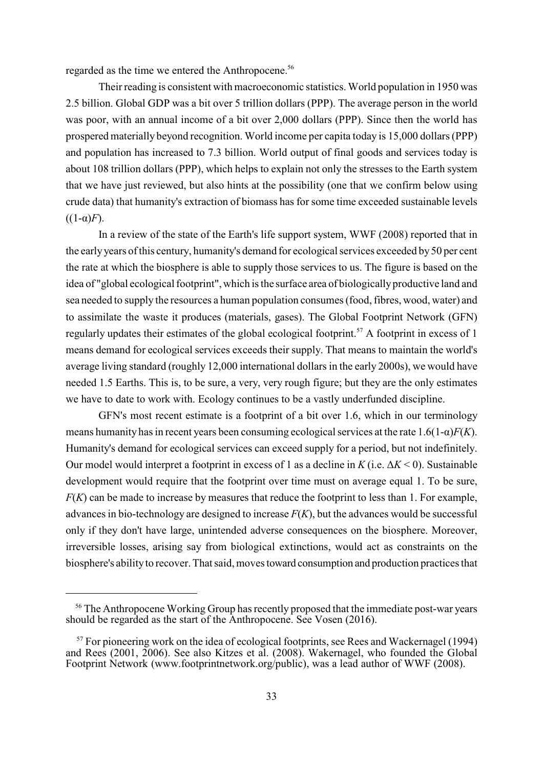regarded as the time we entered the Anthropocene.[56]

Their reading is consistent with macroeconomic statistics. World population in 1950 was 2.5 billion. Global GDP was a bit over 5 trillion dollars (PPP). The average person in the world was poor, with an annual income of a bit over 2,000 dollars (PPP). Since then the world has prospered materially beyond recognition. World income per capita today is 15,000 dollars (PPP) and population has increased to 7.3 billion. World output of final goods and services today is about 108 trillion dollars (PPP), which helps to explain not only the stresses to the Earth system that we have just reviewed, but also hints at the possibility (one that we confirm below using crude data) that humanity's extraction of biomass has for some time exceeded sustainable levels ($(1\text{-}\alpha)F$).

In a review of the state of the Earth's life support system, WWF (2008) reported that in the early years of this century, humanity's demand for ecological services exceeded by 50 per cent the rate at which the biosphere is able to supply those services to us. The figure is based on the idea of "global ecological footprint", which is the surface area of biologically productive land and sea needed to supply the resources a human population consumes (food, fibres, wood, water) and to assimilate the waste it produces (materials, gases). The Global Footprint Network (GFN) regularly updates their estimates of the global ecological footprint.[57] A footprint in excess of 1 means demand for ecological services exceeds their supply. That means to maintain the world's average living standard (roughly 12,000 international dollars in the early 2000s), we would have needed 1.5 Earths. This is, to be sure, a very, very rough figure; but they are the only estimates we have to date to work with. Ecology continues to be a vastly underfunded discipline.

GFN's most recent estimate is a footprint of a bit over 1.6, which in our terminology means humanity has in recent years been consuming ecological services at the rate $1.6(1\text{-}\alpha)F(K)$. Humanity's demand for ecological services can exceed supply for a period, but not indefinitely. Our model would interpret a footprint in excess of 1 as a decline in $K$ (i.e. $\Delta K < 0$). Sustainable development would require that the footprint over time must on average equal 1. To be sure, $F(K)$ can be made to increase by measures that reduce the footprint to less than 1. For example, advances in bio-technology are designed to increase $F(K)$, but the advances would be successful only if they don't have large, unintended adverse consequences on the biosphere. Moreover, irreversible losses, arising say from biological extinctions, would act as constraints on the biosphere's ability to recover. That said, moves toward consumption and production practices that

[56] The Anthropocene Working Group has recently proposed that the immediate post-war years should be regarded as the start of the Anthropocene. See Vosen (2016).

[57] For pioneering work on the idea of ecological footprints, see Rees and Wackernagel (1994) and Rees (2001, 2006). See also Kitzes et al. (2008). Wakernagel, who founded the Global Footprint Network (www.footprintnetwork.org/public), was a lead author of WWF (2008).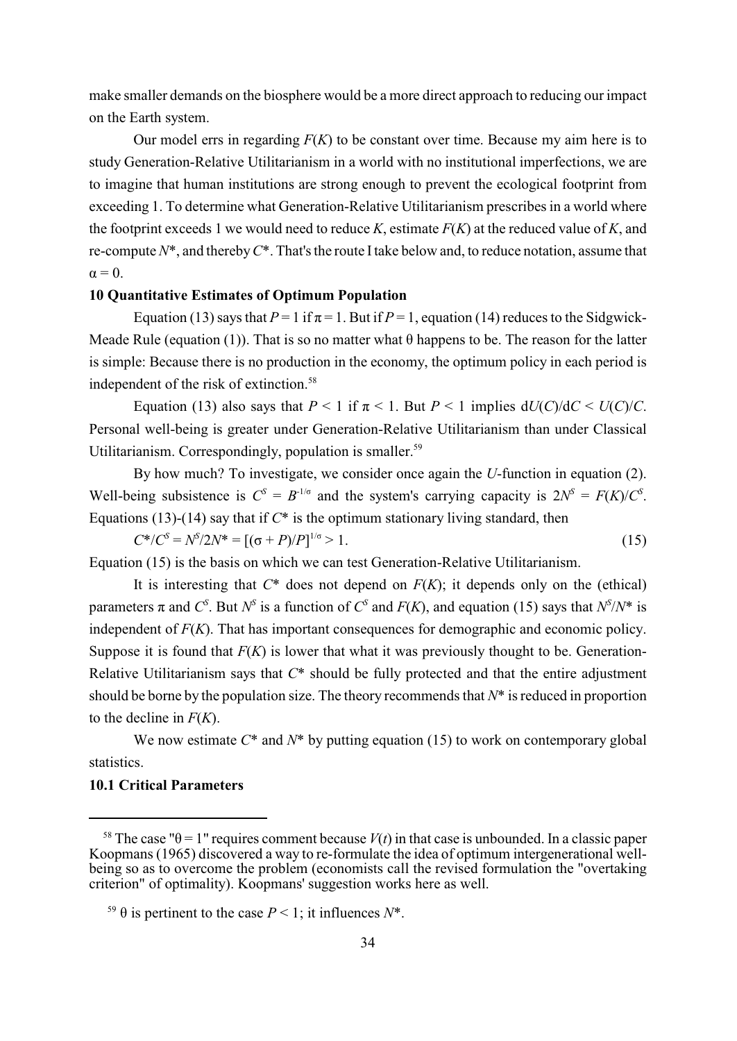make smaller demands on the biosphere would be a more direct approach to reducing our impact on the Earth system.

Our model errs in regarding $F(K)$ to be constant over time. Because my aim here is to study Generation-Relative Utilitarianism in a world with no institutional imperfections, we are to imagine that human institutions are strong enough to prevent the ecological footprint from exceeding 1. To determine what Generation-Relative Utilitarianism prescribes in a world where the footprint exceeds 1 we would need to reduce $K$, estimate $F(K)$ at the reduced value of $K$, and re-compute $N^*$, and thereby $C^*$. That's the route I take below and, to reduce notation, assume that $\alpha = 0$.

## 10 Quantitative Estimates of Optimum Population

Equation (13) says that $P = 1$ if $\pi = 1$. But if $P = 1$, equation (14) reduces to the Sidgwick-Meade Rule (equation (1)). That is so no matter what $\theta$ happens to be. The reason for the latter is simple: Because there is no production in the economy, the optimum policy in each period is independent of the risk of extinction.[58]

Equation (13) also says that $P < 1$ if $\pi < 1$. But $P < 1$ implies $\mathrm{d}U(C)/\mathrm{d}C < U(C)/C$. Personal well-being is greater under Generation-Relative Utilitarianism than under Classical Utilitarianism. Correspondingly, population is smaller.[59]

By how much? To investigate, we consider once again the $U$-function in equation (2). Well-being subsistence is $C^S = B^{-1/\sigma}$ and the system's carrying capacity is $2N^S = F(K)/C^S$. Equations (13)-(14) say that if $C^*$ is the optimum stationary living standard, then

$$C^*/C^S = N^S/2N^* = [(\sigma + P)/P]^{1/\sigma} > 1. \tag{15}$$

Equation (15) is the basis on which we can test Generation-Relative Utilitarianism.

It is interesting that $C^*$ does not depend on $F(K)$; it depends only on the (ethical) parameters $\pi$ and $C^S$. But $N^S$ is a function of $C^S$ and $F(K)$, and equation (15) says that $N^S/N^*$ is independent of $F(K)$. That has important consequences for demographic and economic policy. Suppose it is found that $F(K)$ is lower that what it was previously thought to be. Generation-Relative Utilitarianism says that $C^*$ should be fully protected and that the entire adjustment should be borne by the population size. The theory recommends that $N^*$ is reduced in proportion to the decline in $F(K)$.

We now estimate $C^*$ and $N^*$ by putting equation (15) to work on contemporary global statistics.

### 10.1 Critical Parameters

---

[58] The case "$\theta = 1$" requires comment because $V(t)$ in that case is unbounded. In a classic paper Koopmans (1965) discovered a way to re-formulate the idea of optimum intergenerational well-being so as to overcome the problem (economists call the revised formulation the "overtaking criterion" of optimality). Koopmans' suggestion works here as well.

[59] $\theta$ is pertinent to the case $P < 1$; it influences $N^*$.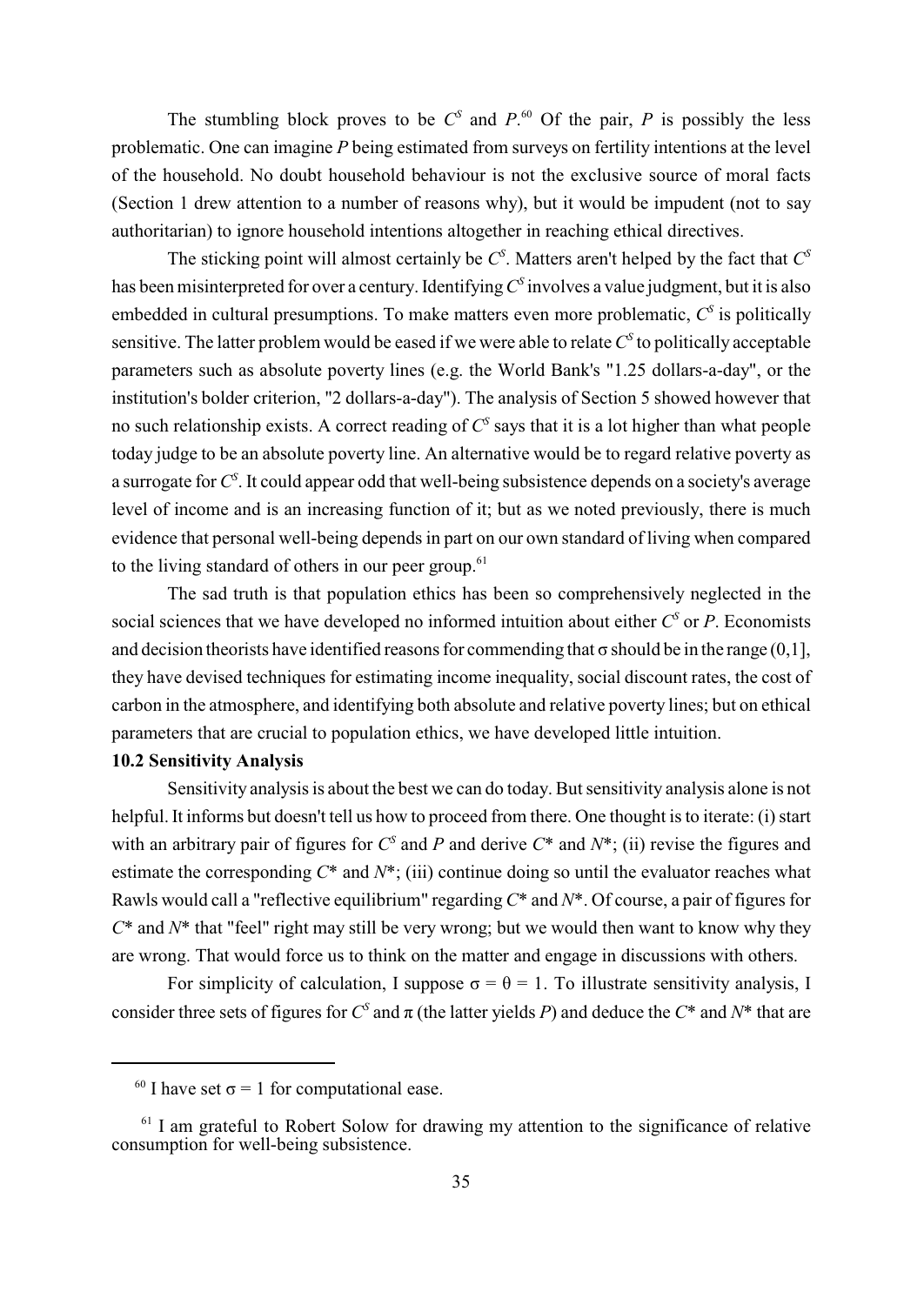The stumbling block proves to be $C^S$ and $P$.[60] Of the pair, $P$ is possibly the less problematic. One can imagine $P$ being estimated from surveys on fertility intentions at the level of the household. No doubt household behaviour is not the exclusive source of moral facts (Section 1 drew attention to a number of reasons why), but it would be impudent (not to say authoritarian) to ignore household intentions altogether in reaching ethical directives.

The sticking point will almost certainly be $C^S$. Matters aren't helped by the fact that $C^S$ has been misinterpreted for over a century. Identifying $C^S$ involves a value judgment, but it is also embedded in cultural presumptions. To make matters even more problematic, $C^S$ is politically sensitive. The latter problem would be eased if we were able to relate $C^S$ to politically acceptable parameters such as absolute poverty lines (e.g. the World Bank's "1.25 dollars-a-day", or the institution's bolder criterion, "2 dollars-a-day"). The analysis of Section 5 showed however that no such relationship exists. A correct reading of $C^S$ says that it is a lot higher than what people today judge to be an absolute poverty line. An alternative would be to regard relative poverty as a surrogate for $C^S$. It could appear odd that well-being subsistence depends on a society's average level of income and is an increasing function of it; but as we noted previously, there is much evidence that personal well-being depends in part on our own standard of living when compared to the living standard of others in our peer group.[61]

The sad truth is that population ethics has been so comprehensively neglected in the social sciences that we have developed no informed intuition about either $C^S$ or $P$. Economists and decision theorists have identified reasons for commending that $\sigma$ should be in the range $(0,1]$, they have devised techniques for estimating income inequality, social discount rates, the cost of carbon in the atmosphere, and identifying both absolute and relative poverty lines; but on ethical parameters that are crucial to population ethics, we have developed little intuition.

**10.2 Sensitivity Analysis**

Sensitivity analysis is about the best we can do today. But sensitivity analysis alone is not helpful. It informs but doesn't tell us how to proceed from there. One thought is to iterate: (i) start with an arbitrary pair of figures for $C^S$ and $P$ and derive $C^*$ and $N^*$; (ii) revise the figures and estimate the corresponding $C^*$ and $N^*$; (iii) continue doing so until the evaluator reaches what Rawls would call a "reflective equilibrium" regarding $C^*$ and $N^*$. Of course, a pair of figures for $C^*$ and $N^*$ that "feel" right may still be very wrong; but we would then want to know why they are wrong. That would force us to think on the matter and engage in discussions with others.

For simplicity of calculation, I suppose $\sigma = \theta = 1$. To illustrate sensitivity analysis, I consider three sets of figures for $C^S$ and $\pi$ (the latter yields $P$) and deduce the $C^*$ and $N^*$ that are

---

[60] I have set $\sigma = 1$ for computational ease.

[61] I am grateful to Robert Solow for drawing my attention to the significance of relative consumption for well-being subsistence.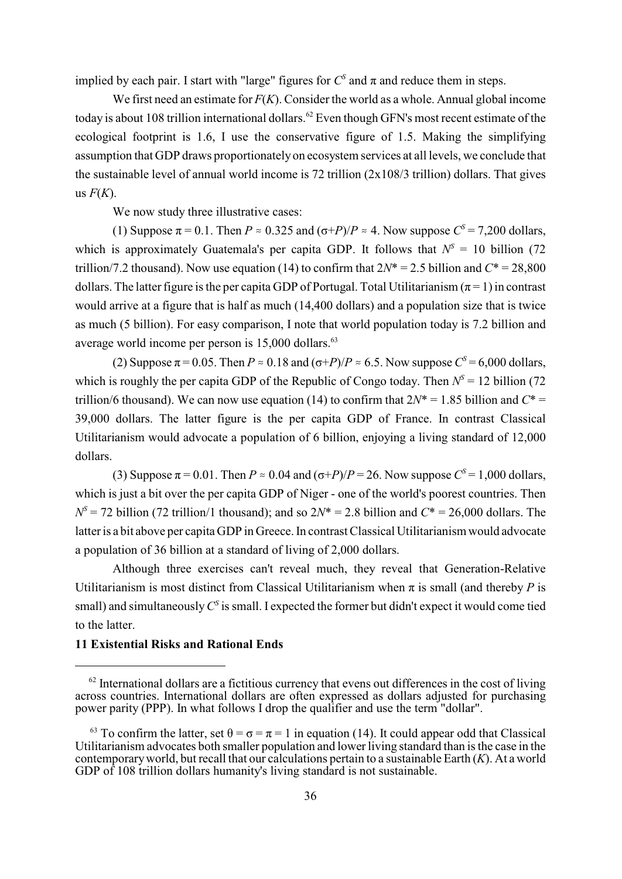implied by each pair. I start with "large" figures for $C^S$ and $\pi$ and reduce them in steps.

We first need an estimate for $F(K)$. Consider the world as a whole. Annual global income today is about 108 trillion international dollars.[62] Even though GFN's most recent estimate of the ecological footprint is 1.6, I use the conservative figure of 1.5. Making the simplifying assumption that GDP draws proportionately on ecosystem services at all levels, we conclude that the sustainable level of annual world income is 72 trillion (2x108/3 trillion) dollars. That gives us $F(K)$.

We now study three illustrative cases:

(1) Suppose $\pi = 0.1$. Then $P \approx 0.325$ and $(\sigma+P)/P \approx 4$. Now suppose $C^S = 7{,}200$ dollars, which is approximately Guatemala's per capita GDP. It follows that $N^S = 10$ billion (72 trillion/7.2 thousand). Now use equation (14) to confirm that $2N^* = 2.5$ billion and $C^* = 28{,}800$ dollars. The latter figure is the per capita GDP of Portugal. Total Utilitarianism ($\pi = 1$) in contrast would arrive at a figure that is half as much (14,400 dollars) and a population size that is twice as much (5 billion). For easy comparison, I note that world population today is 7.2 billion and average world income per person is 15,000 dollars.[63]

(2) Suppose $\pi = 0.05$. Then $P \approx 0.18$ and $(\sigma+P)/P \approx 6.5$. Now suppose $C^S = 6{,}000$ dollars, which is roughly the per capita GDP of the Republic of Congo today. Then $N^S = 12$ billion (72 trillion/6 thousand). We can now use equation (14) to confirm that $2N^* = 1.85$ billion and $C^* = 39{,}000$ dollars. The latter figure is the per capita GDP of France. In contrast Classical Utilitarianism would advocate a population of 6 billion, enjoying a living standard of 12,000 dollars.

(3) Suppose $\pi = 0.01$. Then $P \approx 0.04$ and $(\sigma+P)/P = 26$. Now suppose $C^S = 1{,}000$ dollars, which is just a bit over the per capita GDP of Niger - one of the world's poorest countries. Then $N^S = 72$ billion (72 trillion/1 thousand); and so $2N^* = 2.8$ billion and $C^* = 26{,}000$ dollars. The latter is a bit above per capita GDP in Greece. In contrast Classical Utilitarianism would advocate a population of 36 billion at a standard of living of 2,000 dollars.

Although three exercises can't reveal much, they reveal that Generation-Relative Utilitarianism is most distinct from Classical Utilitarianism when $\pi$ is small (and thereby $P$ is small) and simultaneously $C^S$ is small. I expected the former but didn't expect it would come tied to the latter.

## 11 Existential Risks and Rational Ends

[62] International dollars are a fictitious currency that evens out differences in the cost of living across countries. International dollars are often expressed as dollars adjusted for purchasing power parity (PPP). In what follows I drop the qualifier and use the term "dollar".

[63] To confirm the latter, set $\theta = \sigma = \pi = 1$ in equation (14). It could appear odd that Classical Utilitarianism advocates both smaller population and lower living standard than is the case in the contemporary world, but recall that our calculations pertain to a sustainable Earth ($K$). At a world GDP of 108 trillion dollars humanity's living standard is not sustainable.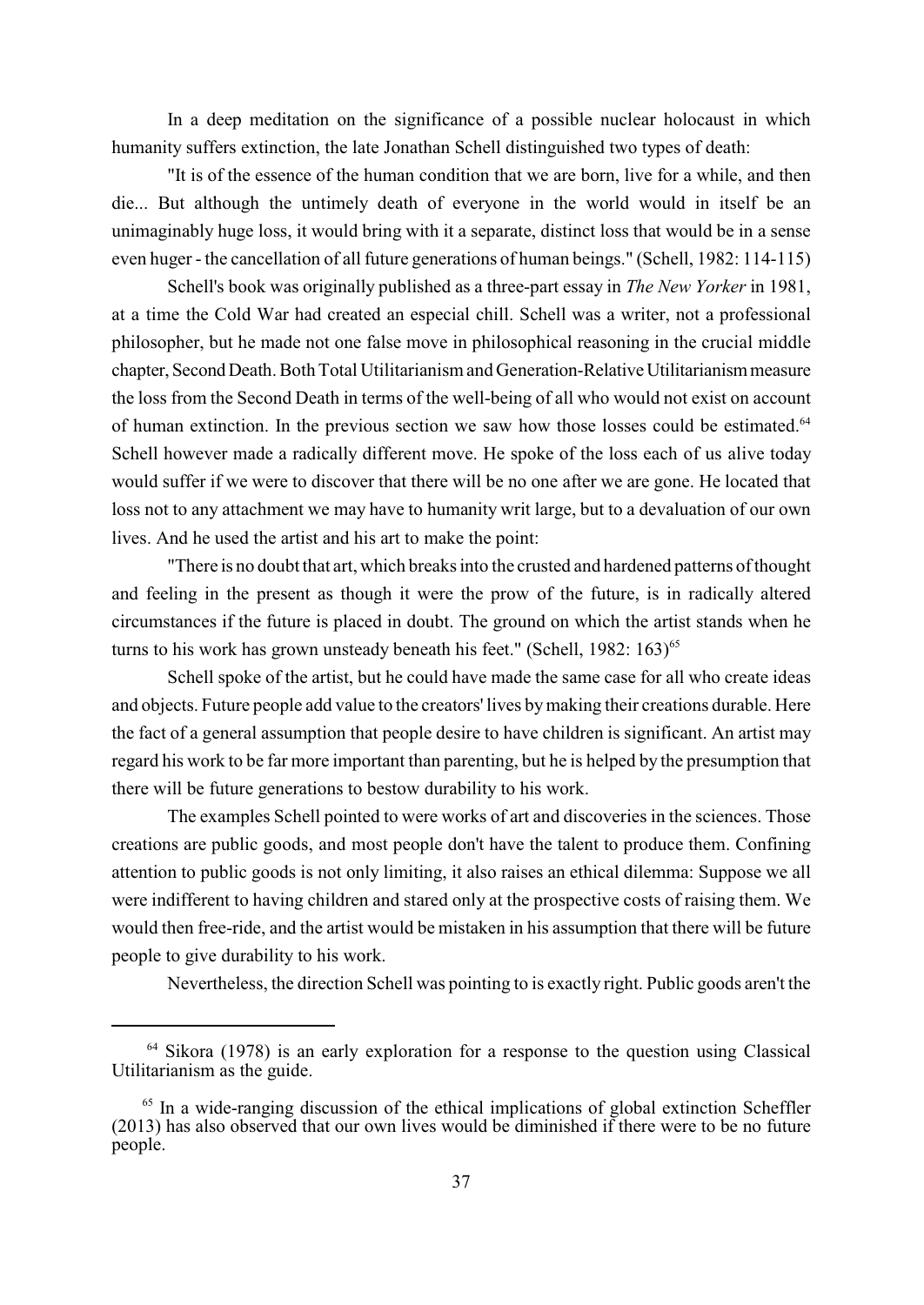In a deep meditation on the significance of a possible nuclear holocaust in which humanity suffers extinction, the late Jonathan Schell distinguished two types of death:

"It is of the essence of the human condition that we are born, live for a while, and then die... But although the untimely death of everyone in the world would in itself be an unimaginably huge loss, it would bring with it a separate, distinct loss that would be in a sense even huger - the cancellation of all future generations of human beings." (Schell, 1982: 114-115)

Schell's book was originally published as a three-part essay in *The New Yorker* in 1981, at a time the Cold War had created an especial chill. Schell was a writer, not a professional philosopher, but he made not one false move in philosophical reasoning in the crucial middle chapter, Second Death. Both Total Utilitarianism and Generation-Relative Utilitarianism measure the loss from the Second Death in terms of the well-being of all who would not exist on account of human extinction. In the previous section we saw how those losses could be estimated.[64] Schell however made a radically different move. He spoke of the loss each of us alive today would suffer if we were to discover that there will be no one after we are gone. He located that loss not to any attachment we may have to humanity writ large, but to a devaluation of our own lives. And he used the artist and his art to make the point:

"There is no doubt that art, which breaks into the crusted and hardened patterns of thought and feeling in the present as though it were the prow of the future, is in radically altered circumstances if the future is placed in doubt. The ground on which the artist stands when he turns to his work has grown unsteady beneath his feet." (Schell, 1982: 163)[65]

Schell spoke of the artist, but he could have made the same case for all who create ideas and objects. Future people add value to the creators' lives by making their creations durable. Here the fact of a general assumption that people desire to have children is significant. An artist may regard his work to be far more important than parenting, but he is helped by the presumption that there will be future generations to bestow durability to his work.

The examples Schell pointed to were works of art and discoveries in the sciences. Those creations are public goods, and most people don't have the talent to produce them. Confining attention to public goods is not only limiting, it also raises an ethical dilemma: Suppose we all were indifferent to having children and stared only at the prospective costs of raising them. We would then free-ride, and the artist would be mistaken in his assumption that there will be future people to give durability to his work.

Nevertheless, the direction Schell was pointing to is exactly right. Public goods aren't the

---

[64] Sikora (1978) is an early exploration for a response to the question using Classical Utilitarianism as the guide.

[65] In a wide-ranging discussion of the ethical implications of global extinction Scheffler (2013) has also observed that our own lives would be diminished if there were to be no future people.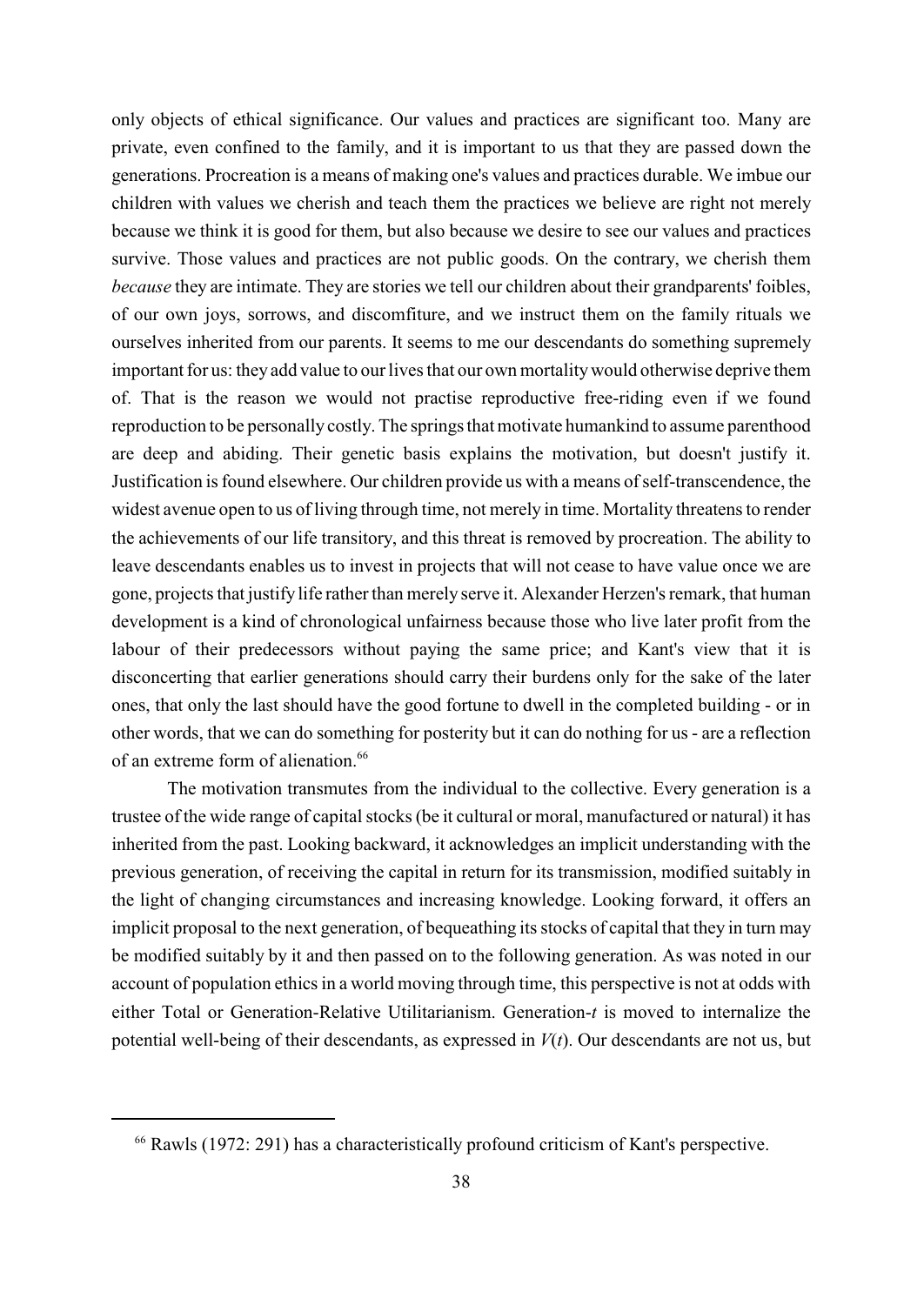only objects of ethical significance. Our values and practices are significant too. Many are private, even confined to the family, and it is important to us that they are passed down the generations. Procreation is a means of making one's values and practices durable. We imbue our children with values we cherish and teach them the practices we believe are right not merely because we think it is good for them, but also because we desire to see our values and practices survive. Those values and practices are not public goods. On the contrary, we cherish them *because* they are intimate. They are stories we tell our children about their grandparents' foibles, of our own joys, sorrows, and discomfiture, and we instruct them on the family rituals we ourselves inherited from our parents. It seems to me our descendants do something supremely important for us: they add value to our lives that our own mortality would otherwise deprive them of. That is the reason we would not practise reproductive free-riding even if we found reproduction to be personally costly. The springs that motivate humankind to assume parenthood are deep and abiding. Their genetic basis explains the motivation, but doesn't justify it. Justification is found elsewhere. Our children provide us with a means of self-transcendence, the widest avenue open to us of living through time, not merely in time. Mortality threatens to render the achievements of our life transitory, and this threat is removed by procreation. The ability to leave descendants enables us to invest in projects that will not cease to have value once we are gone, projects that justify life rather than merely serve it. Alexander Herzen's remark, that human development is a kind of chronological unfairness because those who live later profit from the labour of their predecessors without paying the same price; and Kant's view that it is disconcerting that earlier generations should carry their burdens only for the sake of the later ones, that only the last should have the good fortune to dwell in the completed building - or in other words, that we can do something for posterity but it can do nothing for us - are a reflection of an extreme form of alienation.[66]

The motivation transmutes from the individual to the collective. Every generation is a trustee of the wide range of capital stocks (be it cultural or moral, manufactured or natural) it has inherited from the past. Looking backward, it acknowledges an implicit understanding with the previous generation, of receiving the capital in return for its transmission, modified suitably in the light of changing circumstances and increasing knowledge. Looking forward, it offers an implicit proposal to the next generation, of bequeathing its stocks of capital that they in turn may be modified suitably by it and then passed on to the following generation. As was noted in our account of population ethics in a world moving through time, this perspective is not at odds with either Total or Generation-Relative Utilitarianism. Generation-$t$ is moved to internalize the potential well-being of their descendants, as expressed in $V(t)$. Our descendants are not us, but

[66] Rawls (1972: 291) has a characteristically profound criticism of Kant's perspective.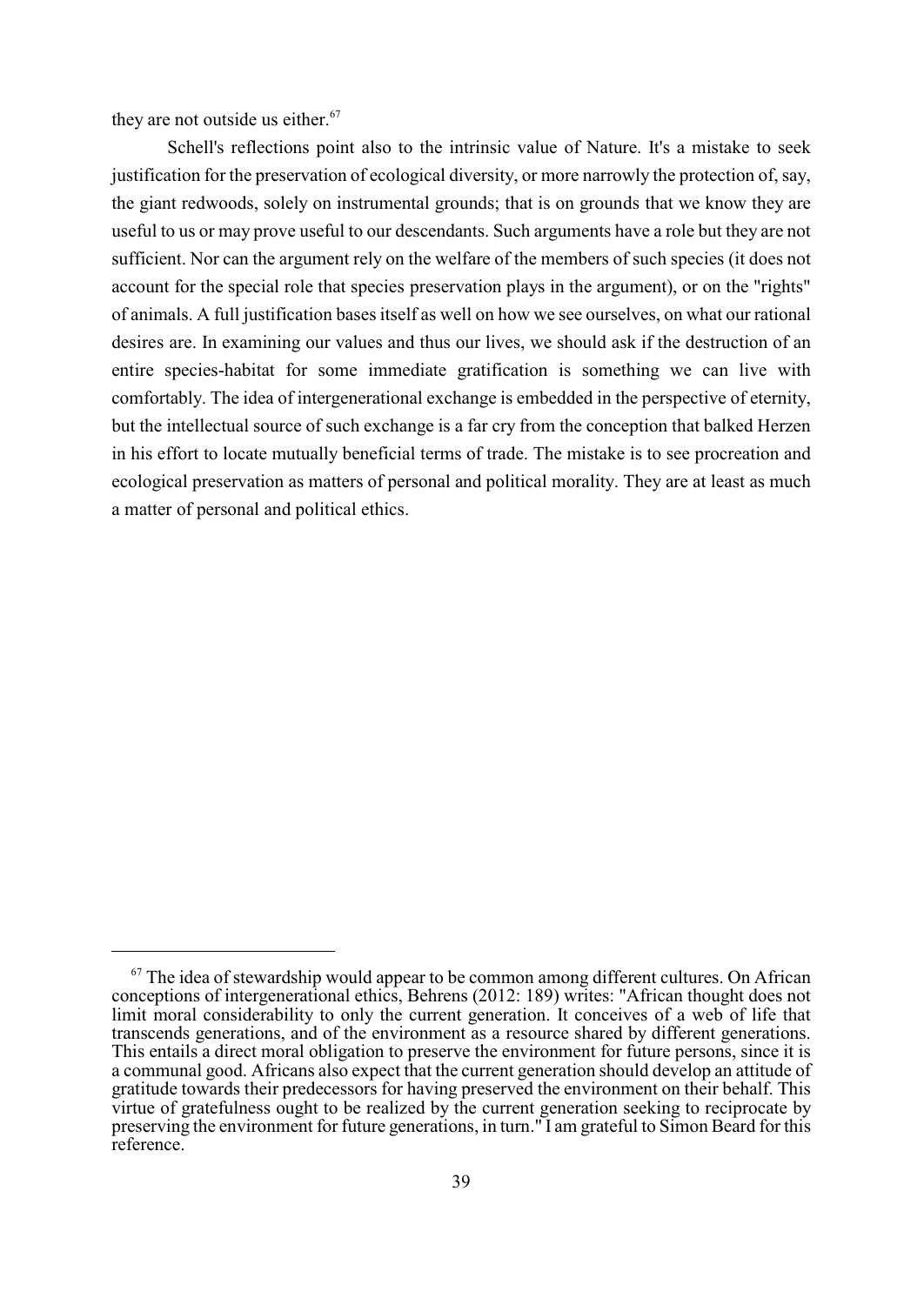they are not outside us either.[67]

Schell's reflections point also to the intrinsic value of Nature. It's a mistake to seek justification for the preservation of ecological diversity, or more narrowly the protection of, say, the giant redwoods, solely on instrumental grounds; that is on grounds that we know they are useful to us or may prove useful to our descendants. Such arguments have a role but they are not sufficient. Nor can the argument rely on the welfare of the members of such species (it does not account for the special role that species preservation plays in the argument), or on the "rights" of animals. A full justification bases itself as well on how we see ourselves, on what our rational desires are. In examining our values and thus our lives, we should ask if the destruction of an entire species-habitat for some immediate gratification is something we can live with comfortably. The idea of intergenerational exchange is embedded in the perspective of eternity, but the intellectual source of such exchange is a far cry from the conception that balked Herzen in his effort to locate mutually beneficial terms of trade. The mistake is to see procreation and ecological preservation as matters of personal and political morality. They are at least as much a matter of personal and political ethics.

---

[67] The idea of stewardship would appear to be common among different cultures. On African conceptions of intergenerational ethics, Behrens (2012: 189) writes: "African thought does not limit moral considerability to only the current generation. It conceives of a web of life that transcends generations, and of the environment as a resource shared by different generations. This entails a direct moral obligation to preserve the environment for future persons, since it is a communal good. Africans also expect that the current generation should develop an attitude of gratitude towards their predecessors for having preserved the environment on their behalf. This virtue of gratefulness ought to be realized by the current generation seeking to reciprocate by preserving the environment for future generations, in turn." I am grateful to Simon Beard for this reference.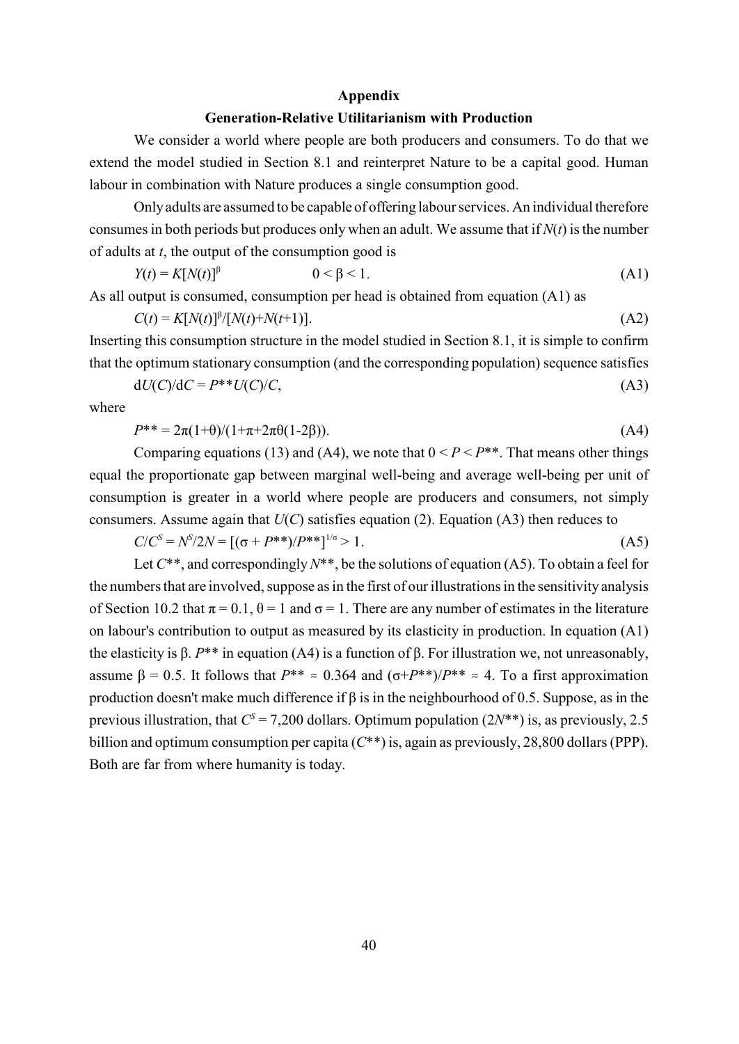## Appendix

### Generation-Relative Utilitarianism with Production

We consider a world where people are both producers and consumers. To do that we extend the model studied in Section 8.1 and reinterpret Nature to be a capital good. Human labour in combination with Nature produces a single consumption good.

Only adults are assumed to be capable of offering labour services. An individual therefore consumes in both periods but produces only when an adult. We assume that if $N(t)$ is the number of adults at $t$, the output of the consumption good is

$$Y(t) = K[N(t)]^{\beta} \qquad 0 < \beta < 1. \tag{A1}$$

As all output is consumed, consumption per head is obtained from equation (A1) as

$$C(t) = K[N(t)]^{\beta}/[N(t)+N(t+1)]. \tag{A2}$$

Inserting this consumption structure in the model studied in Section 8.1, it is simple to confirm that the optimum stationary consumption (and the corresponding population) sequence satisfies

$$dU(C)/dC = P^{**}U(C)/C, \tag{A3}$$

where

$$P^{**} = 2\pi(1+\theta)/(1+\pi+2\pi\theta(1-2\beta)). \tag{A4}$$

Comparing equations (13) and (A4), we note that $0 < P < P^{**}$. That means other things equal the proportionate gap between marginal well-being and average well-being per unit of consumption is greater in a world where people are producers and consumers, not simply consumers. Assume again that $U(C)$ satisfies equation (2). Equation (A3) then reduces to

$$C/C^S = N^S/2N = [(\sigma + P^{**})/P^{**}]^{1/\sigma} > 1. \tag{A5}$$

Let $C^{**}$, and correspondingly $N^{**}$, be the solutions of equation (A5). To obtain a feel for the numbers that are involved, suppose as in the first of our illustrations in the sensitivity analysis of Section 10.2 that $\pi = 0.1$, $\theta = 1$ and $\sigma = 1$. There are any number of estimates in the literature on labour's contribution to output as measured by its elasticity in production. In equation (A1) the elasticity is $\beta$. $P^{**}$ in equation (A4) is a function of $\beta$. For illustration we, not unreasonably, assume $\beta = 0.5$. It follows that $P^{**} \approx 0.364$ and $(\sigma+P^{**})/P^{**} \approx 4$. To a first approximation production doesn't make much difference if $\beta$ is in the neighbourhood of 0.5. Suppose, as in the previous illustration, that $C^S = 7{,}200$ dollars. Optimum population ($2N^{**}$) is, as previously, 2.5 billion and optimum consumption per capita ($C^{**}$) is, again as previously, 28,800 dollars (PPP). Both are far from where humanity is today.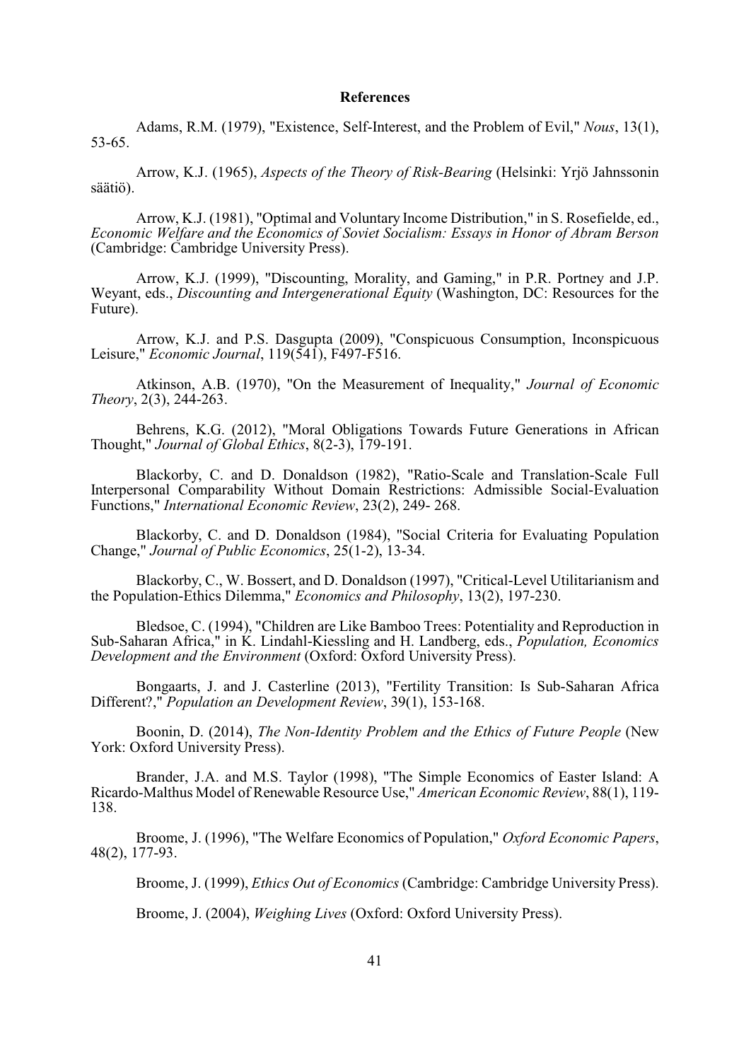## References

Adams, R.M. (1979), "Existence, Self-Interest, and the Problem of Evil," *Nous*, 13(1), 53-65.

Arrow, K.J. (1965), *Aspects of the Theory of Risk-Bearing* (Helsinki: Yrjö Jahnssonin säätiö).

Arrow, K.J. (1981), "Optimal and Voluntary Income Distribution," in S. Rosefielde, ed., *Economic Welfare and the Economics of Soviet Socialism: Essays in Honor of Abram Berson* (Cambridge: Cambridge University Press).

Arrow, K.J. (1999), "Discounting, Morality, and Gaming," in P.R. Portney and J.P. Weyant, eds., *Discounting and Intergenerational Equity* (Washington, DC: Resources for the Future).

Arrow, K.J. and P.S. Dasgupta (2009), "Conspicuous Consumption, Inconspicuous Leisure," *Economic Journal*, 119(541), F497-F516.

Atkinson, A.B. (1970), "On the Measurement of Inequality," *Journal of Economic Theory*, 2(3), 244-263.

Behrens, K.G. (2012), "Moral Obligations Towards Future Generations in African Thought," *Journal of Global Ethics*, 8(2-3), 179-191.

Blackorby, C. and D. Donaldson (1982), "Ratio-Scale and Translation-Scale Full Interpersonal Comparability Without Domain Restrictions: Admissible Social-Evaluation Functions," *International Economic Review*, 23(2), 249- 268.

Blackorby, C. and D. Donaldson (1984), "Social Criteria for Evaluating Population Change," *Journal of Public Economics*, 25(1-2), 13-34.

Blackorby, C., W. Bossert, and D. Donaldson (1997), "Critical-Level Utilitarianism and the Population-Ethics Dilemma," *Economics and Philosophy*, 13(2), 197-230.

Bledsoe, C. (1994), "Children are Like Bamboo Trees: Potentiality and Reproduction in Sub-Saharan Africa," in K. Lindahl-Kiessling and H. Landberg, eds., *Population, Economics Development and the Environment* (Oxford: Oxford University Press).

Bongaarts, J. and J. Casterline (2013), "Fertility Transition: Is Sub-Saharan Africa Different?," *Population an Development Review*, 39(1), 153-168.

Boonin, D. (2014), *The Non-Identity Problem and the Ethics of Future People* (New York: Oxford University Press).

Brander, J.A. and M.S. Taylor (1998), "The Simple Economics of Easter Island: A Ricardo-Malthus Model of Renewable Resource Use," *American Economic Review*, 88(1), 119-138.

Broome, J. (1996), "The Welfare Economics of Population," *Oxford Economic Papers*, 48(2), 177-93.

Broome, J. (1999), *Ethics Out of Economics* (Cambridge: Cambridge University Press).

Broome, J. (2004), *Weighing Lives* (Oxford: Oxford University Press).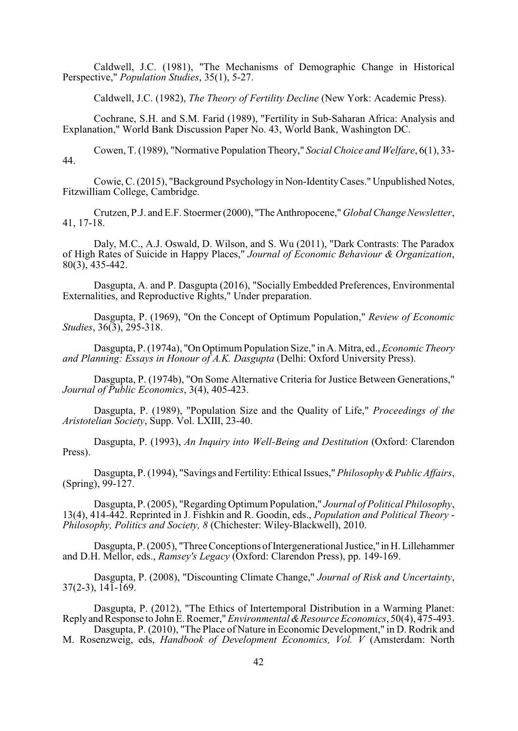Caldwell, J.C. (1981), "The Mechanisms of Demographic Change in Historical Perspective," *Population Studies*, 35(1), 5-27.

Caldwell, J.C. (1982), *The Theory of Fertility Decline* (New York: Academic Press).

Cochrane, S.H. and S.M. Farid (1989), "Fertility in Sub-Saharan Africa: Analysis and Explanation," World Bank Discussion Paper No. 43, World Bank, Washington DC.

Cowen, T. (1989), "Normative Population Theory," *Social Choice and Welfare*, 6(1), 33-44.

Cowie, C. (2015), "Background Psychology in Non-Identity Cases." Unpublished Notes, Fitzwilliam College, Cambridge.

Crutzen, P.J. and E.F. Stoermer (2000), "The Anthropocene," *Global Change Newsletter*, 41, 17-18.

Daly, M.C., A.J. Oswald, D. Wilson, and S. Wu (2011), "Dark Contrasts: The Paradox of High Rates of Suicide in Happy Places," *Journal of Economic Behaviour & Organization*, 80(3), 435-442.

Dasgupta, A. and P. Dasgupta (2016), "Socially Embedded Preferences, Environmental Externalities, and Reproductive Rights," Under preparation.

Dasgupta, P. (1969), "On the Concept of Optimum Population," *Review of Economic Studies*, 36(3), 295-318.

Dasgupta, P. (1974a), "On Optimum Population Size," in A. Mitra, ed., *Economic Theory and Planning: Essays in Honour of A.K. Dasgupta* (Delhi: Oxford University Press).

Dasgupta, P. (1974b), "On Some Alternative Criteria for Justice Between Generations," *Journal of Public Economics*, 3(4), 405-423.

Dasgupta, P. (1989), "Population Size and the Quality of Life," *Proceedings of the Aristotelian Society*, Supp. Vol. LXIII, 23-40.

Dasgupta, P. (1993), *An Inquiry into Well-Being and Destitution* (Oxford: Clarendon Press).

Dasgupta, P. (1994), "Savings and Fertility: Ethical Issues," *Philosophy & Public Affairs*, (Spring), 99-127.

Dasgupta, P. (2005), "Regarding Optimum Population," *Journal of Political Philosophy*, 13(4), 414-442. Reprinted in J. Fishkin and R. Goodin, eds., *Population and Political Theory - Philosophy, Politics and Society, 8* (Chichester: Wiley-Blackwell), 2010.

Dasgupta, P. (2005), "Three Conceptions of Intergenerational Justice," in H. Lillehammer and D.H. Mellor, eds., *Ramsey's Legacy* (Oxford: Clarendon Press), pp. 149-169.

Dasgupta, P. (2008), "Discounting Climate Change," *Journal of Risk and Uncertainty*, 37(2-3), 141-169.

Dasgupta, P. (2012), "The Ethics of Intertemporal Distribution in a Warming Planet: Reply and Response to John E. Roemer," *Environmental & Resource Economics*, 50(4), 475-493.

Dasgupta, P. (2010), "The Place of Nature in Economic Development," in D. Rodrik and M. Rosenzweig, eds, *Handbook of Development Economics, Vol. V* (Amsterdam: North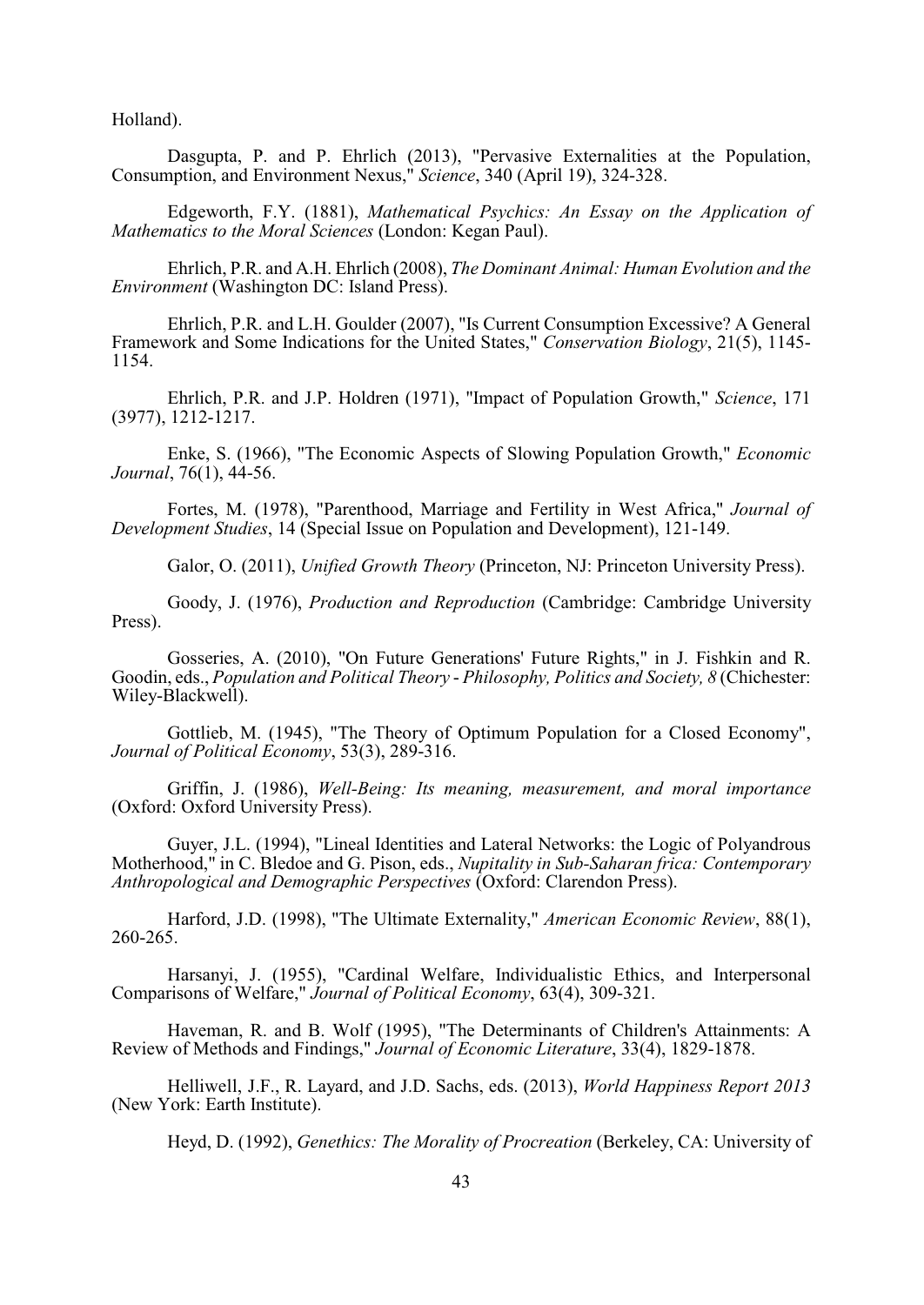Holland).

Dasgupta, P. and P. Ehrlich (2013), "Pervasive Externalities at the Population, Consumption, and Environment Nexus," *Science*, 340 (April 19), 324-328.

Edgeworth, F.Y. (1881), *Mathematical Psychics: An Essay on the Application of Mathematics to the Moral Sciences* (London: Kegan Paul).

Ehrlich, P.R. and A.H. Ehrlich (2008), *The Dominant Animal: Human Evolution and the Environment* (Washington DC: Island Press).

Ehrlich, P.R. and L.H. Goulder (2007), "Is Current Consumption Excessive? A General Framework and Some Indications for the United States," *Conservation Biology*, 21(5), 1145-1154.

Ehrlich, P.R. and J.P. Holdren (1971), "Impact of Population Growth," *Science*, 171 (3977), 1212-1217.

Enke, S. (1966), "The Economic Aspects of Slowing Population Growth," *Economic Journal*, 76(1), 44-56.

Fortes, M. (1978), "Parenthood, Marriage and Fertility in West Africa," *Journal of Development Studies*, 14 (Special Issue on Population and Development), 121-149.

Galor, O. (2011), *Unified Growth Theory* (Princeton, NJ: Princeton University Press).

Goody, J. (1976), *Production and Reproduction* (Cambridge: Cambridge University Press).

Gosseries, A. (2010), "On Future Generations' Future Rights," in J. Fishkin and R. Goodin, eds., *Population and Political Theory - Philosophy, Politics and Society, 8* (Chichester: Wiley-Blackwell).

Gottlieb, M. (1945), "The Theory of Optimum Population for a Closed Economy", *Journal of Political Economy*, 53(3), 289-316.

Griffin, J. (1986), *Well-Being: Its meaning, measurement, and moral importance* (Oxford: Oxford University Press).

Guyer, J.L. (1994), "Lineal Identities and Lateral Networks: the Logic of Polyandrous Motherhood," in C. Bledoe and G. Pison, eds., *Nupitality in Sub-Saharan frica: Contemporary Anthropological and Demographic Perspectives* (Oxford: Clarendon Press).

Harford, J.D. (1998), "The Ultimate Externality," *American Economic Review*, 88(1), 260-265.

Harsanyi, J. (1955), "Cardinal Welfare, Individualistic Ethics, and Interpersonal Comparisons of Welfare," *Journal of Political Economy*, 63(4), 309-321.

Haveman, R. and B. Wolf (1995), "The Determinants of Children's Attainments: A Review of Methods and Findings," *Journal of Economic Literature*, 33(4), 1829-1878.

Helliwell, J.F., R. Layard, and J.D. Sachs, eds. (2013), *World Happiness Report 2013* (New York: Earth Institute).

Heyd, D. (1992), *Genethics: The Morality of Procreation* (Berkeley, CA: University of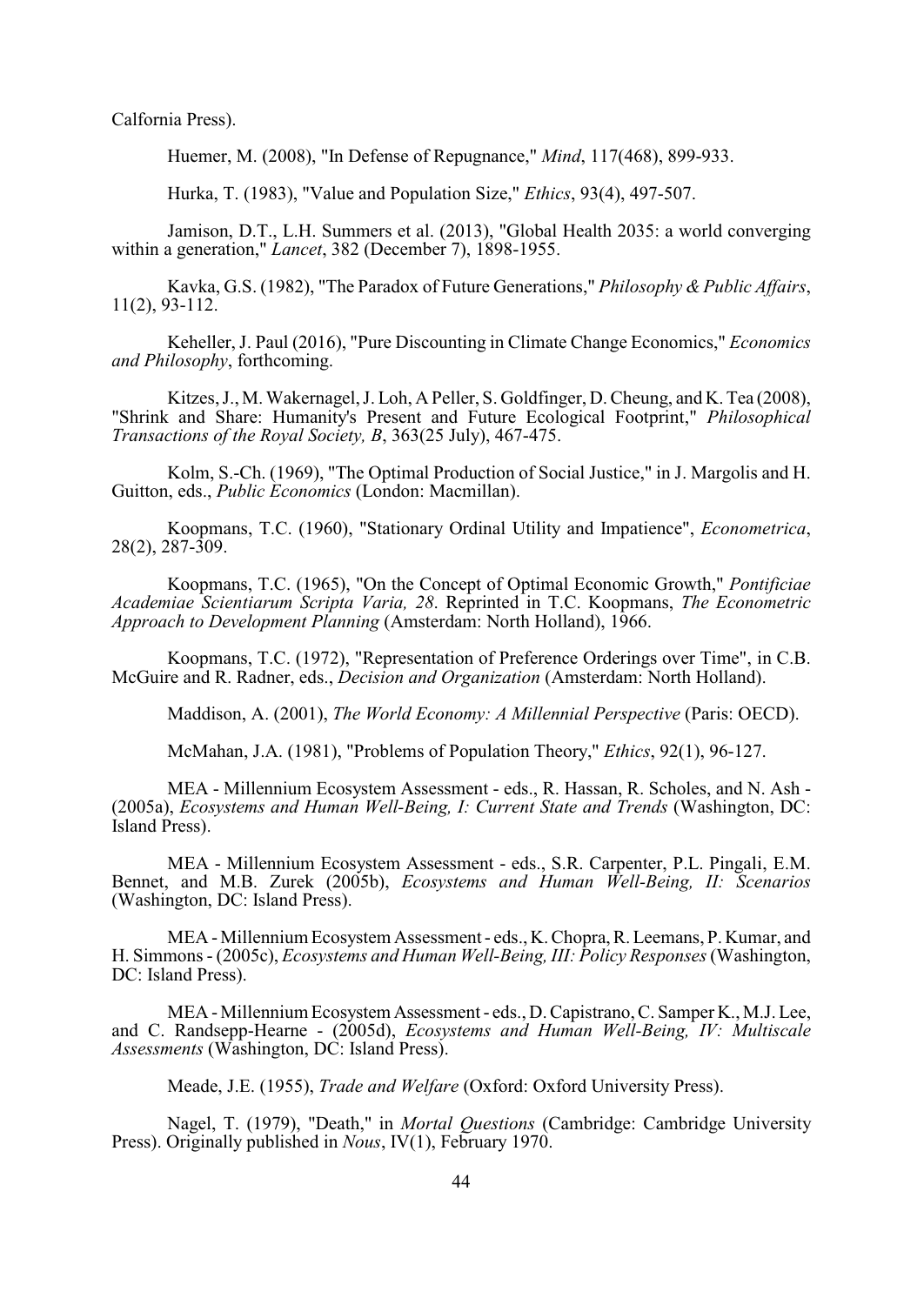Calfornia Press).

Huemer, M. (2008), "In Defense of Repugnance," *Mind*, 117(468), 899-933.

Hurka, T. (1983), "Value and Population Size," *Ethics*, 93(4), 497-507.

Jamison, D.T., L.H. Summers et al. (2013), "Global Health 2035: a world converging within a generation," *Lancet*, 382 (December 7), 1898-1955.

Kavka, G.S. (1982), "The Paradox of Future Generations," *Philosophy & Public Affairs*, 11(2), 93-112.

Keheller, J. Paul (2016), "Pure Discounting in Climate Change Economics," *Economics and Philosophy*, forthcoming.

Kitzes, J., M. Wakernagel, J. Loh, A Peller, S. Goldfinger, D. Cheung, and K. Tea (2008), "Shrink and Share: Humanity's Present and Future Ecological Footprint," *Philosophical Transactions of the Royal Society, B*, 363(25 July), 467-475.

Kolm, S.-Ch. (1969), "The Optimal Production of Social Justice," in J. Margolis and H. Guitton, eds., *Public Economics* (London: Macmillan).

Koopmans, T.C. (1960), "Stationary Ordinal Utility and Impatience", *Econometrica*, 28(2), 287-309.

Koopmans, T.C. (1965), "On the Concept of Optimal Economic Growth," *Pontificiae Academiae Scientiarum Scripta Varia, 28*. Reprinted in T.C. Koopmans, *The Econometric Approach to Development Planning* (Amsterdam: North Holland), 1966.

Koopmans, T.C. (1972), "Representation of Preference Orderings over Time", in C.B. McGuire and R. Radner, eds., *Decision and Organization* (Amsterdam: North Holland).

Maddison, A. (2001), *The World Economy: A Millennial Perspective* (Paris: OECD).

McMahan, J.A. (1981), "Problems of Population Theory," *Ethics*, 92(1), 96-127.

MEA - Millennium Ecosystem Assessment - eds., R. Hassan, R. Scholes, and N. Ash - (2005a), *Ecosystems and Human Well-Being, I: Current State and Trends* (Washington, DC: Island Press).

MEA - Millennium Ecosystem Assessment - eds., S.R. Carpenter, P.L. Pingali, E.M. Bennet, and M.B. Zurek (2005b), *Ecosystems and Human Well-Being, II: Scenarios* (Washington, DC: Island Press).

MEA - Millennium Ecosystem Assessment - eds., K. Chopra, R. Leemans, P. Kumar, and H. Simmons - (2005c), *Ecosystems and Human Well-Being, III: Policy Responses* (Washington, DC: Island Press).

MEA - Millennium Ecosystem Assessment - eds., D. Capistrano, C. Samper K., M.J. Lee, and C. Randsepp-Hearne - (2005d), *Ecosystems and Human Well-Being, IV: Multiscale Assessments* (Washington, DC: Island Press).

Meade, J.E. (1955), *Trade and Welfare* (Oxford: Oxford University Press).

Nagel, T. (1979), "Death," in *Mortal Questions* (Cambridge: Cambridge University Press). Originally published in *Nous*, IV(1), February 1970.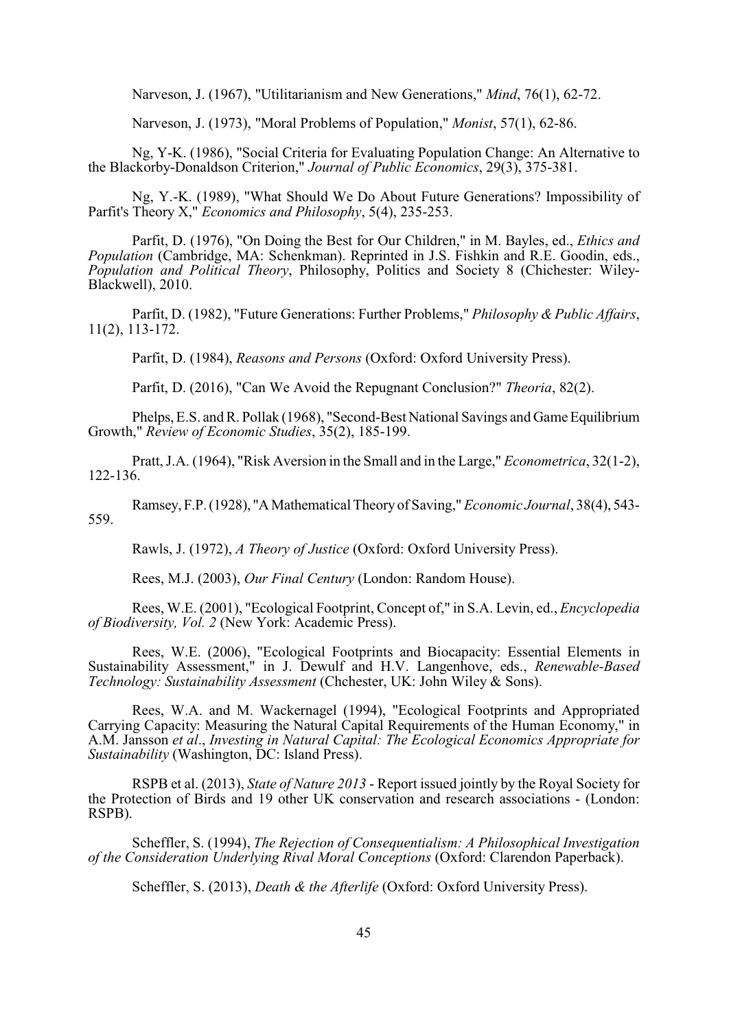Narveson, J. (1967), "Utilitarianism and New Generations," *Mind*, 76(1), 62-72.

Narveson, J. (1973), "Moral Problems of Population," *Monist*, 57(1), 62-86.

Ng, Y-K. (1986), "Social Criteria for Evaluating Population Change: An Alternative to the Blackorby-Donaldson Criterion," *Journal of Public Economics*, 29(3), 375-381.

Ng, Y.-K. (1989), "What Should We Do About Future Generations? Impossibility of Parfit's Theory X," *Economics and Philosophy*, 5(4), 235-253.

Parfit, D. (1976), "On Doing the Best for Our Children," in M. Bayles, ed., *Ethics and Population* (Cambridge, MA: Schenkman). Reprinted in J.S. Fishkin and R.E. Goodin, eds., *Population and Political Theory*, Philosophy, Politics and Society 8 (Chichester: Wiley-Blackwell), 2010.

Parfit, D. (1982), "Future Generations: Further Problems," *Philosophy & Public Affairs*, 11(2), 113-172.

Parfit, D. (1984), *Reasons and Persons* (Oxford: Oxford University Press).

Parfit, D. (2016), "Can We Avoid the Repugnant Conclusion?" *Theoria*, 82(2).

Phelps, E.S. and R. Pollak (1968), "Second-Best National Savings and Game Equilibrium Growth," *Review of Economic Studies*, 35(2), 185-199.

Pratt, J.A. (1964), "Risk Aversion in the Small and in the Large," *Econometrica*, 32(1-2), 122-136.

Ramsey, F.P. (1928), "A Mathematical Theory of Saving," *Economic Journal*, 38(4), 543-559.

Rawls, J. (1972), *A Theory of Justice* (Oxford: Oxford University Press).

Rees, M.J. (2003), *Our Final Century* (London: Random House).

Rees, W.E. (2001), "Ecological Footprint, Concept of," in S.A. Levin, ed., *Encyclopedia of Biodiversity, Vol. 2* (New York: Academic Press).

Rees, W.E. (2006), "Ecological Footprints and Biocapacity: Essential Elements in Sustainability Assessment," in J. Dewulf and H.V. Langenhove, eds., *Renewable-Based Technology: Sustainability Assessment* (Chchester, UK: John Wiley & Sons).

Rees, W.A. and M. Wackernagel (1994), "Ecological Footprints and Appropriated Carrying Capacity: Measuring the Natural Capital Requirements of the Human Economy," in A.M. Jansson *et al*., *Investing in Natural Capital: The Ecological Economics Appropriate for Sustainability* (Washington, DC: Island Press).

RSPB et al. (2013), *State of Nature 2013* - Report issued jointly by the Royal Society for the Protection of Birds and 19 other UK conservation and research associations - (London: RSPB).

Scheffler, S. (1994), *The Rejection of Consequentialism: A Philosophical Investigation of the Consideration Underlying Rival Moral Conceptions* (Oxford: Clarendon Paperback).

Scheffler, S. (2013), *Death & the Afterlife* (Oxford: Oxford University Press).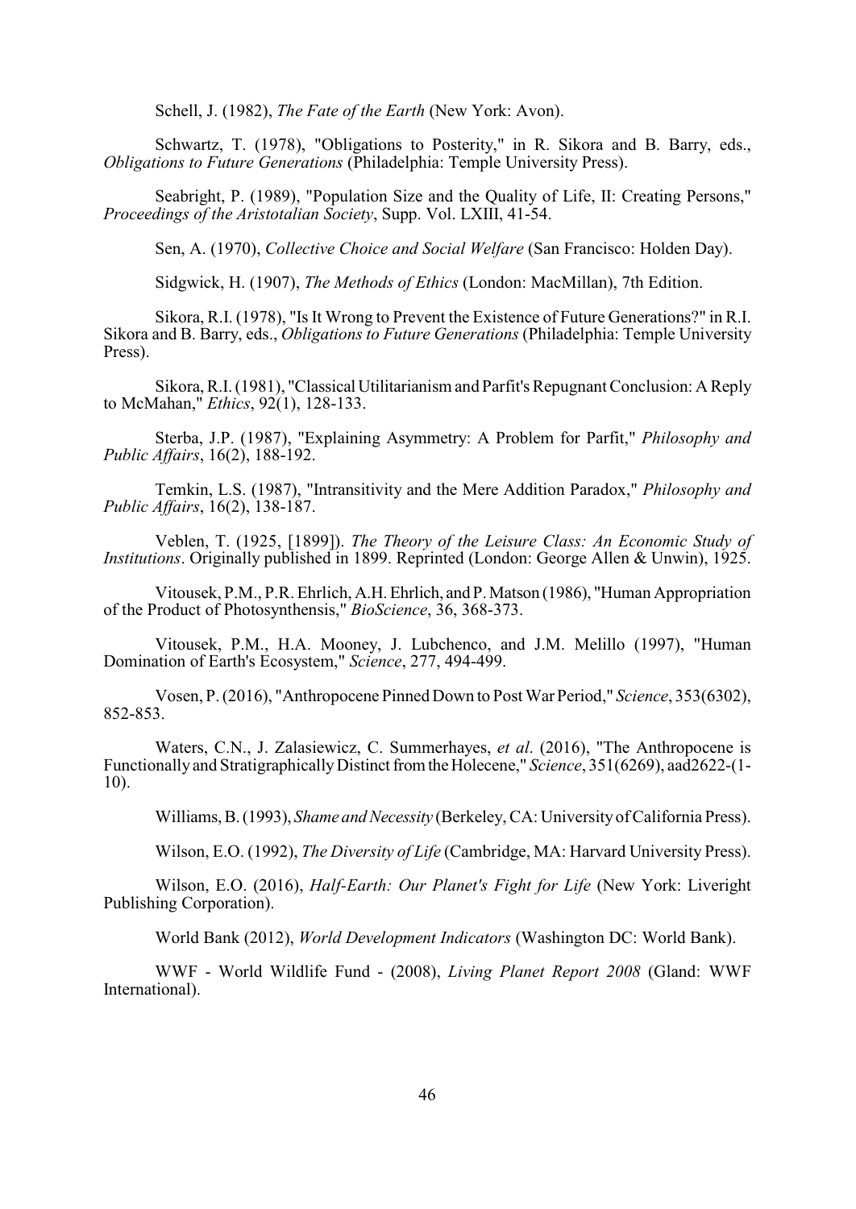Schell, J. (1982), *The Fate of the Earth* (New York: Avon).

Schwartz, T. (1978), "Obligations to Posterity," in R. Sikora and B. Barry, eds., *Obligations to Future Generations* (Philadelphia: Temple University Press).

Seabright, P. (1989), "Population Size and the Quality of Life, II: Creating Persons," *Proceedings of the Aristotalian Society*, Supp. Vol. LXIII, 41-54.

Sen, A. (1970), *Collective Choice and Social Welfare* (San Francisco: Holden Day).

Sidgwick, H. (1907), *The Methods of Ethics* (London: MacMillan), 7th Edition.

Sikora, R.I. (1978), "Is It Wrong to Prevent the Existence of Future Generations?" in R.I. Sikora and B. Barry, eds., *Obligations to Future Generations* (Philadelphia: Temple University Press).

Sikora, R.I. (1981), "Classical Utilitarianism and Parfit's Repugnant Conclusion: A Reply to McMahan," *Ethics*, 92(1), 128-133.

Sterba, J.P. (1987), "Explaining Asymmetry: A Problem for Parfit," *Philosophy and Public Affairs*, 16(2), 188-192.

Temkin, L.S. (1987), "Intransitivity and the Mere Addition Paradox," *Philosophy and Public Affairs*, 16(2), 138-187.

Veblen, T. (1925, [1899]). *The Theory of the Leisure Class: An Economic Study of Institutions*. Originally published in 1899. Reprinted (London: George Allen & Unwin), 1925.

Vitousek, P.M., P.R. Ehrlich, A.H. Ehrlich, and P. Matson (1986), "Human Appropriation of the Product of Photosynthesis," *BioScience*, 36, 368-373.

Vitousek, P.M., H.A. Mooney, J. Lubchenco, and J.M. Melillo (1997), "Human Domination of Earth's Ecosystem," *Science*, 277, 494-499.

Vosen, P. (2016), "Anthropocene Pinned Down to Post War Period," *Science*, 353(6302), 852-853.

Waters, C.N., J. Zalasiewicz, C. Summerhayes, *et al*. (2016), "The Anthropocene is Functionally and Stratigraphically Distinct from the Holecene," *Science*, 351(6269), aad2622-(1-10).

Williams, B. (1993), *Shame and Necessity* (Berkeley, CA: University of California Press).

Wilson, E.O. (1992), *The Diversity of Life* (Cambridge, MA: Harvard University Press).

Wilson, E.O. (2016), *Half-Earth: Our Planet's Fight for Life* (New York: Liveright Publishing Corporation).

World Bank (2012), *World Development Indicators* (Washington DC: World Bank).

WWF - World Wildlife Fund - (2008), *Living Planet Report 2008* (Gland: WWF International).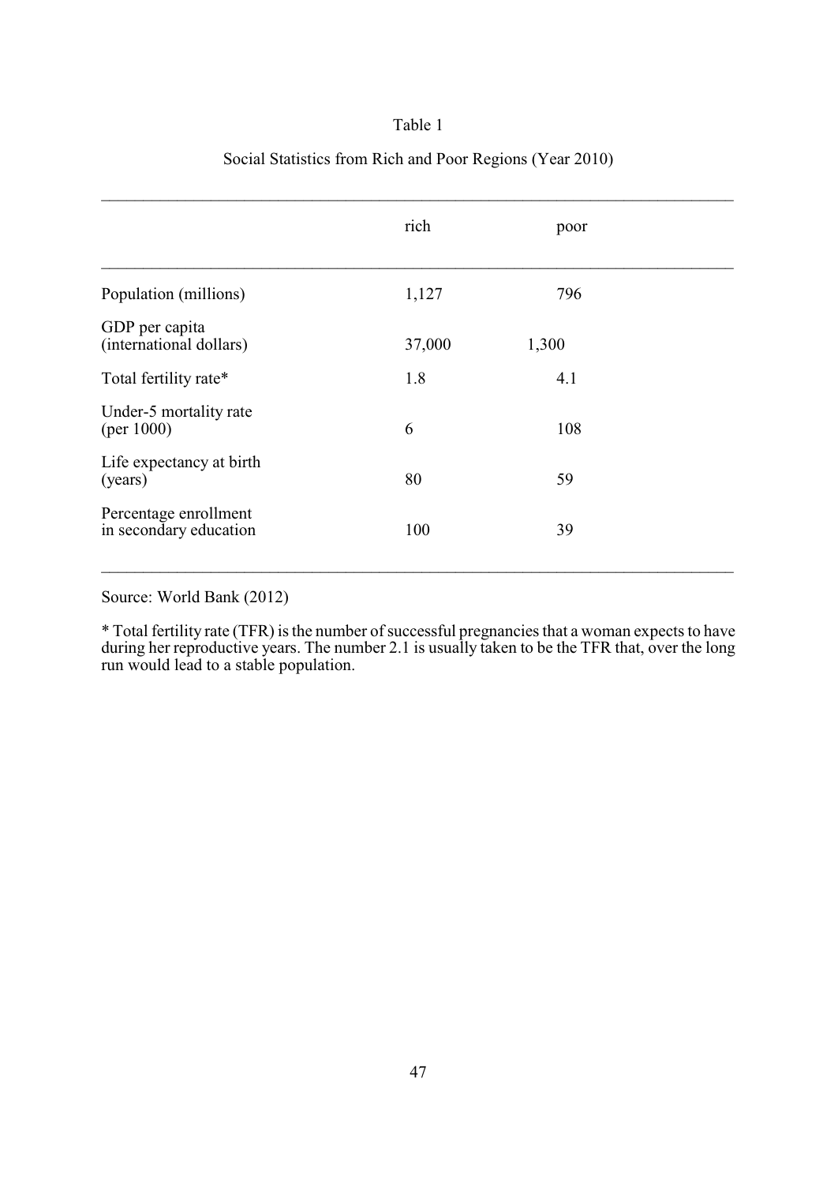Table 1

Social Statistics from Rich and Poor Regions (Year 2010)

| | rich | poor |
|---|---|---|
| Population (millions) | 1,127 | 796 |
| GDP per capita (international dollars) | 37,000 | 1,300 |
| Total fertility rate* | 1.8 | 4.1 |
| Under-5 mortality rate (per 1000) | 6 | 108 |
| Life expectancy at birth (years) | 80 | 59 |
| Percentage enrollment in secondary education | 100 | 39 |

Source: World Bank (2012)

* Total fertility rate (TFR) is the number of successful pregnancies that a woman expects to have during her reproductive years. The number 2.1 is usually taken to be the TFR that, over the long run would lead to a stable population.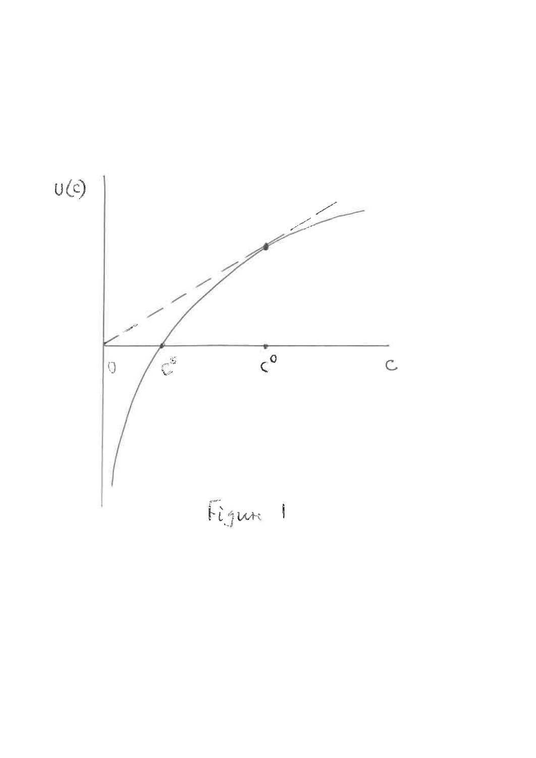Figure 1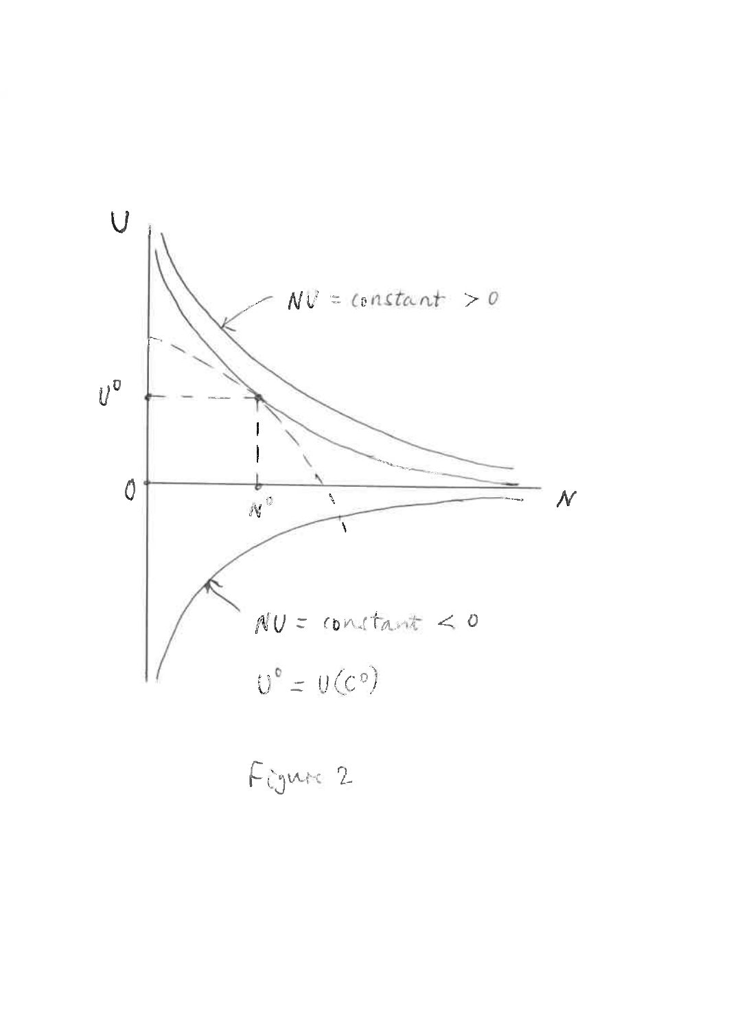$U$

$NU = \text{constant} > 0$

$U^0$

$0$

$N^0$

$N$

$NU = \text{constant} < 0$

$U^0 = U(C^0)$

Figure 2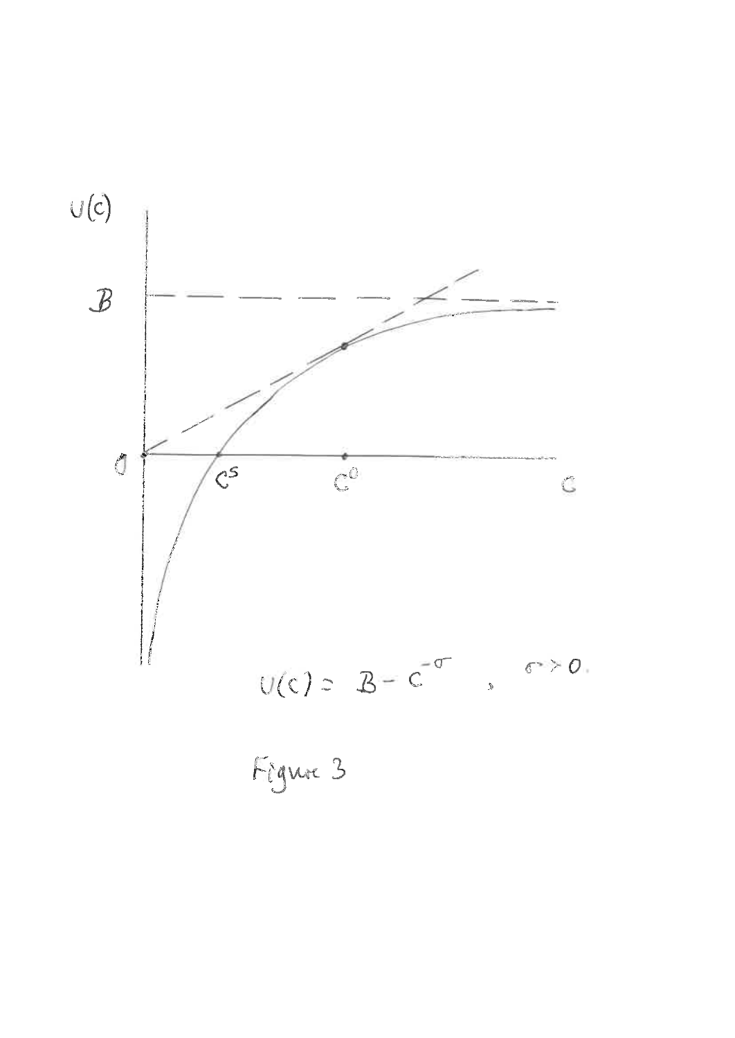$U(c) = B - c^{-\sigma}$ , $\sigma > 0$.

Figure 3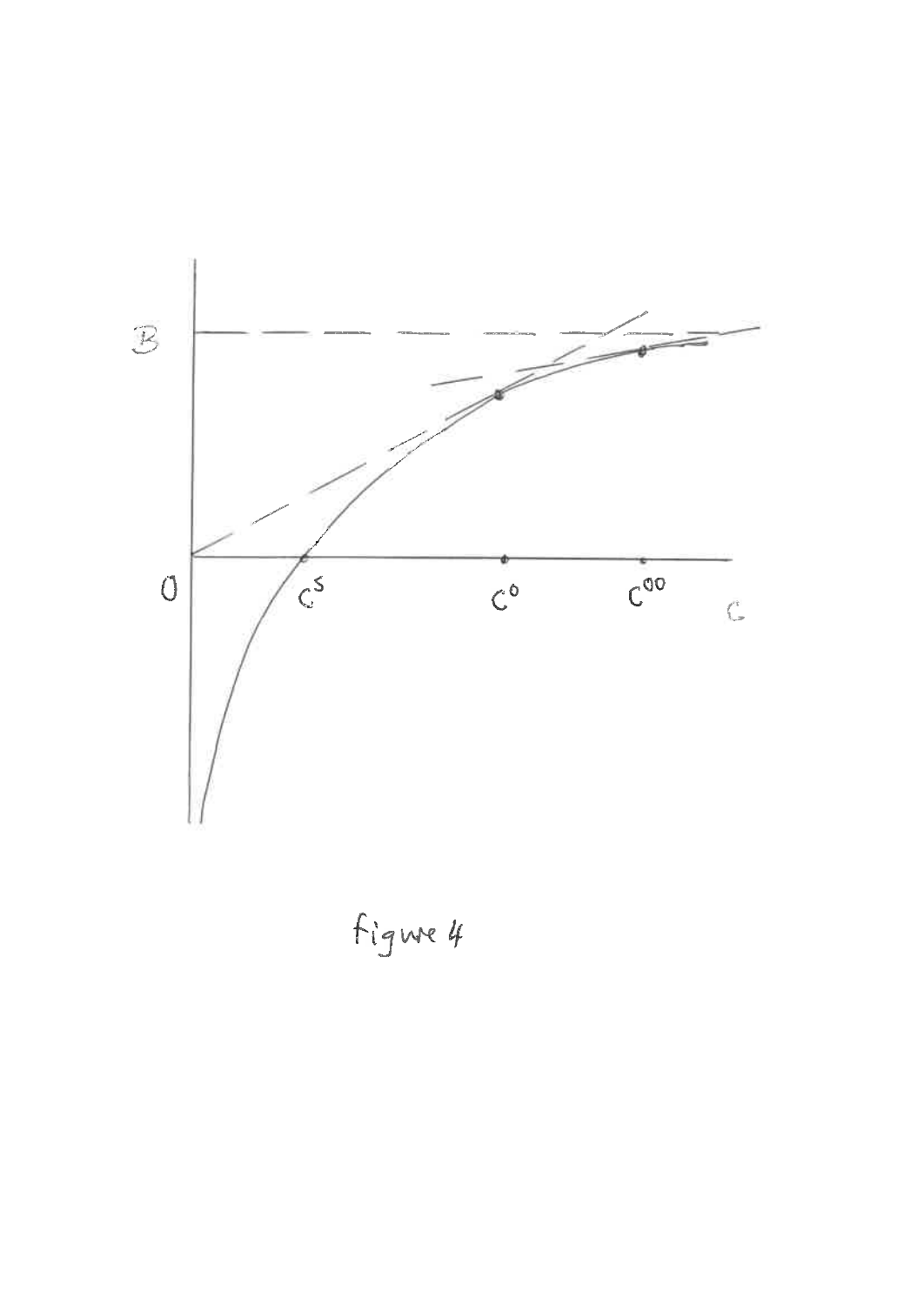B

0

$C^S$

$C^0$

$C^{00}$

C

figure 4